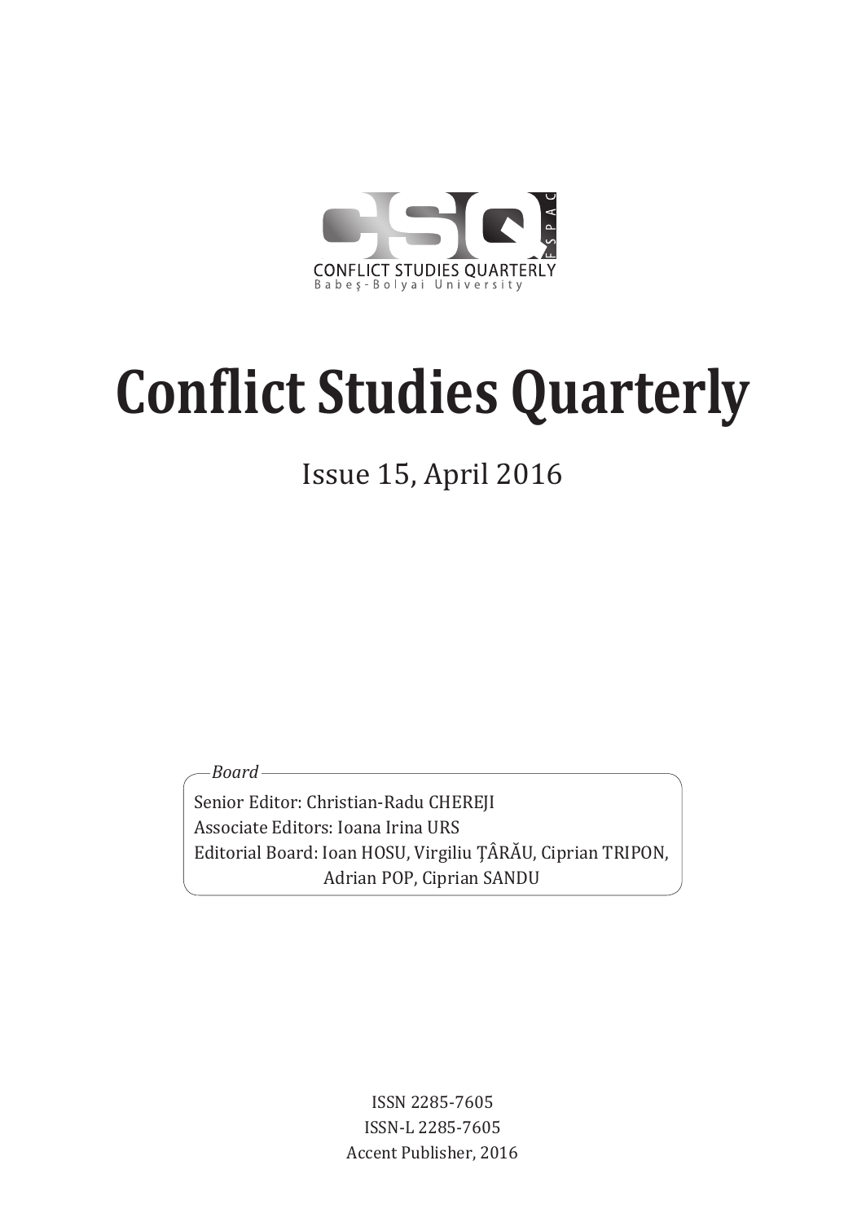CONFLICT STUDIES QUARTERLY
Babeş-Bolyai University

# Conflict Studies Quarterly

Issue 15, April 2016

*Board*

Senior Editor: Christian-Radu CHEREJI
Associate Editors: Ioana Irina URS
Editorial Board: Ioan HOSU, Virgiliu ŢÂRĂU, Ciprian TRIPON, Adrian POP, Ciprian SANDU

ISSN 2285-7605
ISSN-L 2285-7605
Accent Publisher, 2016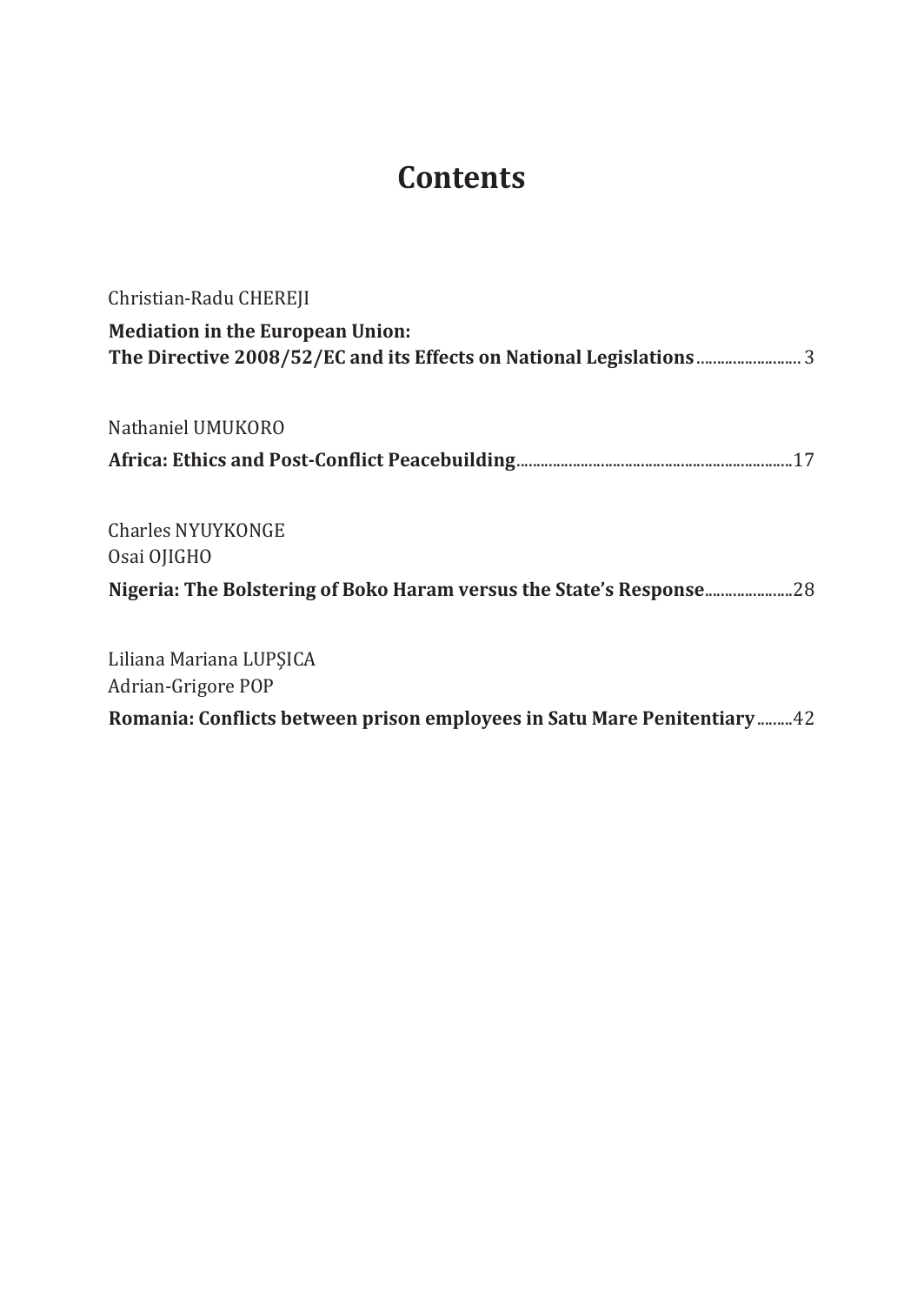# Contents

Christian-Radu CHEREJI

**Mediation in the European Union:**
**The Directive 2008/52/EC and its Effects on National Legislations** .......................... 3

Nathaniel UMUKORO

**Africa: Ethics and Post-Conflict Peacebuilding** .................................................................... 17

Charles NYUYKONGE
Osai OJIGHO

**Nigeria: The Bolstering of Boko Haram versus the State's Response** ...................... 28

Liliana Mariana LUPŞICA
Adrian-Grigore POP

**Romania: Conflicts between prison employees in Satu Mare Penitentiary** ......... 42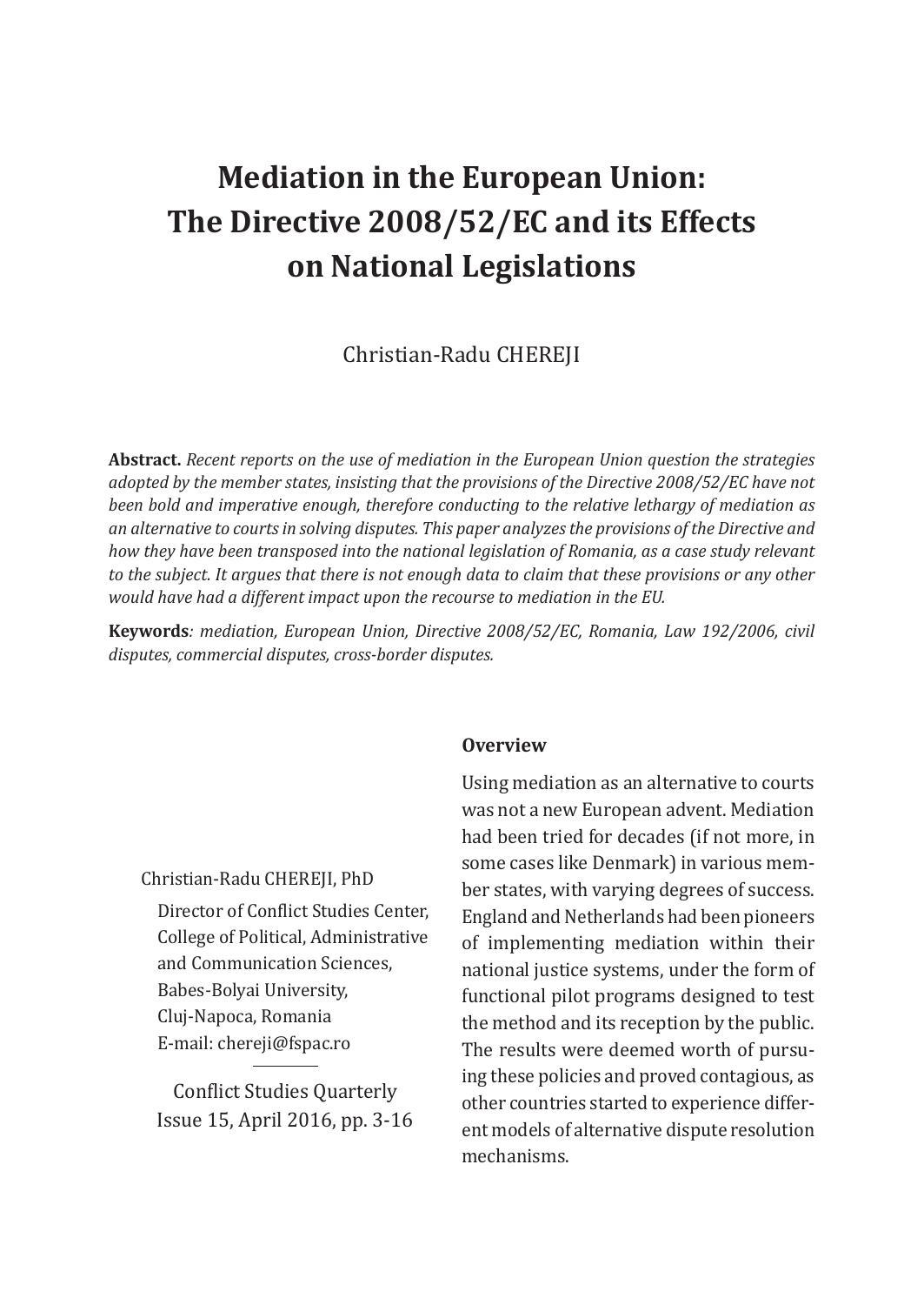# Mediation in the European Union: The Directive 2008/52/EC and its Effects on National Legislations

Christian-Radu CHEREJI

**Abstract.** *Recent reports on the use of mediation in the European Union question the strategies adopted by the member states, insisting that the provisions of the Directive 2008/52/EC have not been bold and imperative enough, therefore conducting to the relative lethargy of mediation as an alternative to courts in solving disputes. This paper analyzes the provisions of the Directive and how they have been transposed into the national legislation of Romania, as a case study relevant to the subject. It argues that there is not enough data to claim that these provisions or any other would have had a different impact upon the recourse to mediation in the EU.*

**Keywords***: mediation, European Union, Directive 2008/52/EC, Romania, Law 192/2006, civil disputes, commercial disputes, cross-border disputes.*

Christian-Radu CHEREJI, PhD

Director of Conflict Studies Center, College of Political, Administrative and Communication Sciences, Babes-Bolyai University, Cluj-Napoca, Romania
E-mail: chereji@fspac.ro

Conflict Studies Quarterly
Issue 15, April 2016, pp. 3-16

## Overview

Using mediation as an alternative to courts was not a new European advent. Mediation had been tried for decades (if not more, in some cases like Denmark) in various member states, with varying degrees of success. England and Netherlands had been pioneers of implementing mediation within their national justice systems, under the form of functional pilot programs designed to test the method and its reception by the public. The results were deemed worth of pursuing these policies and proved contagious, as other countries started to experience different models of alternative dispute resolution mechanisms.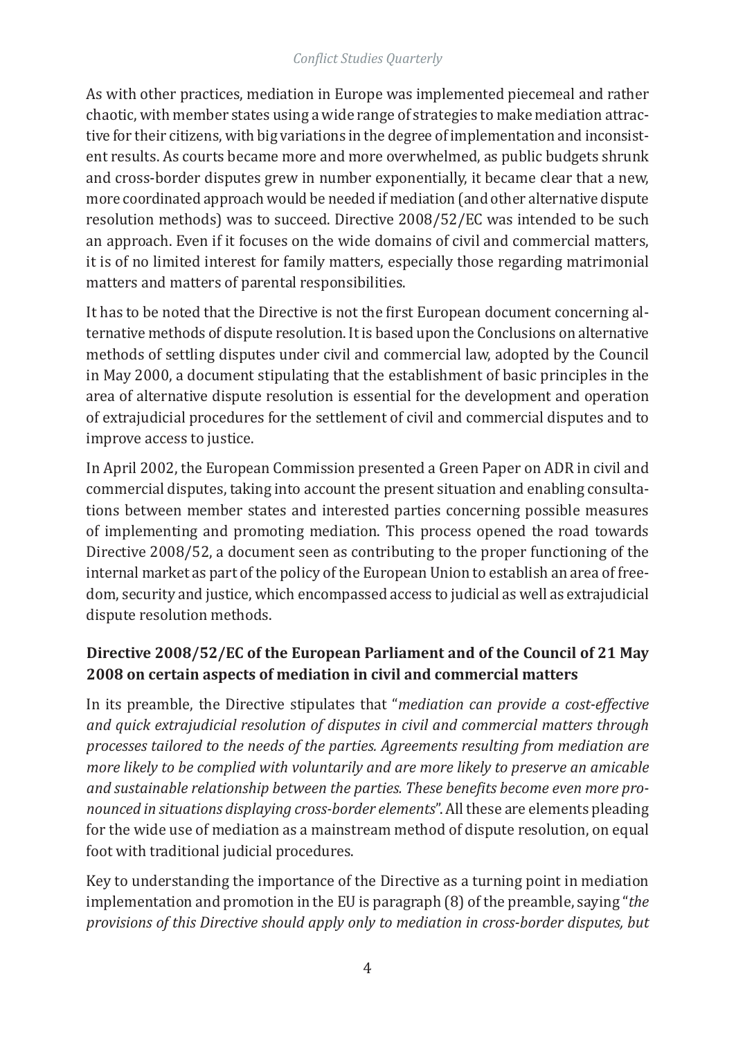As with other practices, mediation in Europe was implemented piecemeal and rather chaotic, with member states using a wide range of strategies to make mediation attractive for their citizens, with big variations in the degree of implementation and inconsistent results. As courts became more and more overwhelmed, as public budgets shrunk and cross-border disputes grew in number exponentially, it became clear that a new, more coordinated approach would be needed if mediation (and other alternative dispute resolution methods) was to succeed. Directive 2008/52/EC was intended to be such an approach. Even if it focuses on the wide domains of civil and commercial matters, it is of no limited interest for family matters, especially those regarding matrimonial matters and matters of parental responsibilities.

It has to be noted that the Directive is not the first European document concerning alternative methods of dispute resolution. It is based upon the Conclusions on alternative methods of settling disputes under civil and commercial law, adopted by the Council in May 2000, a document stipulating that the establishment of basic principles in the area of alternative dispute resolution is essential for the development and operation of extrajudicial procedures for the settlement of civil and commercial disputes and to improve access to justice.

In April 2002, the European Commission presented a Green Paper on ADR in civil and commercial disputes, taking into account the present situation and enabling consultations between member states and interested parties concerning possible measures of implementing and promoting mediation. This process opened the road towards Directive 2008/52, a document seen as contributing to the proper functioning of the internal market as part of the policy of the European Union to establish an area of freedom, security and justice, which encompassed access to judicial as well as extrajudicial dispute resolution methods.

## Directive 2008/52/EC of the European Parliament and of the Council of 21 May 2008 on certain aspects of mediation in civil and commercial matters

In its preamble, the Directive stipulates that "*mediation can provide a cost-effective and quick extrajudicial resolution of disputes in civil and commercial matters through processes tailored to the needs of the parties. Agreements resulting from mediation are more likely to be complied with voluntarily and are more likely to preserve an amicable and sustainable relationship between the parties. These benefits become even more pronounced in situations displaying cross-border elements*". All these are elements pleading for the wide use of mediation as a mainstream method of dispute resolution, on equal foot with traditional judicial procedures.

Key to understanding the importance of the Directive as a turning point in mediation implementation and promotion in the EU is paragraph (8) of the preamble, saying "*the provisions of this Directive should apply only to mediation in cross-border disputes, but*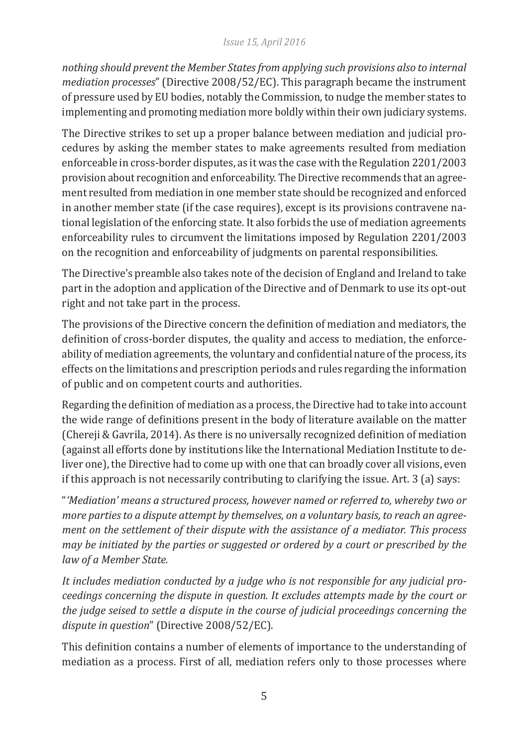*nothing should prevent the Member States from applying such provisions also to internal mediation processes*" (Directive 2008/52/EC). This paragraph became the instrument of pressure used by EU bodies, notably the Commission, to nudge the member states to implementing and promoting mediation more boldly within their own judiciary systems.

The Directive strikes to set up a proper balance between mediation and judicial procedures by asking the member states to make agreements resulted from mediation enforceable in cross-border disputes, as it was the case with the Regulation 2201/2003 provision about recognition and enforceability. The Directive recommends that an agreement resulted from mediation in one member state should be recognized and enforced in another member state (if the case requires), except is its provisions contravene national legislation of the enforcing state. It also forbids the use of mediation agreements enforceability rules to circumvent the limitations imposed by Regulation 2201/2003 on the recognition and enforceability of judgments on parental responsibilities.

The Directive's preamble also takes note of the decision of England and Ireland to take part in the adoption and application of the Directive and of Denmark to use its opt-out right and not take part in the process.

The provisions of the Directive concern the definition of mediation and mediators, the definition of cross-border disputes, the quality and access to mediation, the enforceability of mediation agreements, the voluntary and confidential nature of the process, its effects on the limitations and prescription periods and rules regarding the information of public and on competent courts and authorities.

Regarding the definition of mediation as a process, the Directive had to take into account the wide range of definitions present in the body of literature available on the matter (Chereji & Gavrila, 2014). As there is no universally recognized definition of mediation (against all efforts done by institutions like the International Mediation Institute to deliver one), the Directive had to come up with one that can broadly cover all visions, even if this approach is not necessarily contributing to clarifying the issue. Art. 3 (a) says:

"*'Mediation' means a structured process, however named or referred to, whereby two or more parties to a dispute attempt by themselves, on a voluntary basis, to reach an agreement on the settlement of their dispute with the assistance of a mediator. This process may be initiated by the parties or suggested or ordered by a court or prescribed by the law of a Member State.*

*It includes mediation conducted by a judge who is not responsible for any judicial proceedings concerning the dispute in question. It excludes attempts made by the court or the judge seised to settle a dispute in the course of judicial proceedings concerning the dispute in question*" (Directive 2008/52/EC).

This definition contains a number of elements of importance to the understanding of mediation as a process. First of all, mediation refers only to those processes where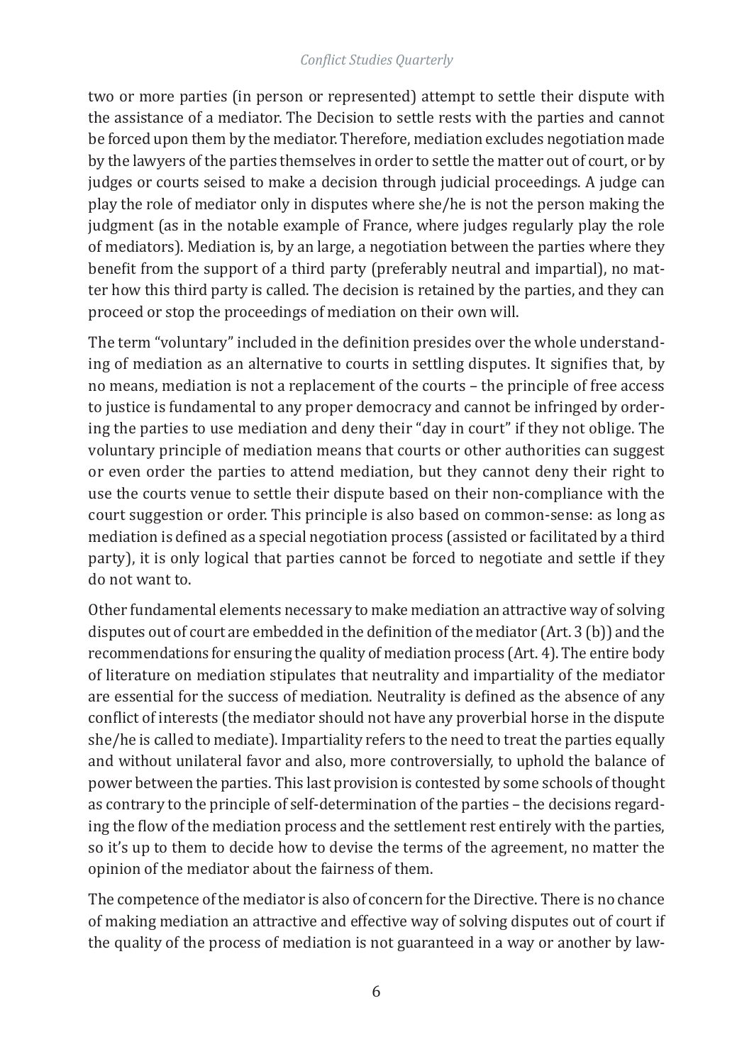two or more parties (in person or represented) attempt to settle their dispute with the assistance of a mediator. The Decision to settle rests with the parties and cannot be forced upon them by the mediator. Therefore, mediation excludes negotiation made by the lawyers of the parties themselves in order to settle the matter out of court, or by judges or courts seised to make a decision through judicial proceedings. A judge can play the role of mediator only in disputes where she/he is not the person making the judgment (as in the notable example of France, where judges regularly play the role of mediators). Mediation is, by an large, a negotiation between the parties where they benefit from the support of a third party (preferably neutral and impartial), no matter how this third party is called. The decision is retained by the parties, and they can proceed or stop the proceedings of mediation on their own will.

The term "voluntary" included in the definition presides over the whole understanding of mediation as an alternative to courts in settling disputes. It signifies that, by no means, mediation is not a replacement of the courts – the principle of free access to justice is fundamental to any proper democracy and cannot be infringed by ordering the parties to use mediation and deny their "day in court" if they not oblige. The voluntary principle of mediation means that courts or other authorities can suggest or even order the parties to attend mediation, but they cannot deny their right to use the courts venue to settle their dispute based on their non-compliance with the court suggestion or order. This principle is also based on common-sense: as long as mediation is defined as a special negotiation process (assisted or facilitated by a third party), it is only logical that parties cannot be forced to negotiate and settle if they do not want to.

Other fundamental elements necessary to make mediation an attractive way of solving disputes out of court are embedded in the definition of the mediator (Art. 3 (b)) and the recommendations for ensuring the quality of mediation process (Art. 4). The entire body of literature on mediation stipulates that neutrality and impartiality of the mediator are essential for the success of mediation. Neutrality is defined as the absence of any conflict of interests (the mediator should not have any proverbial horse in the dispute she/he is called to mediate). Impartiality refers to the need to treat the parties equally and without unilateral favor and also, more controversially, to uphold the balance of power between the parties. This last provision is contested by some schools of thought as contrary to the principle of self-determination of the parties – the decisions regarding the flow of the mediation process and the settlement rest entirely with the parties, so it's up to them to decide how to devise the terms of the agreement, no matter the opinion of the mediator about the fairness of them.

The competence of the mediator is also of concern for the Directive. There is no chance of making mediation an attractive and effective way of solving disputes out of court if the quality of the process of mediation is not guaranteed in a way or another by law-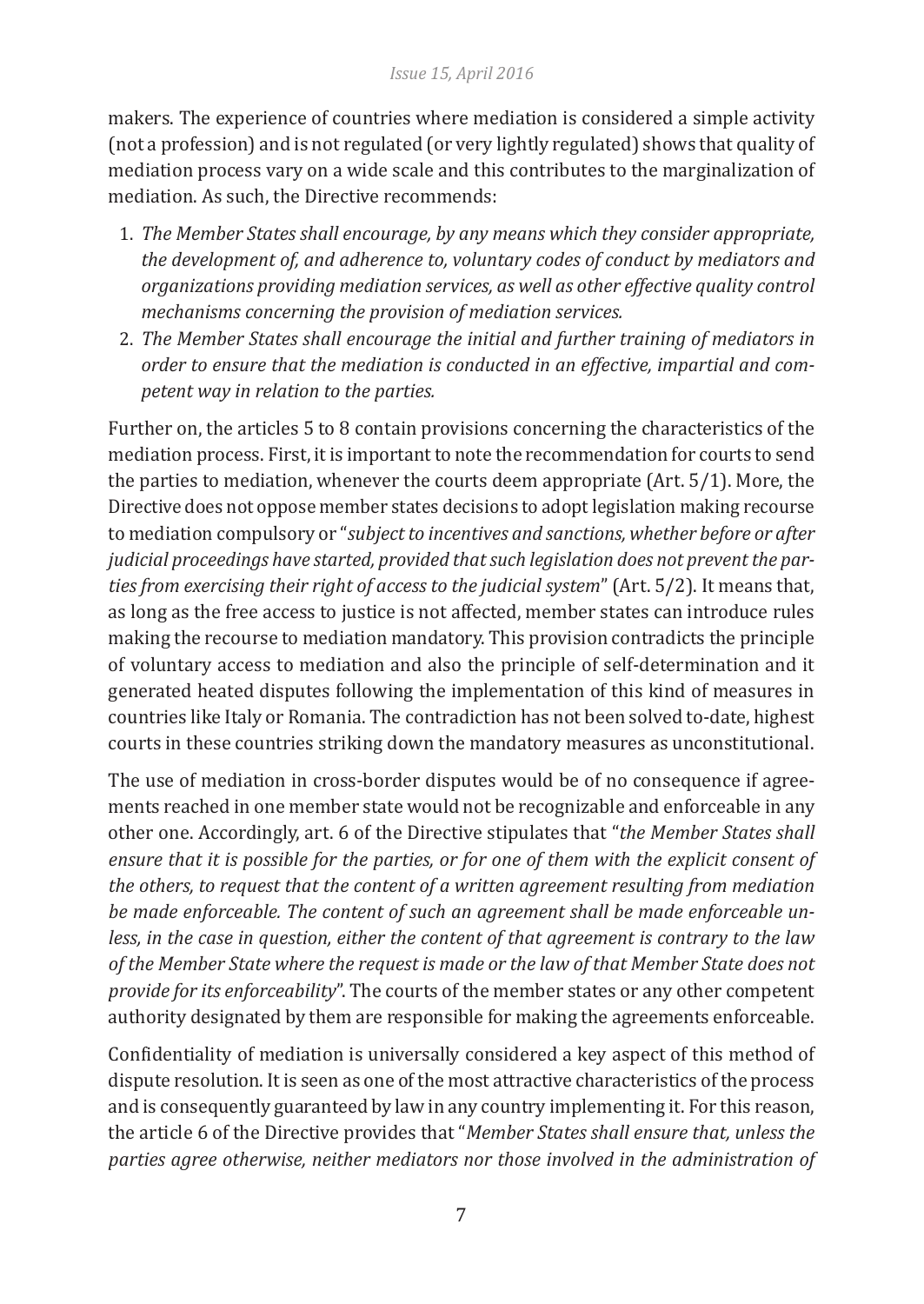makers. The experience of countries where mediation is considered a simple activity (not a profession) and is not regulated (or very lightly regulated) shows that quality of mediation process vary on a wide scale and this contributes to the marginalization of mediation. As such, the Directive recommends:

1. *The Member States shall encourage, by any means which they consider appropriate, the development of, and adherence to, voluntary codes of conduct by mediators and organizations providing mediation services, as well as other effective quality control mechanisms concerning the provision of mediation services.*
2. *The Member States shall encourage the initial and further training of mediators in order to ensure that the mediation is conducted in an effective, impartial and competent way in relation to the parties.*

Further on, the articles 5 to 8 contain provisions concerning the characteristics of the mediation process. First, it is important to note the recommendation for courts to send the parties to mediation, whenever the courts deem appropriate (Art. 5/1). More, the Directive does not oppose member states decisions to adopt legislation making recourse to mediation compulsory or "*subject to incentives and sanctions, whether before or after judicial proceedings have started, provided that such legislation does not prevent the parties from exercising their right of access to the judicial system*" (Art. 5/2). It means that, as long as the free access to justice is not affected, member states can introduce rules making the recourse to mediation mandatory. This provision contradicts the principle of voluntary access to mediation and also the principle of self-determination and it generated heated disputes following the implementation of this kind of measures in countries like Italy or Romania. The contradiction has not been solved to-date, highest courts in these countries striking down the mandatory measures as unconstitutional.

The use of mediation in cross-border disputes would be of no consequence if agreements reached in one member state would not be recognizable and enforceable in any other one. Accordingly, art. 6 of the Directive stipulates that "*the Member States shall ensure that it is possible for the parties, or for one of them with the explicit consent of the others, to request that the content of a written agreement resulting from mediation be made enforceable. The content of such an agreement shall be made enforceable unless, in the case in question, either the content of that agreement is contrary to the law of the Member State where the request is made or the law of that Member State does not provide for its enforceability*". The courts of the member states or any other competent authority designated by them are responsible for making the agreements enforceable.

Confidentiality of mediation is universally considered a key aspect of this method of dispute resolution. It is seen as one of the most attractive characteristics of the process and is consequently guaranteed by law in any country implementing it. For this reason, the article 6 of the Directive provides that "*Member States shall ensure that, unless the parties agree otherwise, neither mediators nor those involved in the administration of*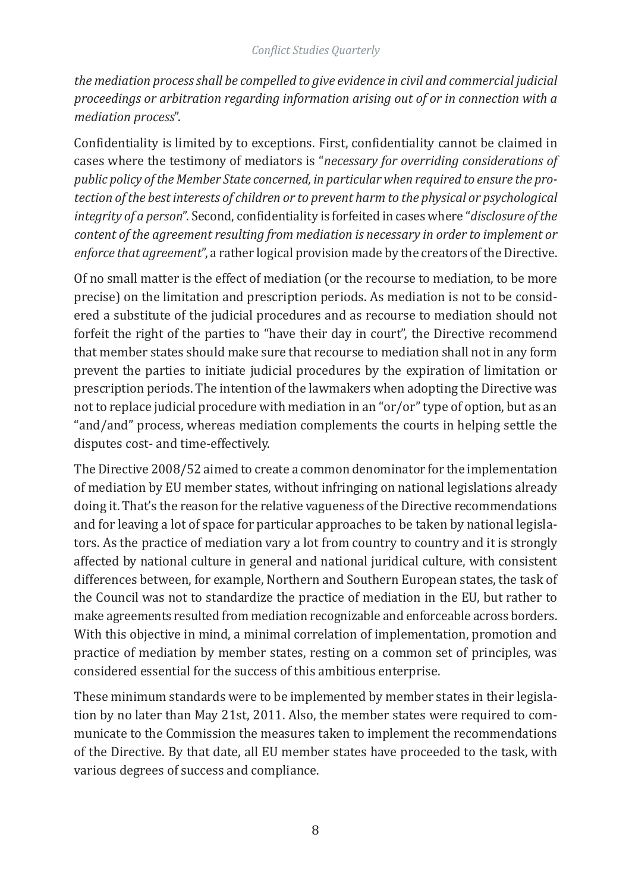*the mediation process shall be compelled to give evidence in civil and commercial judicial proceedings or arbitration regarding information arising out of or in connection with a mediation process*".

Confidentiality is limited by to exceptions. First, confidentiality cannot be claimed in cases where the testimony of mediators is "*necessary for overriding considerations of public policy of the Member State concerned, in particular when required to ensure the protection of the best interests of children or to prevent harm to the physical or psychological integrity of a person*". Second, confidentiality is forfeited in cases where "*disclosure of the content of the agreement resulting from mediation is necessary in order to implement or enforce that agreement*", a rather logical provision made by the creators of the Directive.

Of no small matter is the effect of mediation (or the recourse to mediation, to be more precise) on the limitation and prescription periods. As mediation is not to be considered a substitute of the judicial procedures and as recourse to mediation should not forfeit the right of the parties to "have their day in court", the Directive recommend that member states should make sure that recourse to mediation shall not in any form prevent the parties to initiate judicial procedures by the expiration of limitation or prescription periods. The intention of the lawmakers when adopting the Directive was not to replace judicial procedure with mediation in an "or/or" type of option, but as an "and/and" process, whereas mediation complements the courts in helping settle the disputes cost- and time-effectively.

The Directive 2008/52 aimed to create a common denominator for the implementation of mediation by EU member states, without infringing on national legislations already doing it. That's the reason for the relative vagueness of the Directive recommendations and for leaving a lot of space for particular approaches to be taken by national legislators. As the practice of mediation vary a lot from country to country and it is strongly affected by national culture in general and national juridical culture, with consistent differences between, for example, Northern and Southern European states, the task of the Council was not to standardize the practice of mediation in the EU, but rather to make agreements resulted from mediation recognizable and enforceable across borders. With this objective in mind, a minimal correlation of implementation, promotion and practice of mediation by member states, resting on a common set of principles, was considered essential for the success of this ambitious enterprise.

These minimum standards were to be implemented by member states in their legislation by no later than May 21st, 2011. Also, the member states were required to communicate to the Commission the measures taken to implement the recommendations of the Directive. By that date, all EU member states have proceeded to the task, with various degrees of success and compliance.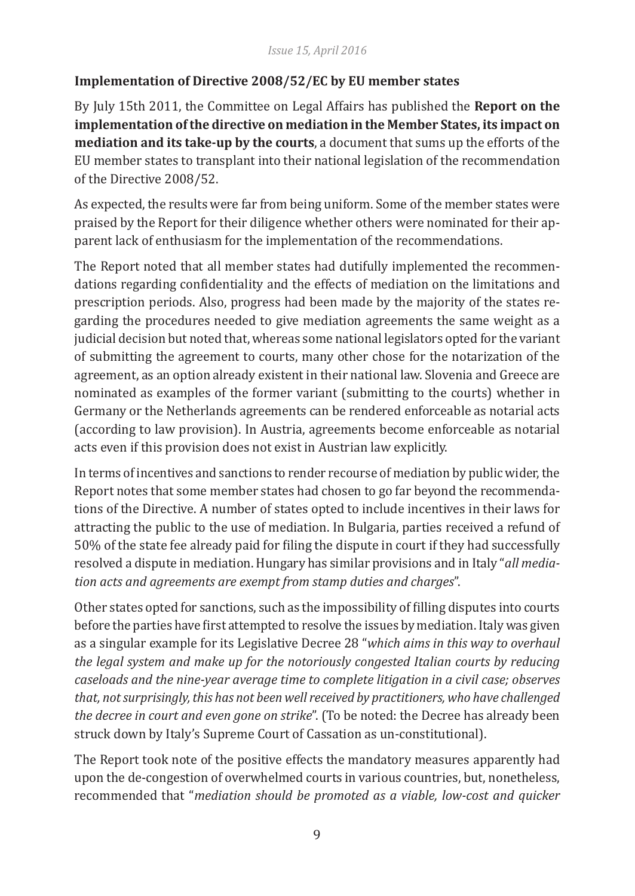### Implementation of Directive 2008/52/EC by EU member states

By July 15th 2011, the Committee on Legal Affairs has published the **Report on the implementation of the directive on mediation in the Member States, its impact on mediation and its take-up by the courts**, a document that sums up the efforts of the EU member states to transplant into their national legislation of the recommendation of the Directive 2008/52.

As expected, the results were far from being uniform. Some of the member states were praised by the Report for their diligence whether others were nominated for their apparent lack of enthusiasm for the implementation of the recommendations.

The Report noted that all member states had dutifully implemented the recommendations regarding confidentiality and the effects of mediation on the limitations and prescription periods. Also, progress had been made by the majority of the states regarding the procedures needed to give mediation agreements the same weight as a judicial decision but noted that, whereas some national legislators opted for the variant of submitting the agreement to courts, many other chose for the notarization of the agreement, as an option already existent in their national law. Slovenia and Greece are nominated as examples of the former variant (submitting to the courts) whether in Germany or the Netherlands agreements can be rendered enforceable as notarial acts (according to law provision). In Austria, agreements become enforceable as notarial acts even if this provision does not exist in Austrian law explicitly.

In terms of incentives and sanctions to render recourse of mediation by public wider, the Report notes that some member states had chosen to go far beyond the recommendations of the Directive. A number of states opted to include incentives in their laws for attracting the public to the use of mediation. In Bulgaria, parties received a refund of 50% of the state fee already paid for filing the dispute in court if they had successfully resolved a dispute in mediation. Hungary has similar provisions and in Italy "*all mediation acts and agreements are exempt from stamp duties and charges*".

Other states opted for sanctions, such as the impossibility of filling disputes into courts before the parties have first attempted to resolve the issues by mediation. Italy was given as a singular example for its Legislative Decree 28 "*which aims in this way to overhaul the legal system and make up for the notoriously congested Italian courts by reducing caseloads and the nine-year average time to complete litigation in a civil case; observes that, not surprisingly, this has not been well received by practitioners, who have challenged the decree in court and even gone on strike*". (To be noted: the Decree has already been struck down by Italy's Supreme Court of Cassation as un-constitutional).

The Report took note of the positive effects the mandatory measures apparently had upon the de-congestion of overwhelmed courts in various countries, but, nonetheless, recommended that "*mediation should be promoted as a viable, low-cost and quicker*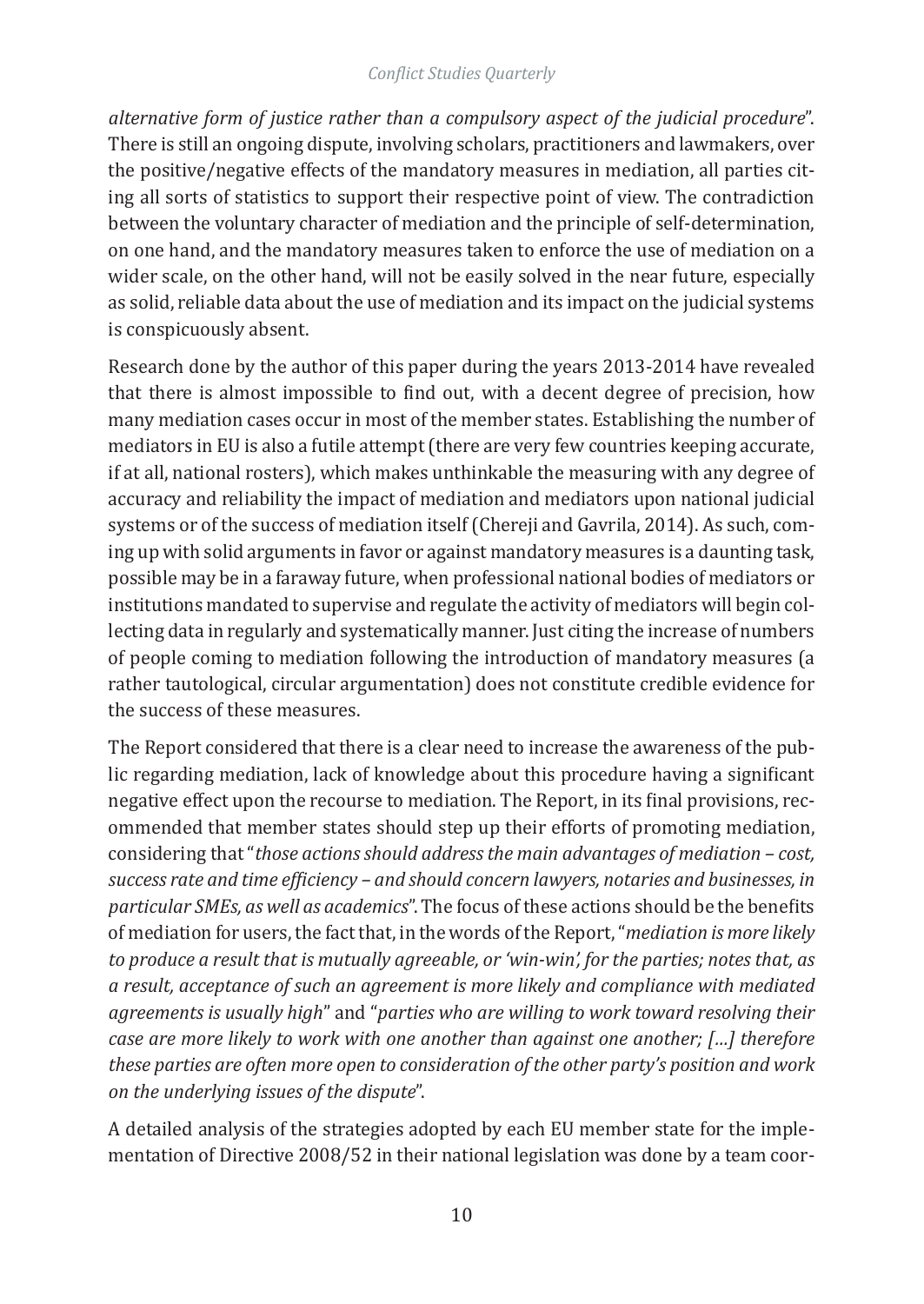*alternative form of justice rather than a compulsory aspect of the judicial procedure*". There is still an ongoing dispute, involving scholars, practitioners and lawmakers, over the positive/negative effects of the mandatory measures in mediation, all parties citing all sorts of statistics to support their respective point of view. The contradiction between the voluntary character of mediation and the principle of self-determination, on one hand, and the mandatory measures taken to enforce the use of mediation on a wider scale, on the other hand, will not be easily solved in the near future, especially as solid, reliable data about the use of mediation and its impact on the judicial systems is conspicuously absent.

Research done by the author of this paper during the years 2013-2014 have revealed that there is almost impossible to find out, with a decent degree of precision, how many mediation cases occur in most of the member states. Establishing the number of mediators in EU is also a futile attempt (there are very few countries keeping accurate, if at all, national rosters), which makes unthinkable the measuring with any degree of accuracy and reliability the impact of mediation and mediators upon national judicial systems or of the success of mediation itself (Chereji and Gavrila, 2014). As such, coming up with solid arguments in favor or against mandatory measures is a daunting task, possible may be in a faraway future, when professional national bodies of mediators or institutions mandated to supervise and regulate the activity of mediators will begin collecting data in regularly and systematically manner. Just citing the increase of numbers of people coming to mediation following the introduction of mandatory measures (a rather tautological, circular argumentation) does not constitute credible evidence for the success of these measures.

The Report considered that there is a clear need to increase the awareness of the public regarding mediation, lack of knowledge about this procedure having a significant negative effect upon the recourse to mediation. The Report, in its final provisions, recommended that member states should step up their efforts of promoting mediation, considering that "*those actions should address the main advantages of mediation – cost, success rate and time efficiency – and should concern lawyers, notaries and businesses, in particular SMEs, as well as academics*". The focus of these actions should be the benefits of mediation for users, the fact that, in the words of the Report, "*mediation is more likely to produce a result that is mutually agreeable, or 'win-win', for the parties; notes that, as a result, acceptance of such an agreement is more likely and compliance with mediated agreements is usually high*" and "*parties who are willing to work toward resolving their case are more likely to work with one another than against one another; [...] therefore these parties are often more open to consideration of the other party's position and work on the underlying issues of the dispute*".

A detailed analysis of the strategies adopted by each EU member state for the implementation of Directive 2008/52 in their national legislation was done by a team coor-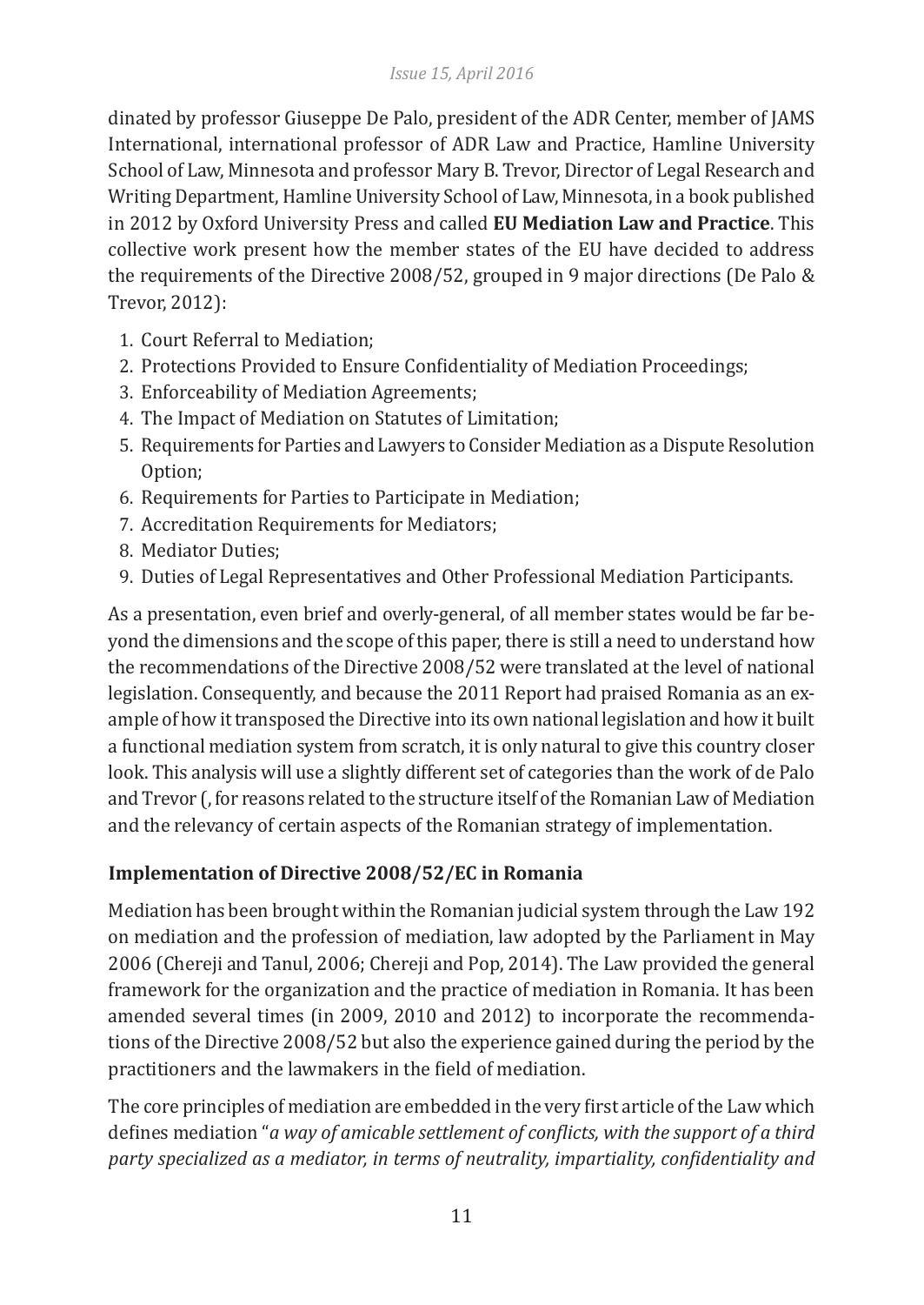dinated by professor Giuseppe De Palo, president of the ADR Center, member of JAMS International, international professor of ADR Law and Practice, Hamline University School of Law, Minnesota and professor Mary B. Trevor, Director of Legal Research and Writing Department, Hamline University School of Law, Minnesota, in a book published in 2012 by Oxford University Press and called **EU Mediation Law and Practice**. This collective work present how the member states of the EU have decided to address the requirements of the Directive 2008/52, grouped in 9 major directions (De Palo & Trevor, 2012):

1. Court Referral to Mediation;
2. Protections Provided to Ensure Confidentiality of Mediation Proceedings;
3. Enforceability of Mediation Agreements;
4. The Impact of Mediation on Statutes of Limitation;
5. Requirements for Parties and Lawyers to Consider Mediation as a Dispute Resolution Option;
6. Requirements for Parties to Participate in Mediation;
7. Accreditation Requirements for Mediators;
8. Mediator Duties;
9. Duties of Legal Representatives and Other Professional Mediation Participants.

As a presentation, even brief and overly-general, of all member states would be far beyond the dimensions and the scope of this paper, there is still a need to understand how the recommendations of the Directive 2008/52 were translated at the level of national legislation. Consequently, and because the 2011 Report had praised Romania as an example of how it transposed the Directive into its own national legislation and how it built a functional mediation system from scratch, it is only natural to give this country closer look. This analysis will use a slightly different set of categories than the work of de Palo and Trevor (, for reasons related to the structure itself of the Romanian Law of Mediation and the relevancy of certain aspects of the Romanian strategy of implementation.

**Implementation of Directive 2008/52/EC in Romania**

Mediation has been brought within the Romanian judicial system through the Law 192 on mediation and the profession of mediation, law adopted by the Parliament in May 2006 (Chereji and Tanul, 2006; Chereji and Pop, 2014). The Law provided the general framework for the organization and the practice of mediation in Romania. It has been amended several times (in 2009, 2010 and 2012) to incorporate the recommendations of the Directive 2008/52 but also the experience gained during the period by the practitioners and the lawmakers in the field of mediation.

The core principles of mediation are embedded in the very first article of the Law which defines mediation "*a way of amicable settlement of conflicts, with the support of a third party specialized as a mediator, in terms of neutrality, impartiality, confidentiality and*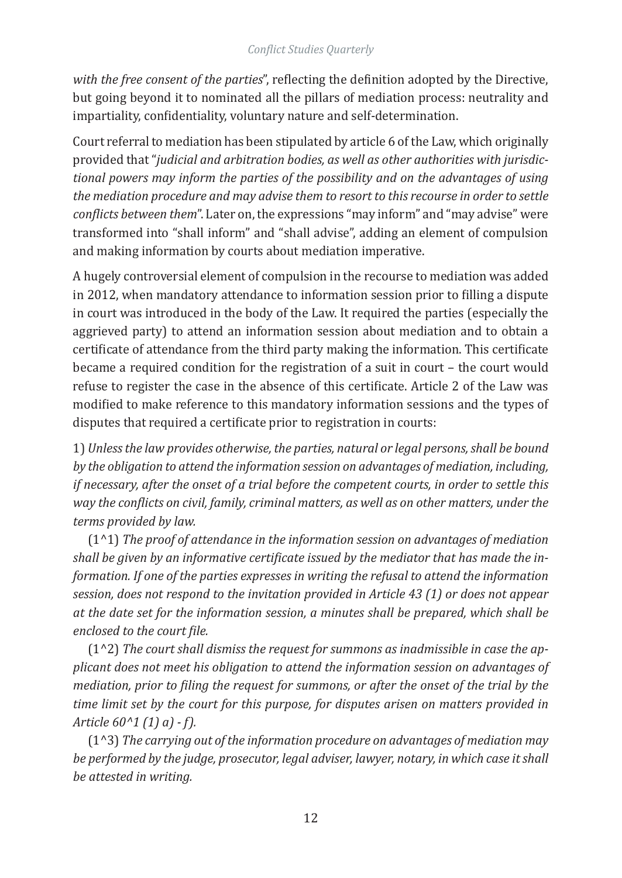*with the free consent of the parties*", reflecting the definition adopted by the Directive, but going beyond it to nominated all the pillars of mediation process: neutrality and impartiality, confidentiality, voluntary nature and self-determination.

Court referral to mediation has been stipulated by article 6 of the Law, which originally provided that "*judicial and arbitration bodies, as well as other authorities with jurisdictional powers may inform the parties of the possibility and on the advantages of using the mediation procedure and may advise them to resort to this recourse in order to settle conflicts between them*". Later on, the expressions "may inform" and "may advise" were transformed into "shall inform" and "shall advise", adding an element of compulsion and making information by courts about mediation imperative.

A hugely controversial element of compulsion in the recourse to mediation was added in 2012, when mandatory attendance to information session prior to filling a dispute in court was introduced in the body of the Law. It required the parties (especially the aggrieved party) to attend an information session about mediation and to obtain a certificate of attendance from the third party making the information. This certificate became a required condition for the registration of a suit in court – the court would refuse to register the case in the absence of this certificate. Article 2 of the Law was modified to make reference to this mandatory information sessions and the types of disputes that required a certificate prior to registration in courts:

1) *Unless the law provides otherwise, the parties, natural or legal persons, shall be bound by the obligation to attend the information session on advantages of mediation, including, if necessary, after the onset of a trial before the competent courts, in order to settle this way the conflicts on civil, family, criminal matters, as well as on other matters, under the terms provided by law.*

(1^1) *The proof of attendance in the information session on advantages of mediation shall be given by an informative certificate issued by the mediator that has made the information. If one of the parties expresses in writing the refusal to attend the information session, does not respond to the invitation provided in Article 43 (1) or does not appear at the date set for the information session, a minutes shall be prepared, which shall be enclosed to the court file.*

(1^2) *The court shall dismiss the request for summons as inadmissible in case the applicant does not meet his obligation to attend the information session on advantages of mediation, prior to filing the request for summons, or after the onset of the trial by the time limit set by the court for this purpose, for disputes arisen on matters provided in Article 60^1 (1) a) - f).*

(1^3) *The carrying out of the information procedure on advantages of mediation may be performed by the judge, prosecutor, legal adviser, lawyer, notary, in which case it shall be attested in writing.*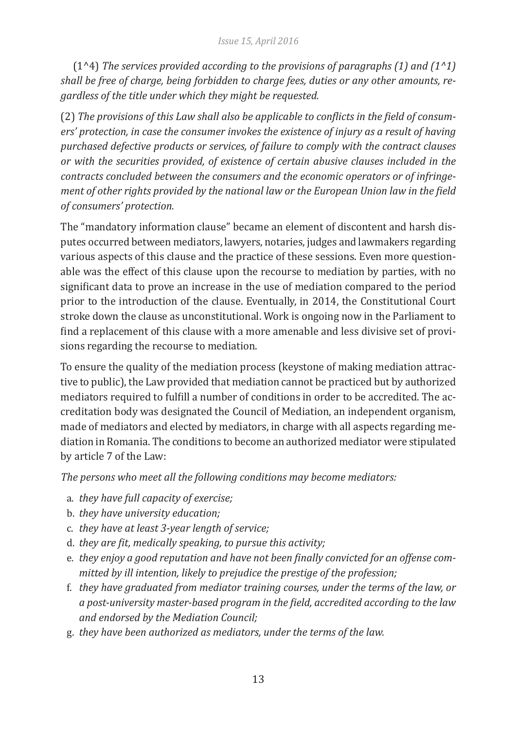(1^4) *The services provided according to the provisions of paragraphs (1) and (1^1) shall be free of charge, being forbidden to charge fees, duties or any other amounts, regardless of the title under which they might be requested.*

(2) *The provisions of this Law shall also be applicable to conflicts in the field of consumers' protection, in case the consumer invokes the existence of injury as a result of having purchased defective products or services, of failure to comply with the contract clauses or with the securities provided, of existence of certain abusive clauses included in the contracts concluded between the consumers and the economic operators or of infringement of other rights provided by the national law or the European Union law in the field of consumers' protection.*

The "mandatory information clause" became an element of discontent and harsh disputes occurred between mediators, lawyers, notaries, judges and lawmakers regarding various aspects of this clause and the practice of these sessions. Even more questionable was the effect of this clause upon the recourse to mediation by parties, with no significant data to prove an increase in the use of mediation compared to the period prior to the introduction of the clause. Eventually, in 2014, the Constitutional Court stroke down the clause as unconstitutional. Work is ongoing now in the Parliament to find a replacement of this clause with a more amenable and less divisive set of provisions regarding the recourse to mediation.

To ensure the quality of the mediation process (keystone of making mediation attractive to public), the Law provided that mediation cannot be practiced but by authorized mediators required to fulfill a number of conditions in order to be accredited. The accreditation body was designated the Council of Mediation, an independent organism, made of mediators and elected by mediators, in charge with all aspects regarding mediation in Romania. The conditions to become an authorized mediator were stipulated by article 7 of the Law:

*The persons who meet all the following conditions may become mediators:*

a. *they have full capacity of exercise;*
b. *they have university education;*
c. *they have at least 3-year length of service;*
d. *they are fit, medically speaking, to pursue this activity;*
e. *they enjoy a good reputation and have not been finally convicted for an offense committed by ill intention, likely to prejudice the prestige of the profession;*
f. *they have graduated from mediator training courses, under the terms of the law, or a post-university master-based program in the field, accredited according to the law and endorsed by the Mediation Council;*
g. *they have been authorized as mediators, under the terms of the law.*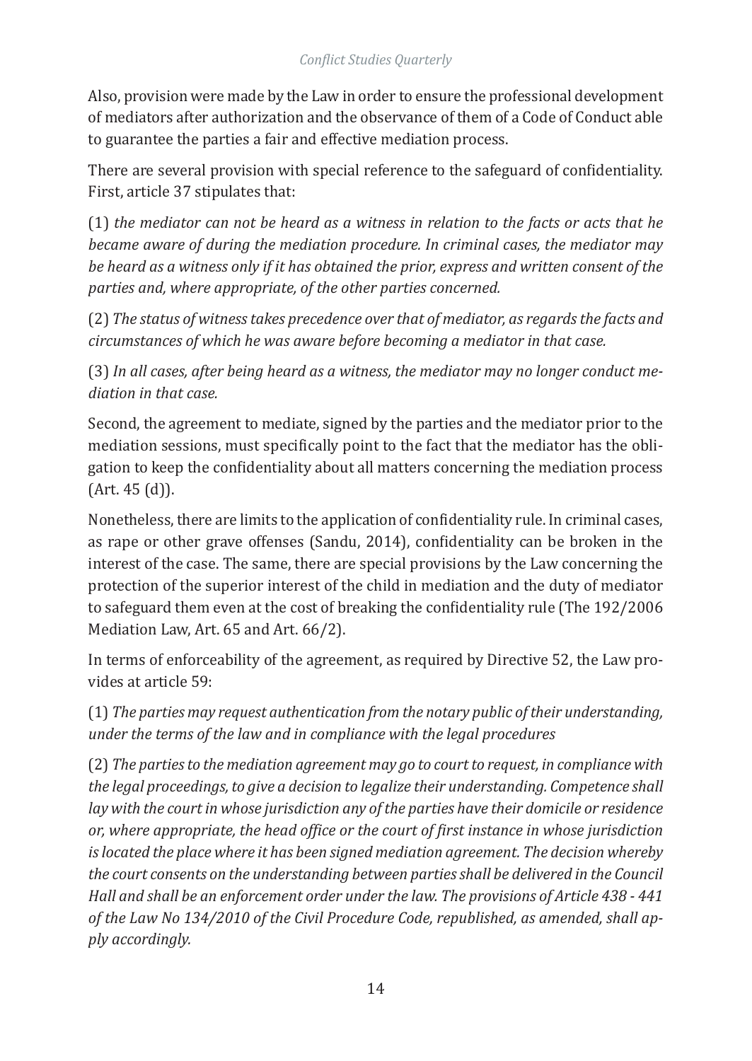Also, provision were made by the Law in order to ensure the professional development of mediators after authorization and the observance of them of a Code of Conduct able to guarantee the parties a fair and effective mediation process.

There are several provision with special reference to the safeguard of confidentiality. First, article 37 stipulates that:

(1) *the mediator can not be heard as a witness in relation to the facts or acts that he became aware of during the mediation procedure. In criminal cases, the mediator may be heard as a witness only if it has obtained the prior, express and written consent of the parties and, where appropriate, of the other parties concerned.*

(2) *The status of witness takes precedence over that of mediator, as regards the facts and circumstances of which he was aware before becoming a mediator in that case.*

(3) *In all cases, after being heard as a witness, the mediator may no longer conduct mediation in that case.*

Second, the agreement to mediate, signed by the parties and the mediator prior to the mediation sessions, must specifically point to the fact that the mediator has the obligation to keep the confidentiality about all matters concerning the mediation process (Art. 45 (d)).

Nonetheless, there are limits to the application of confidentiality rule. In criminal cases, as rape or other grave offenses (Sandu, 2014), confidentiality can be broken in the interest of the case. The same, there are special provisions by the Law concerning the protection of the superior interest of the child in mediation and the duty of mediator to safeguard them even at the cost of breaking the confidentiality rule (The 192/2006 Mediation Law, Art. 65 and Art. 66/2).

In terms of enforceability of the agreement, as required by Directive 52, the Law provides at article 59:

(1) *The parties may request authentication from the notary public of their understanding, under the terms of the law and in compliance with the legal procedures*

(2) *The parties to the mediation agreement may go to court to request, in compliance with the legal proceedings, to give a decision to legalize their understanding. Competence shall lay with the court in whose jurisdiction any of the parties have their domicile or residence or, where appropriate, the head office or the court of first instance in whose jurisdiction is located the place where it has been signed mediation agreement. The decision whereby the court consents on the understanding between parties shall be delivered in the Council Hall and shall be an enforcement order under the law. The provisions of Article 438 - 441 of the Law No 134/2010 of the Civil Procedure Code, republished, as amended, shall apply accordingly.*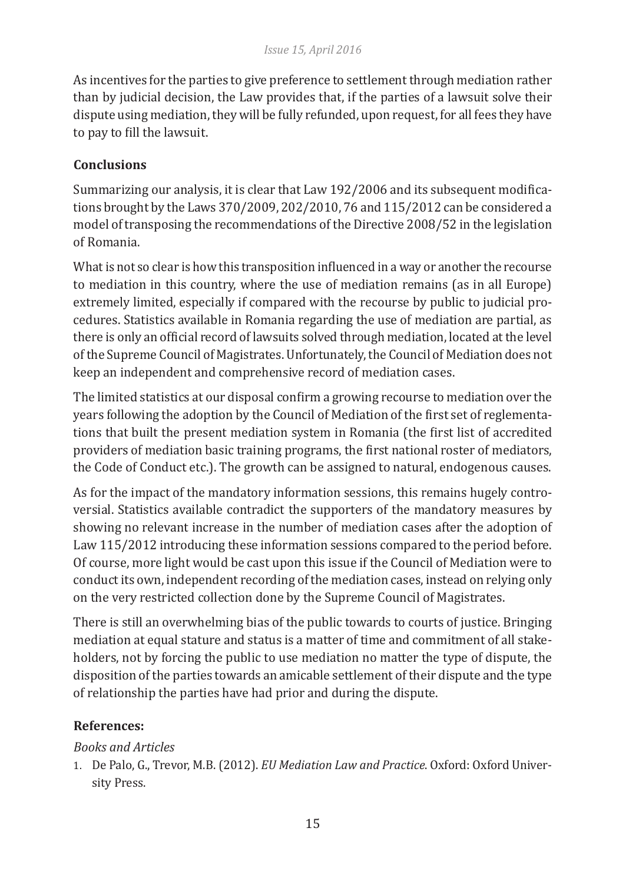As incentives for the parties to give preference to settlement through mediation rather than by judicial decision, the Law provides that, if the parties of a lawsuit solve their dispute using mediation, they will be fully refunded, upon request, for all fees they have to pay to fill the lawsuit.

## Conclusions

Summarizing our analysis, it is clear that Law 192/2006 and its subsequent modifications brought by the Laws 370/2009, 202/2010, 76 and 115/2012 can be considered a model of transposing the recommendations of the Directive 2008/52 in the legislation of Romania.

What is not so clear is how this transposition influenced in a way or another the recourse to mediation in this country, where the use of mediation remains (as in all Europe) extremely limited, especially if compared with the recourse by public to judicial procedures. Statistics available in Romania regarding the use of mediation are partial, as there is only an official record of lawsuits solved through mediation, located at the level of the Supreme Council of Magistrates. Unfortunately, the Council of Mediation does not keep an independent and comprehensive record of mediation cases.

The limited statistics at our disposal confirm a growing recourse to mediation over the years following the adoption by the Council of Mediation of the first set of reglementations that built the present mediation system in Romania (the first list of accredited providers of mediation basic training programs, the first national roster of mediators, the Code of Conduct etc.). The growth can be assigned to natural, endogenous causes.

As for the impact of the mandatory information sessions, this remains hugely controversial. Statistics available contradict the supporters of the mandatory measures by showing no relevant increase in the number of mediation cases after the adoption of Law 115/2012 introducing these information sessions compared to the period before. Of course, more light would be cast upon this issue if the Council of Mediation were to conduct its own, independent recording of the mediation cases, instead on relying only on the very restricted collection done by the Supreme Council of Magistrates.

There is still an overwhelming bias of the public towards to courts of justice. Bringing mediation at equal stature and status is a matter of time and commitment of all stakeholders, not by forcing the public to use mediation no matter the type of dispute, the disposition of the parties towards an amicable settlement of their dispute and the type of relationship the parties have had prior and during the dispute.

## References:

*Books and Articles*

1. De Palo, G., Trevor, M.B. (2012). *EU Mediation Law and Practice*. Oxford: Oxford University Press.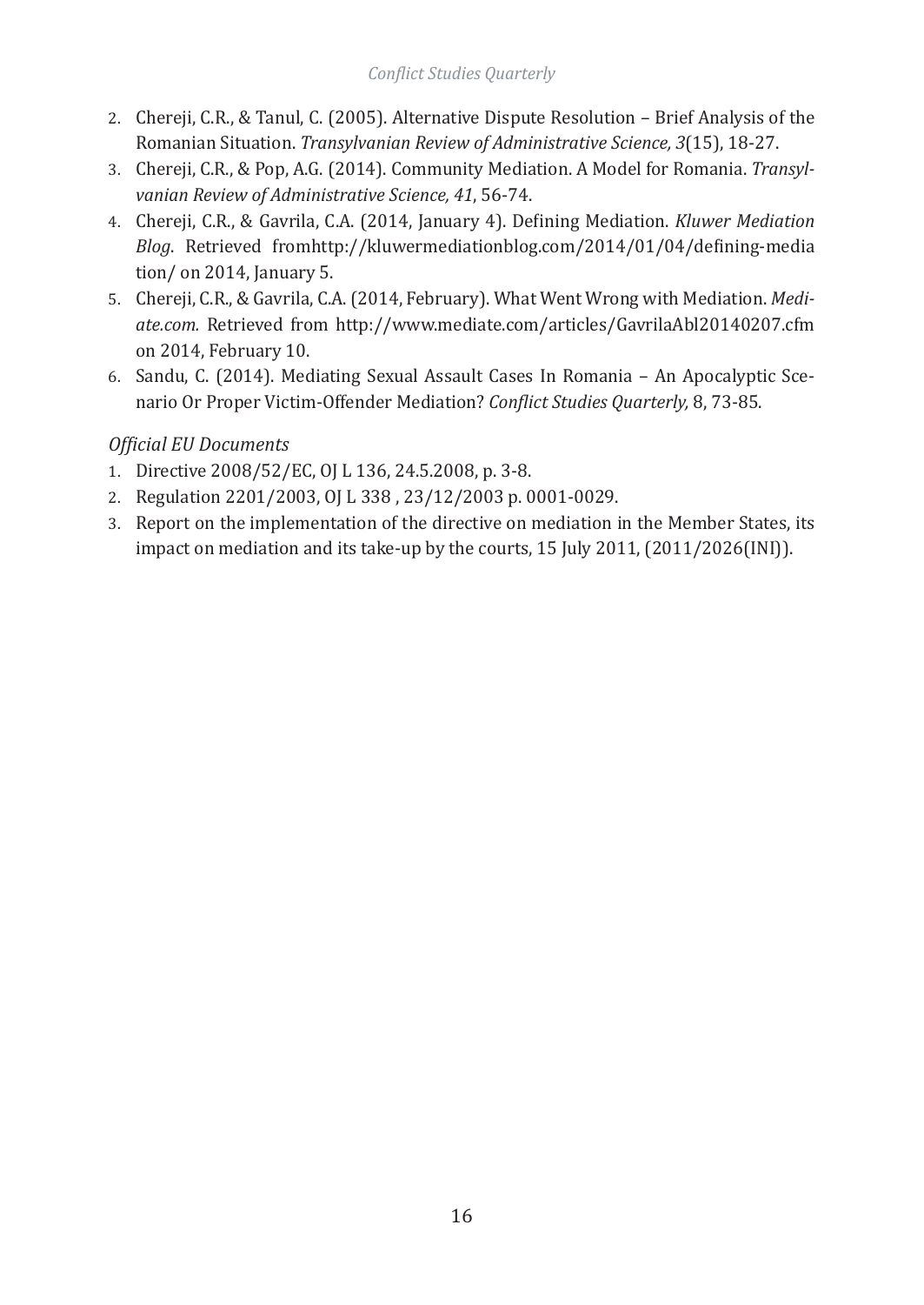2. Chereji, C.R., & Tanul, C. (2005). Alternative Dispute Resolution – Brief Analysis of the Romanian Situation. *Transylvanian Review of Administrative Science, 3*(15), 18-27.
3. Chereji, C.R., & Pop, A.G. (2014). Community Mediation. A Model for Romania. *Transylvanian Review of Administrative Science, 41*, 56-74.
4. Chereji, C.R., & Gavrila, C.A. (2014, January 4). Defining Mediation. *Kluwer Mediation Blog*. Retrieved fromhttp://kluwermediationblog.com/2014/01/04/defining-mediation/ on 2014, January 5.
5. Chereji, C.R., & Gavrila, C.A. (2014, February). What Went Wrong with Mediation. *Mediate.com.* Retrieved from http://www.mediate.com/articles/GavrilaAbl20140207.cfm on 2014, February 10.
6. Sandu, C. (2014). Mediating Sexual Assault Cases In Romania – An Apocalyptic Scenario Or Proper Victim-Offender Mediation? *Conflict Studies Quarterly,* 8, 73-85.

*Official EU Documents*

1. Directive 2008/52/EC, OJ L 136, 24.5.2008, p. 3-8.
2. Regulation 2201/2003, OJ L 338 , 23/12/2003 p. 0001-0029.
3. Report on the implementation of the directive on mediation in the Member States, its impact on mediation and its take-up by the courts, 15 July 2011, (2011/2026(INI)).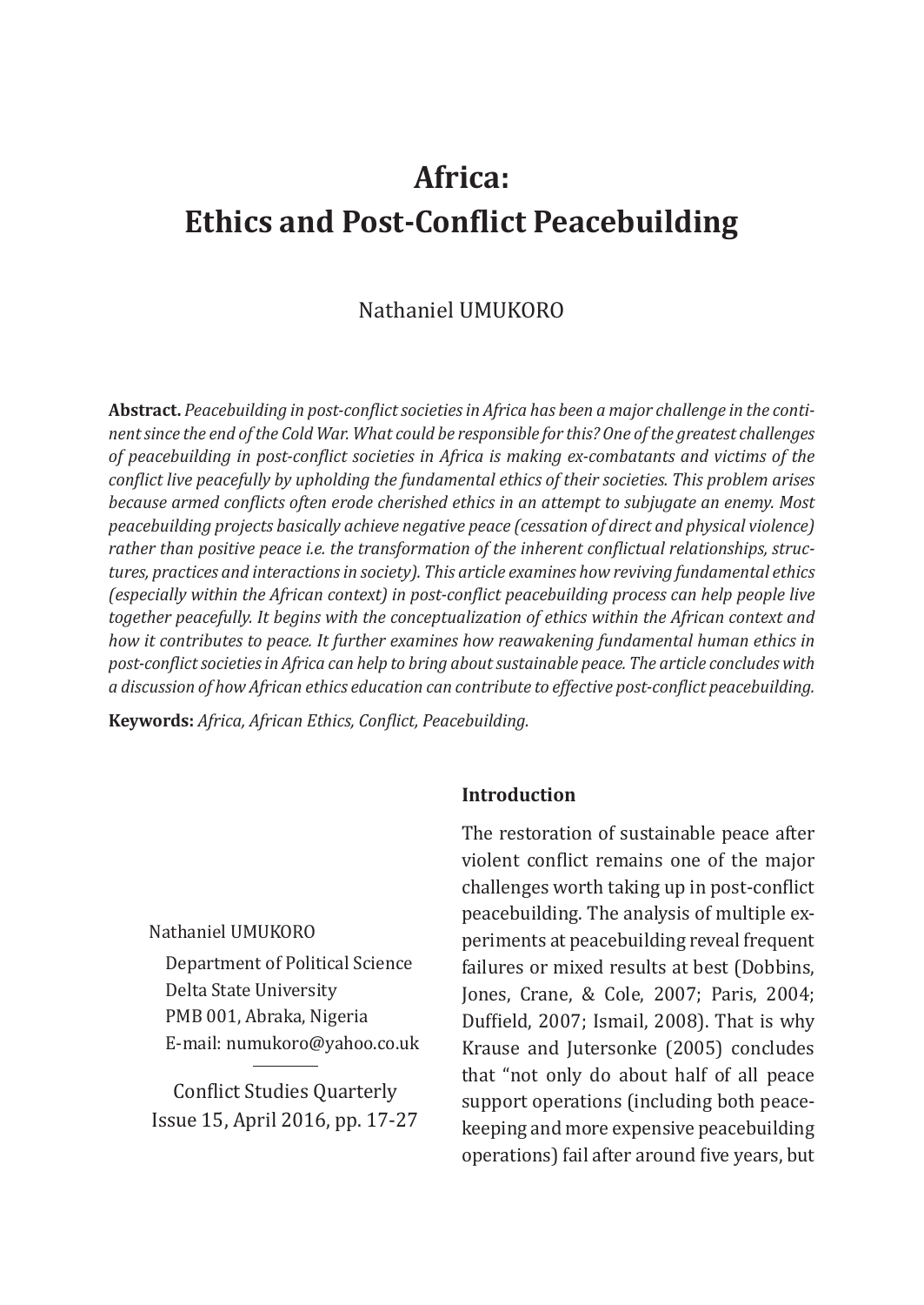# Africa: Ethics and Post-Conflict Peacebuilding

Nathaniel UMUKORO

**Abstract.** *Peacebuilding in post-conflict societies in Africa has been a major challenge in the continent since the end of the Cold War. What could be responsible for this? One of the greatest challenges of peacebuilding in post-conflict societies in Africa is making ex-combatants and victims of the conflict live peacefully by upholding the fundamental ethics of their societies. This problem arises because armed conflicts often erode cherished ethics in an attempt to subjugate an enemy. Most peacebuilding projects basically achieve negative peace (cessation of direct and physical violence) rather than positive peace i.e. the transformation of the inherent conflictual relationships, structures, practices and interactions in society). This article examines how reviving fundamental ethics (especially within the African context) in post-conflict peacebuilding process can help people live together peacefully. It begins with the conceptualization of ethics within the African context and how it contributes to peace. It further examines how reawakening fundamental human ethics in post-conflict societies in Africa can help to bring about sustainable peace. The article concludes with a discussion of how African ethics education can contribute to effective post-conflict peacebuilding.*

**Keywords:** *Africa, African Ethics, Conflict, Peacebuilding.*

Nathaniel UMUKORO
Department of Political Science
Delta State University
PMB 001, Abraka, Nigeria
E-mail: numukoro@yahoo.co.uk

Conflict Studies Quarterly
Issue 15, April 2016, pp. 17-27

## Introduction

The restoration of sustainable peace after violent conflict remains one of the major challenges worth taking up in post-conflict peacebuilding. The analysis of multiple experiments at peacebuilding reveal frequent failures or mixed results at best (Dobbins, Jones, Crane, & Cole, 2007; Paris, 2004; Duffield, 2007; Ismail, 2008). That is why Krause and Jutersonke (2005) concludes that "not only do about half of all peace support operations (including both peacekeeping and more expensive peacebuilding operations) fail after around five years, but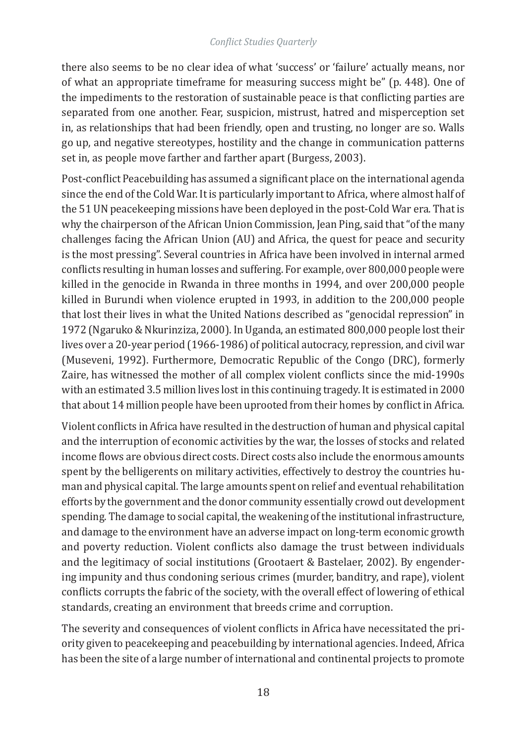there also seems to be no clear idea of what 'success' or 'failure' actually means, nor of what an appropriate timeframe for measuring success might be" (p. 448). One of the impediments to the restoration of sustainable peace is that conflicting parties are separated from one another. Fear, suspicion, mistrust, hatred and misperception set in, as relationships that had been friendly, open and trusting, no longer are so. Walls go up, and negative stereotypes, hostility and the change in communication patterns set in, as people move farther and farther apart (Burgess, 2003).

Post-conflict Peacebuilding has assumed a significant place on the international agenda since the end of the Cold War. It is particularly important to Africa, where almost half of the 51 UN peacekeeping missions have been deployed in the post-Cold War era. That is why the chairperson of the African Union Commission, Jean Ping, said that "of the many challenges facing the African Union (AU) and Africa, the quest for peace and security is the most pressing". Several countries in Africa have been involved in internal armed conflicts resulting in human losses and suffering. For example, over 800,000 people were killed in the genocide in Rwanda in three months in 1994, and over 200,000 people killed in Burundi when violence erupted in 1993, in addition to the 200,000 people that lost their lives in what the United Nations described as "genocidal repression" in 1972 (Ngaruko & Nkurinziza, 2000). In Uganda, an estimated 800,000 people lost their lives over a 20-year period (1966-1986) of political autocracy, repression, and civil war (Museveni, 1992). Furthermore, Democratic Republic of the Congo (DRC), formerly Zaire, has witnessed the mother of all complex violent conflicts since the mid-1990s with an estimated 3.5 million lives lost in this continuing tragedy. It is estimated in 2000 that about 14 million people have been uprooted from their homes by conflict in Africa.

Violent conflicts in Africa have resulted in the destruction of human and physical capital and the interruption of economic activities by the war, the losses of stocks and related income flows are obvious direct costs. Direct costs also include the enormous amounts spent by the belligerents on military activities, effectively to destroy the countries human and physical capital. The large amounts spent on relief and eventual rehabilitation efforts by the government and the donor community essentially crowd out development spending. The damage to social capital, the weakening of the institutional infrastructure, and damage to the environment have an adverse impact on long-term economic growth and poverty reduction. Violent conflicts also damage the trust between individuals and the legitimacy of social institutions (Grootaert & Bastelaer, 2002). By engendering impunity and thus condoning serious crimes (murder, banditry, and rape), violent conflicts corrupts the fabric of the society, with the overall effect of lowering of ethical standards, creating an environment that breeds crime and corruption.

The severity and consequences of violent conflicts in Africa have necessitated the priority given to peacekeeping and peacebuilding by international agencies. Indeed, Africa has been the site of a large number of international and continental projects to promote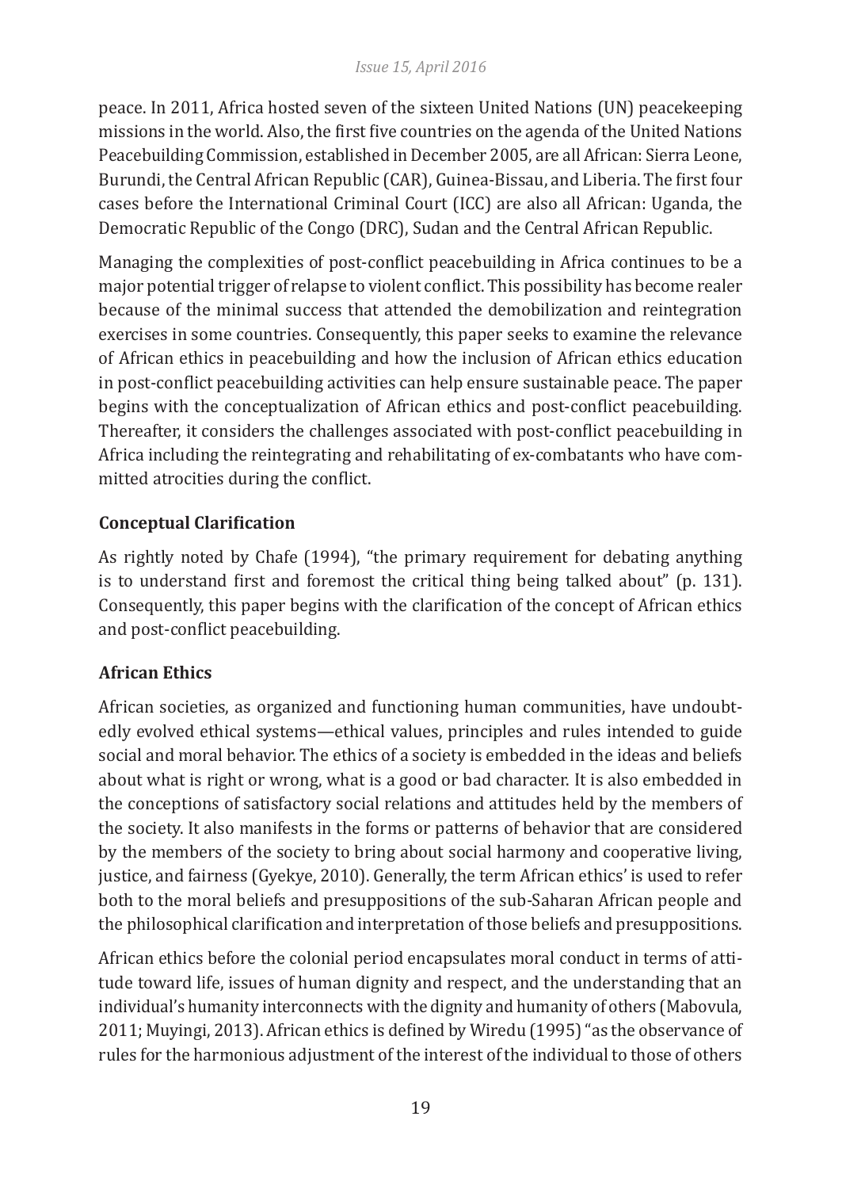peace. In 2011, Africa hosted seven of the sixteen United Nations (UN) peacekeeping missions in the world. Also, the first five countries on the agenda of the United Nations Peacebuilding Commission, established in December 2005, are all African: Sierra Leone, Burundi, the Central African Republic (CAR), Guinea-Bissau, and Liberia. The first four cases before the International Criminal Court (ICC) are also all African: Uganda, the Democratic Republic of the Congo (DRC), Sudan and the Central African Republic.

Managing the complexities of post-conflict peacebuilding in Africa continues to be a major potential trigger of relapse to violent conflict. This possibility has become realer because of the minimal success that attended the demobilization and reintegration exercises in some countries. Consequently, this paper seeks to examine the relevance of African ethics in peacebuilding and how the inclusion of African ethics education in post-conflict peacebuilding activities can help ensure sustainable peace. The paper begins with the conceptualization of African ethics and post-conflict peacebuilding. Thereafter, it considers the challenges associated with post-conflict peacebuilding in Africa including the reintegrating and rehabilitating of ex-combatants who have committed atrocities during the conflict.

## Conceptual Clarification

As rightly noted by Chafe (1994), "the primary requirement for debating anything is to understand first and foremost the critical thing being talked about" (p. 131). Consequently, this paper begins with the clarification of the concept of African ethics and post-conflict peacebuilding.

### African Ethics

African societies, as organized and functioning human communities, have undoubtedly evolved ethical systems—ethical values, principles and rules intended to guide social and moral behavior. The ethics of a society is embedded in the ideas and beliefs about what is right or wrong, what is a good or bad character. It is also embedded in the conceptions of satisfactory social relations and attitudes held by the members of the society. It also manifests in the forms or patterns of behavior that are considered by the members of the society to bring about social harmony and cooperative living, justice, and fairness (Gyekye, 2010). Generally, the term African ethics' is used to refer both to the moral beliefs and presuppositions of the sub-Saharan African people and the philosophical clarification and interpretation of those beliefs and presuppositions.

African ethics before the colonial period encapsulates moral conduct in terms of attitude toward life, issues of human dignity and respect, and the understanding that an individual's humanity interconnects with the dignity and humanity of others (Mabovula, 2011; Muyingi, 2013). African ethics is defined by Wiredu (1995) "as the observance of rules for the harmonious adjustment of the interest of the individual to those of others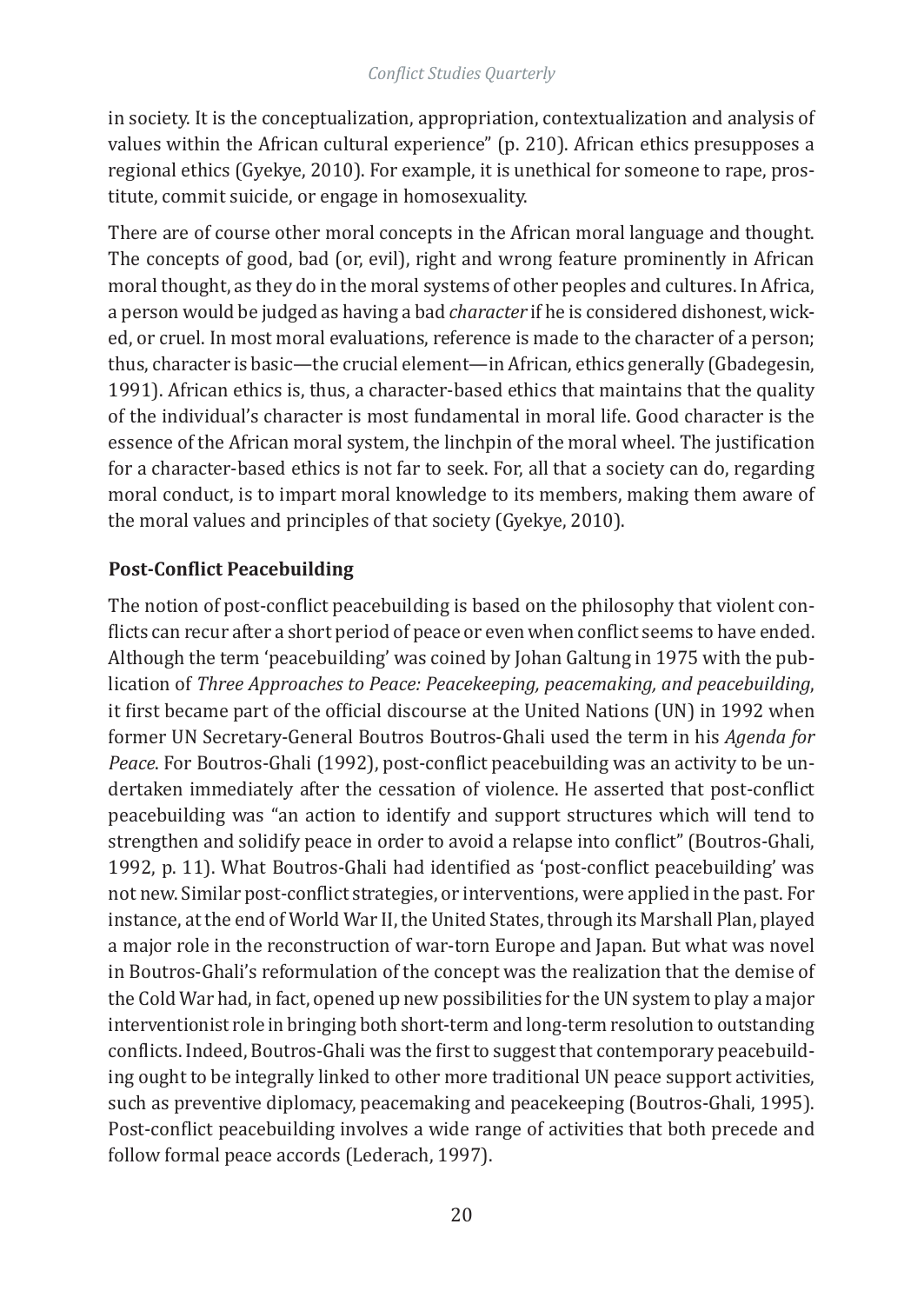in society. It is the conceptualization, appropriation, contextualization and analysis of values within the African cultural experience" (p. 210). African ethics presupposes a regional ethics (Gyekye, 2010). For example, it is unethical for someone to rape, prostitute, commit suicide, or engage in homosexuality.

There are of course other moral concepts in the African moral language and thought. The concepts of good, bad (or, evil), right and wrong feature prominently in African moral thought, as they do in the moral systems of other peoples and cultures. In Africa, a person would be judged as having a bad *character* if he is considered dishonest, wicked, or cruel. In most moral evaluations, reference is made to the character of a person; thus, character is basic—the crucial element—in African, ethics generally (Gbadegesin, 1991). African ethics is, thus, a character-based ethics that maintains that the quality of the individual's character is most fundamental in moral life. Good character is the essence of the African moral system, the linchpin of the moral wheel. The justification for a character-based ethics is not far to seek. For, all that a society can do, regarding moral conduct, is to impart moral knowledge to its members, making them aware of the moral values and principles of that society (Gyekye, 2010).

## Post-Conflict Peacebuilding

The notion of post-conflict peacebuilding is based on the philosophy that violent conflicts can recur after a short period of peace or even when conflict seems to have ended. Although the term 'peacebuilding' was coined by Johan Galtung in 1975 with the publication of *Three Approaches to Peace: Peacekeeping, peacemaking, and peacebuilding*, it first became part of the official discourse at the United Nations (UN) in 1992 when former UN Secretary-General Boutros Boutros-Ghali used the term in his *Agenda for Peace*. For Boutros-Ghali (1992), post-conflict peacebuilding was an activity to be undertaken immediately after the cessation of violence. He asserted that post-conflict peacebuilding was "an action to identify and support structures which will tend to strengthen and solidify peace in order to avoid a relapse into conflict" (Boutros-Ghali, 1992, p. 11). What Boutros-Ghali had identified as 'post-conflict peacebuilding' was not new. Similar post-conflict strategies, or interventions, were applied in the past. For instance, at the end of World War II, the United States, through its Marshall Plan, played a major role in the reconstruction of war-torn Europe and Japan. But what was novel in Boutros-Ghali's reformulation of the concept was the realization that the demise of the Cold War had, in fact, opened up new possibilities for the UN system to play a major interventionist role in bringing both short-term and long-term resolution to outstanding conflicts. Indeed, Boutros-Ghali was the first to suggest that contemporary peacebuilding ought to be integrally linked to other more traditional UN peace support activities, such as preventive diplomacy, peacemaking and peacekeeping (Boutros-Ghali, 1995). Post-conflict peacebuilding involves a wide range of activities that both precede and follow formal peace accords (Lederach, 1997).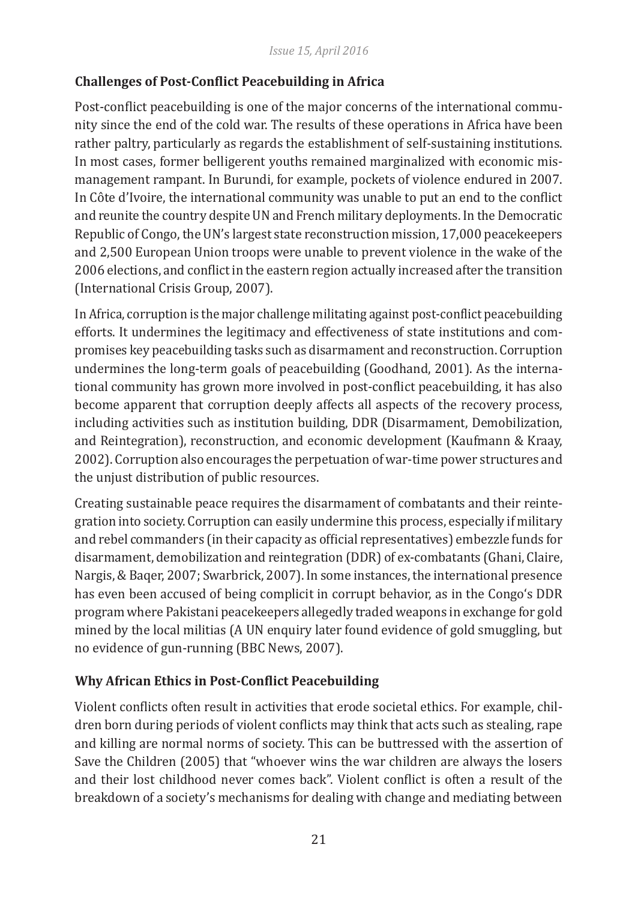## Challenges of Post-Conflict Peacebuilding in Africa

Post-conflict peacebuilding is one of the major concerns of the international community since the end of the cold war. The results of these operations in Africa have been rather paltry, particularly as regards the establishment of self-sustaining institutions. In most cases, former belligerent youths remained marginalized with economic mismanagement rampant. In Burundi, for example, pockets of violence endured in 2007. In Côte d'Ivoire, the international community was unable to put an end to the conflict and reunite the country despite UN and French military deployments. In the Democratic Republic of Congo, the UN's largest state reconstruction mission, 17,000 peacekeepers and 2,500 European Union troops were unable to prevent violence in the wake of the 2006 elections, and conflict in the eastern region actually increased after the transition (International Crisis Group, 2007).

In Africa, corruption is the major challenge militating against post-conflict peacebuilding efforts. It undermines the legitimacy and effectiveness of state institutions and compromises key peacebuilding tasks such as disarmament and reconstruction. Corruption undermines the long-term goals of peacebuilding (Goodhand, 2001). As the international community has grown more involved in post-conflict peacebuilding, it has also become apparent that corruption deeply affects all aspects of the recovery process, including activities such as institution building, DDR (Disarmament, Demobilization, and Reintegration), reconstruction, and economic development (Kaufmann & Kraay, 2002). Corruption also encourages the perpetuation of war-time power structures and the unjust distribution of public resources.

Creating sustainable peace requires the disarmament of combatants and their reintegration into society. Corruption can easily undermine this process, especially if military and rebel commanders (in their capacity as official representatives) embezzle funds for disarmament, demobilization and reintegration (DDR) of ex-combatants (Ghani, Claire, Nargis, & Baqer, 2007; Swarbrick, 2007). In some instances, the international presence has even been accused of being complicit in corrupt behavior, as in the Congo's DDR program where Pakistani peacekeepers allegedly traded weapons in exchange for gold mined by the local militias (A UN enquiry later found evidence of gold smuggling, but no evidence of gun-running (BBC News, 2007).

## Why African Ethics in Post-Conflict Peacebuilding

Violent conflicts often result in activities that erode societal ethics. For example, children born during periods of violent conflicts may think that acts such as stealing, rape and killing are normal norms of society. This can be buttressed with the assertion of Save the Children (2005) that "whoever wins the war children are always the losers and their lost childhood never comes back". Violent conflict is often a result of the breakdown of a society's mechanisms for dealing with change and mediating between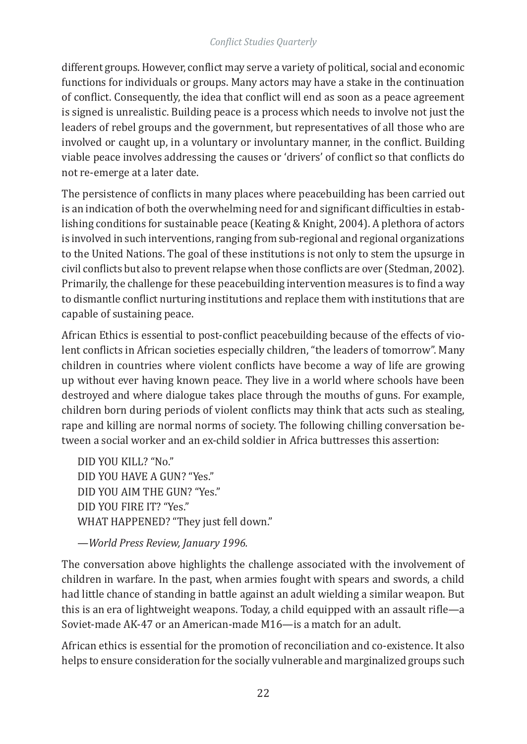different groups. However, conflict may serve a variety of political, social and economic functions for individuals or groups. Many actors may have a stake in the continuation of conflict. Consequently, the idea that conflict will end as soon as a peace agreement is signed is unrealistic. Building peace is a process which needs to involve not just the leaders of rebel groups and the government, but representatives of all those who are involved or caught up, in a voluntary or involuntary manner, in the conflict. Building viable peace involves addressing the causes or 'drivers' of conflict so that conflicts do not re-emerge at a later date.

The persistence of conflicts in many places where peacebuilding has been carried out is an indication of both the overwhelming need for and significant difficulties in establishing conditions for sustainable peace (Keating & Knight, 2004). A plethora of actors is involved in such interventions, ranging from sub-regional and regional organizations to the United Nations. The goal of these institutions is not only to stem the upsurge in civil conflicts but also to prevent relapse when those conflicts are over (Stedman, 2002). Primarily, the challenge for these peacebuilding intervention measures is to find a way to dismantle conflict nurturing institutions and replace them with institutions that are capable of sustaining peace.

African Ethics is essential to post-conflict peacebuilding because of the effects of violent conflicts in African societies especially children, "the leaders of tomorrow". Many children in countries where violent conflicts have become a way of life are growing up without ever having known peace. They live in a world where schools have been destroyed and where dialogue takes place through the mouths of guns. For example, children born during periods of violent conflicts may think that acts such as stealing, rape and killing are normal norms of society. The following chilling conversation between a social worker and an ex-child soldier in Africa buttresses this assertion:

> DID YOU KILL? "No."
> DID YOU HAVE A GUN? "Yes."
> DID YOU AIM THE GUN? "Yes."
> DID YOU FIRE IT? "Yes."
> WHAT HAPPENED? "They just fell down."
>
> —*World Press Review, January 1996.*

The conversation above highlights the challenge associated with the involvement of children in warfare. In the past, when armies fought with spears and swords, a child had little chance of standing in battle against an adult wielding a similar weapon. But this is an era of lightweight weapons. Today, a child equipped with an assault rifle—a Soviet-made AK-47 or an American-made M16—is a match for an adult.

African ethics is essential for the promotion of reconciliation and co-existence. It also helps to ensure consideration for the socially vulnerable and marginalized groups such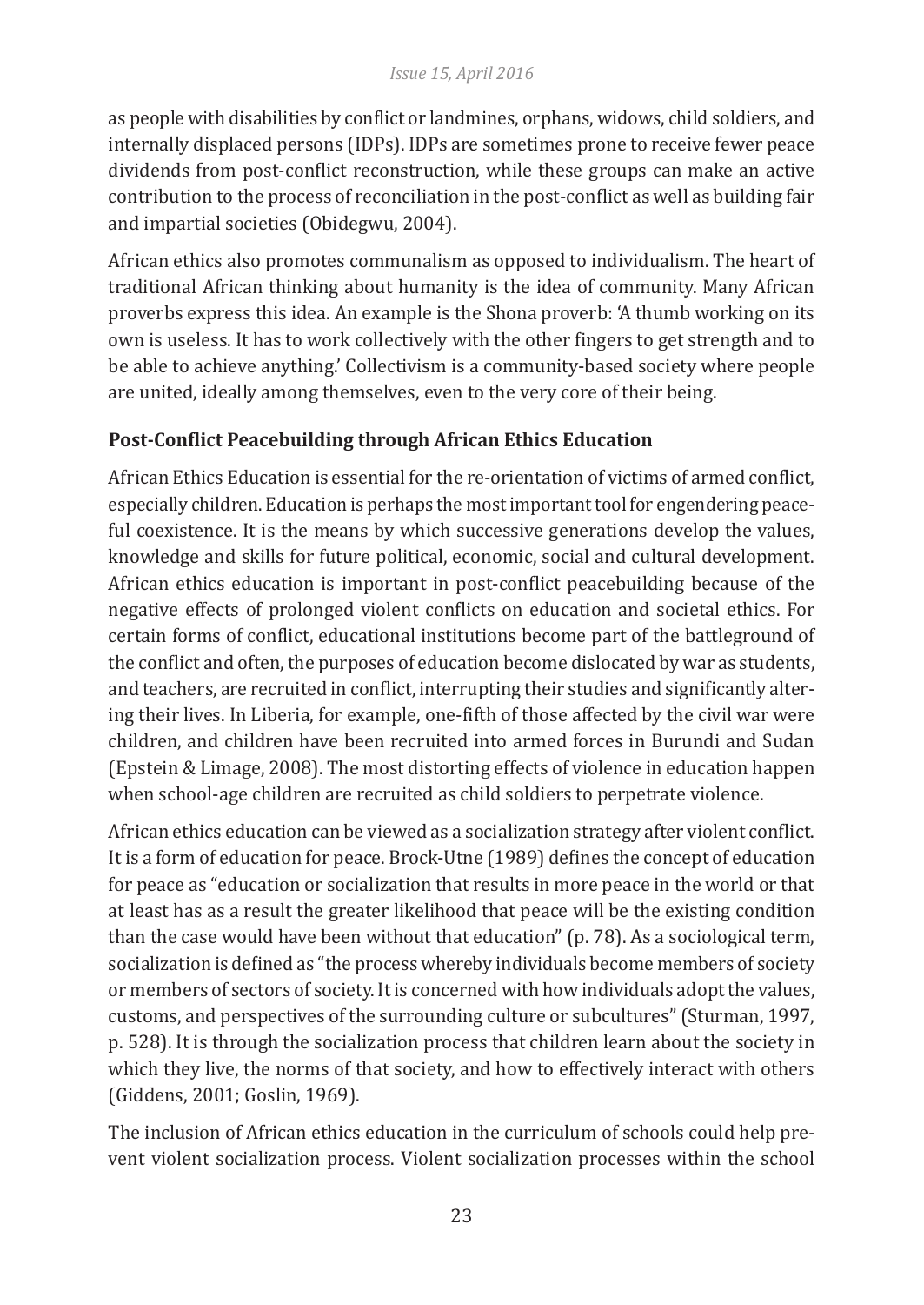as people with disabilities by conflict or landmines, orphans, widows, child soldiers, and internally displaced persons (IDPs). IDPs are sometimes prone to receive fewer peace dividends from post-conflict reconstruction, while these groups can make an active contribution to the process of reconciliation in the post-conflict as well as building fair and impartial societies (Obidegwu, 2004).

African ethics also promotes communalism as opposed to individualism. The heart of traditional African thinking about humanity is the idea of community. Many African proverbs express this idea. An example is the Shona proverb: 'A thumb working on its own is useless. It has to work collectively with the other fingers to get strength and to be able to achieve anything.' Collectivism is a community-based society where people are united, ideally among themselves, even to the very core of their being.

## Post-Conflict Peacebuilding through African Ethics Education

African Ethics Education is essential for the re-orientation of victims of armed conflict, especially children. Education is perhaps the most important tool for engendering peaceful coexistence. It is the means by which successive generations develop the values, knowledge and skills for future political, economic, social and cultural development. African ethics education is important in post-conflict peacebuilding because of the negative effects of prolonged violent conflicts on education and societal ethics. For certain forms of conflict, educational institutions become part of the battleground of the conflict and often, the purposes of education become dislocated by war as students, and teachers, are recruited in conflict, interrupting their studies and significantly altering their lives. In Liberia, for example, one-fifth of those affected by the civil war were children, and children have been recruited into armed forces in Burundi and Sudan (Epstein & Limage, 2008). The most distorting effects of violence in education happen when school-age children are recruited as child soldiers to perpetrate violence.

African ethics education can be viewed as a socialization strategy after violent conflict. It is a form of education for peace. Brock-Utne (1989) defines the concept of education for peace as "education or socialization that results in more peace in the world or that at least has as a result the greater likelihood that peace will be the existing condition than the case would have been without that education" (p. 78). As a sociological term, socialization is defined as "the process whereby individuals become members of society or members of sectors of society. It is concerned with how individuals adopt the values, customs, and perspectives of the surrounding culture or subcultures" (Sturman, 1997, p. 528). It is through the socialization process that children learn about the society in which they live, the norms of that society, and how to effectively interact with others (Giddens, 2001; Goslin, 1969).

The inclusion of African ethics education in the curriculum of schools could help prevent violent socialization process. Violent socialization processes within the school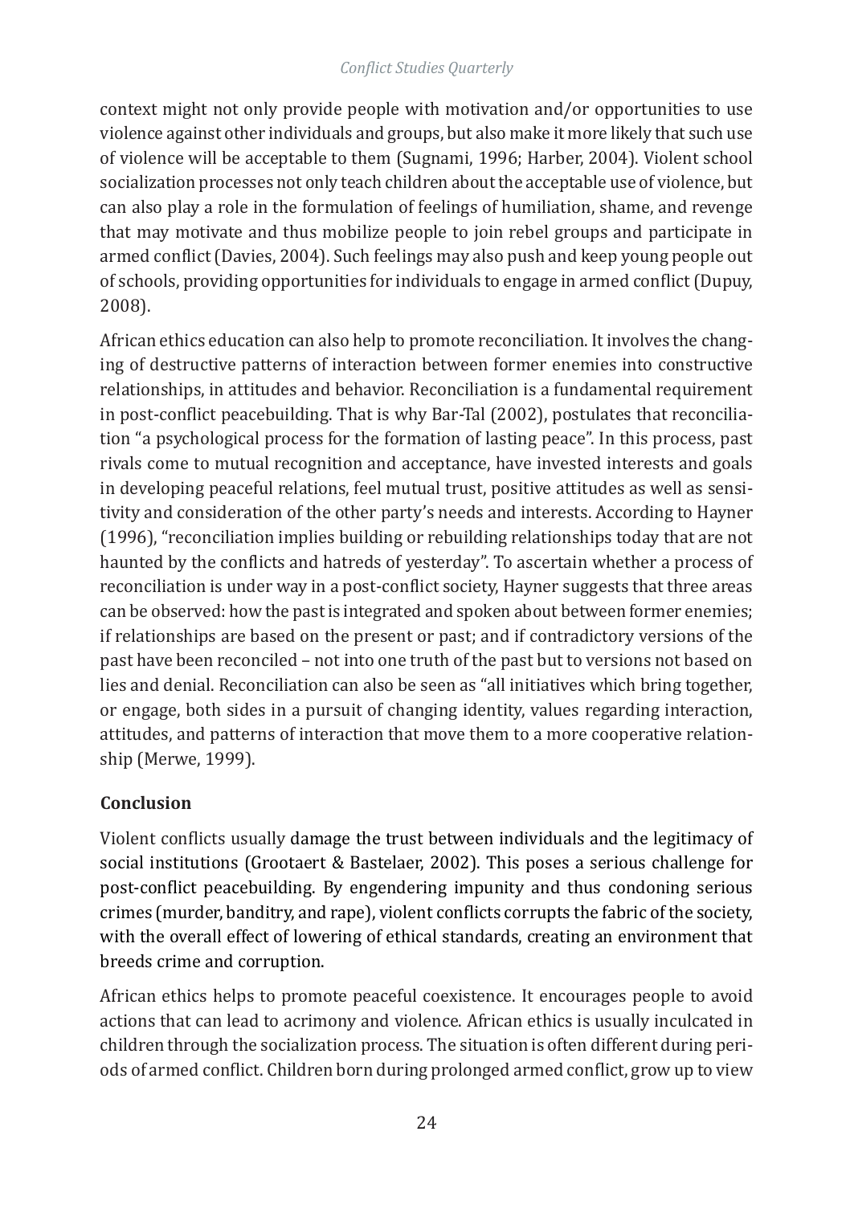context might not only provide people with motivation and/or opportunities to use violence against other individuals and groups, but also make it more likely that such use of violence will be acceptable to them (Sugnami, 1996; Harber, 2004). Violent school socialization processes not only teach children about the acceptable use of violence, but can also play a role in the formulation of feelings of humiliation, shame, and revenge that may motivate and thus mobilize people to join rebel groups and participate in armed conflict (Davies, 2004). Such feelings may also push and keep young people out of schools, providing opportunities for individuals to engage in armed conflict (Dupuy, 2008).

African ethics education can also help to promote reconciliation. It involves the changing of destructive patterns of interaction between former enemies into constructive relationships, in attitudes and behavior. Reconciliation is a fundamental requirement in post-conflict peacebuilding. That is why Bar-Tal (2002), postulates that reconciliation "a psychological process for the formation of lasting peace". In this process, past rivals come to mutual recognition and acceptance, have invested interests and goals in developing peaceful relations, feel mutual trust, positive attitudes as well as sensitivity and consideration of the other party's needs and interests. According to Hayner (1996), "reconciliation implies building or rebuilding relationships today that are not haunted by the conflicts and hatreds of yesterday". To ascertain whether a process of reconciliation is under way in a post-conflict society, Hayner suggests that three areas can be observed: how the past is integrated and spoken about between former enemies; if relationships are based on the present or past; and if contradictory versions of the past have been reconciled – not into one truth of the past but to versions not based on lies and denial. Reconciliation can also be seen as "all initiatives which bring together, or engage, both sides in a pursuit of changing identity, values regarding interaction, attitudes, and patterns of interaction that move them to a more cooperative relationship (Merwe, 1999).

## Conclusion

Violent conflicts usually damage the trust between individuals and the legitimacy of social institutions (Grootaert & Bastelaer, 2002). This poses a serious challenge for post-conflict peacebuilding. By engendering impunity and thus condoning serious crimes (murder, banditry, and rape), violent conflicts corrupts the fabric of the society, with the overall effect of lowering of ethical standards, creating an environment that breeds crime and corruption.

African ethics helps to promote peaceful coexistence. It encourages people to avoid actions that can lead to acrimony and violence. African ethics is usually inculcated in children through the socialization process. The situation is often different during periods of armed conflict. Children born during prolonged armed conflict, grow up to view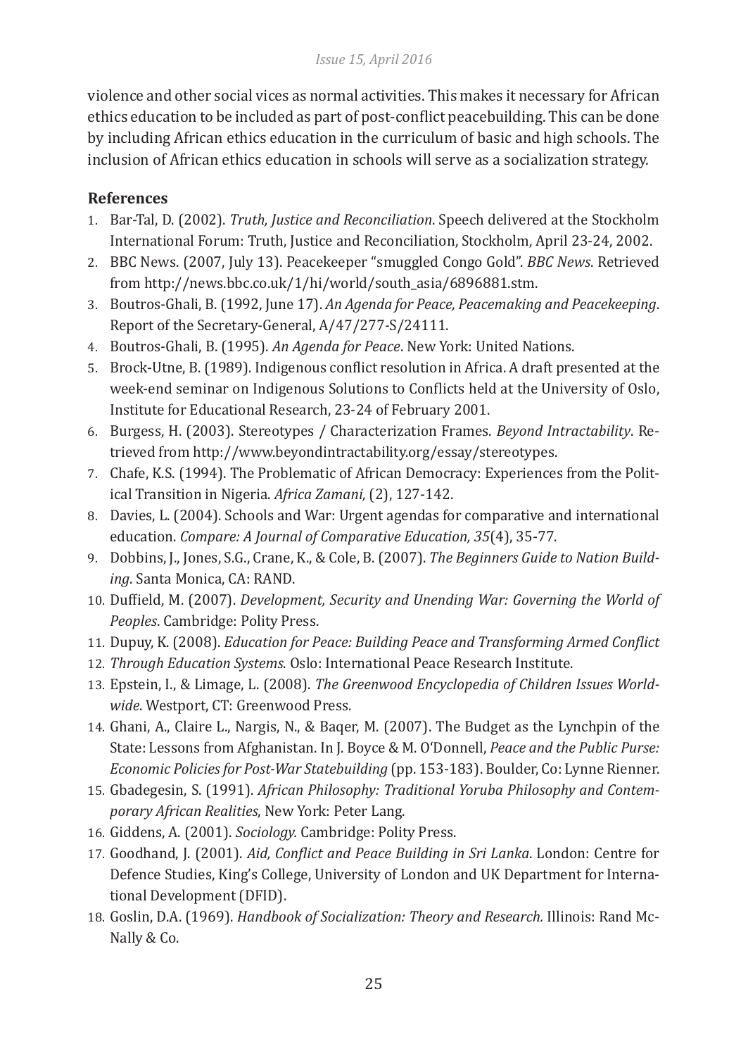violence and other social vices as normal activities. This makes it necessary for African ethics education to be included as part of post-conflict peacebuilding. This can be done by including African ethics education in the curriculum of basic and high schools. The inclusion of African ethics education in schools will serve as a socialization strategy.

**References**

1. Bar-Tal, D. (2002). *Truth, Justice and Reconciliation*. Speech delivered at the Stockholm International Forum: Truth, Justice and Reconciliation, Stockholm, April 23-24, 2002.
2. BBC News. (2007, July 13). Peacekeeper "smuggled Congo Gold". *BBC News*. Retrieved from http://news.bbc.co.uk/1/hi/world/south_asia/6896881.stm.
3. Boutros-Ghali, B. (1992, June 17). *An Agenda for Peace, Peacemaking and Peacekeeping*. Report of the Secretary-General, A/47/277-S/24111.
4. Boutros-Ghali, B. (1995). *An Agenda for Peace*. New York: United Nations.
5. Brock-Utne, B. (1989). Indigenous conflict resolution in Africa. A draft presented at the week-end seminar on Indigenous Solutions to Conflicts held at the University of Oslo, Institute for Educational Research, 23-24 of February 2001.
6. Burgess, H. (2003). Stereotypes / Characterization Frames. *Beyond Intractability*. Retrieved from http://www.beyondintractability.org/essay/stereotypes.
7. Chafe, K.S. (1994). The Problematic of African Democracy: Experiences from the Political Transition in Nigeria. *Africa Zamani,* (2), 127-142.
8. Davies, L. (2004). Schools and War: Urgent agendas for comparative and international education. *Compare: A Journal of Comparative Education, 35*(4), 35-77.
9. Dobbins, J., Jones, S.G., Crane, K., & Cole, B. (2007). *The Beginners Guide to Nation Building*. Santa Monica, CA: RAND.
10. Duffield, M. (2007). *Development, Security and Unending War: Governing the World of Peoples*. Cambridge: Polity Press.
11. Dupuy, K. (2008). *Education for Peace: Building Peace and Transforming Armed Conflict*
12. *Through Education Systems*. Oslo: International Peace Research Institute.
13. Epstein, I., & Limage, L. (2008). *The Greenwood Encyclopedia of Children Issues Worldwide*. Westport, CT: Greenwood Press.
14. Ghani, A., Claire L., Nargis, N., & Baqer, M. (2007). The Budget as the Lynchpin of the State: Lessons from Afghanistan. In J. Boyce & M. O'Donnell, *Peace and the Public Purse: Economic Policies for Post-War Statebuilding* (pp. 153-183). Boulder, Co: Lynne Rienner.
15. Gbadegesin, S. (1991). *African Philosophy: Traditional Yoruba Philosophy and Contemporary African Realities*, New York: Peter Lang.
16. Giddens, A. (2001). *Sociology.* Cambridge: Polity Press.
17. Goodhand, J. (2001). *Aid, Conflict and Peace Building in Sri Lanka*. London: Centre for Defence Studies, King's College, University of London and UK Department for International Development (DFID).
18. Goslin, D.A. (1969). *Handbook of Socialization: Theory and Research.* Illinois: Rand McNally & Co.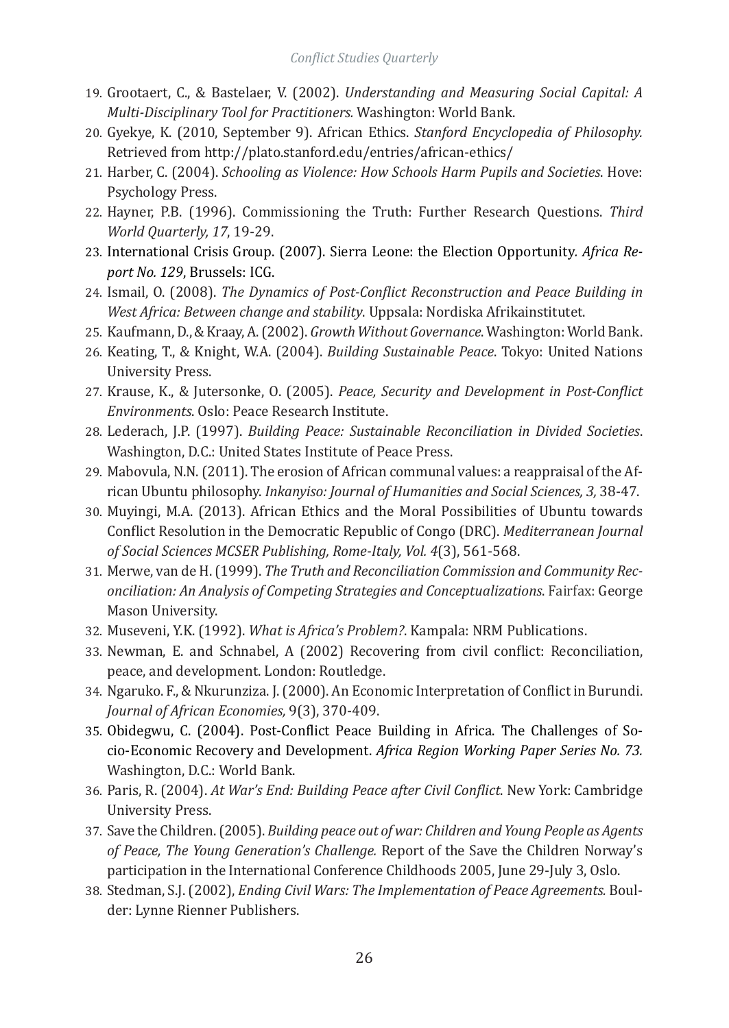19. Grootaert, C., & Bastelaer, V. (2002). *Understanding and Measuring Social Capital: A Multi-Disciplinary Tool for Practitioners.* Washington: World Bank.
20. Gyekye, K. (2010, September 9). African Ethics. *Stanford Encyclopedia of Philosophy.* Retrieved from http://plato.stanford.edu/entries/african-ethics/
21. Harber, C. (2004). *Schooling as Violence: How Schools Harm Pupils and Societies*. Hove: Psychology Press.
22. Hayner, P.B. (1996). Commissioning the Truth: Further Research Questions. *Third World Quarterly, 17*, 19-29.
23. International Crisis Group. (2007). Sierra Leone: the Election Opportunity. *Africa Report No. 129*, Brussels: ICG.
24. Ismail, O. (2008). *The Dynamics of Post-Conflict Reconstruction and Peace Building in West Africa: Between change and stability*. Uppsala: Nordiska Afrikainstitutet.
25. Kaufmann, D., & Kraay, A. (2002). *Growth Without Governance*. Washington: World Bank.
26. Keating, T., & Knight, W.A. (2004). *Building Sustainable Peace*. Tokyo: United Nations University Press.
27. Krause, K., & Jutersonke, O. (2005). *Peace, Security and Development in Post-Conflict Environments*. Oslo: Peace Research Institute.
28. Lederach, J.P. (1997). *Building Peace: Sustainable Reconciliation in Divided Societies*. Washington, D.C.: United States Institute of Peace Press.
29. Mabovula, N.N. (2011). The erosion of African communal values: a reappraisal of the African Ubuntu philosophy. *Inkanyiso: Journal of Humanities and Social Sciences, 3,* 38-47.
30. Muyingi, M.A. (2013). African Ethics and the Moral Possibilities of Ubuntu towards Conflict Resolution in the Democratic Republic of Congo (DRC). *Mediterranean Journal of Social Sciences MCSER Publishing, Rome-Italy, Vol. 4*(3), 561-568.
31. Merwe, van de H. (1999). *The Truth and Reconciliation Commission and Community Reconciliation: An Analysis of Competing Strategies and Conceptualizations*. Fairfax: George Mason University.
32. Museveni, Y.K. (1992). *What is Africa's Problem?*. Kampala: NRM Publications.
33. Newman, E. and Schnabel, A (2002) Recovering from civil conflict: Reconciliation, peace, and development. London: Routledge.
34. Ngaruko. F., & Nkurunziza. J. (2000). An Economic Interpretation of Conflict in Burundi. *Journal of African Economies,* 9(3), 370-409.
35. Obidegwu, C. (2004). Post-Conflict Peace Building in Africa. The Challenges of Socio-Economic Recovery and Development. *Africa Region Working Paper Series No. 73.* Washington, D.C.: World Bank.
36. Paris, R. (2004). *At War's End: Building Peace after Civil Conflict*. New York: Cambridge University Press.
37. Save the Children. (2005). *Building peace out of war: Children and Young People as Agents of Peace, The Young Generation's Challenge.* Report of the Save the Children Norway's participation in the International Conference Childhoods 2005, June 29-July 3, Oslo.
38. Stedman, S.J. (2002), *Ending Civil Wars: The Implementation of Peace Agreements.* Boulder: Lynne Rienner Publishers.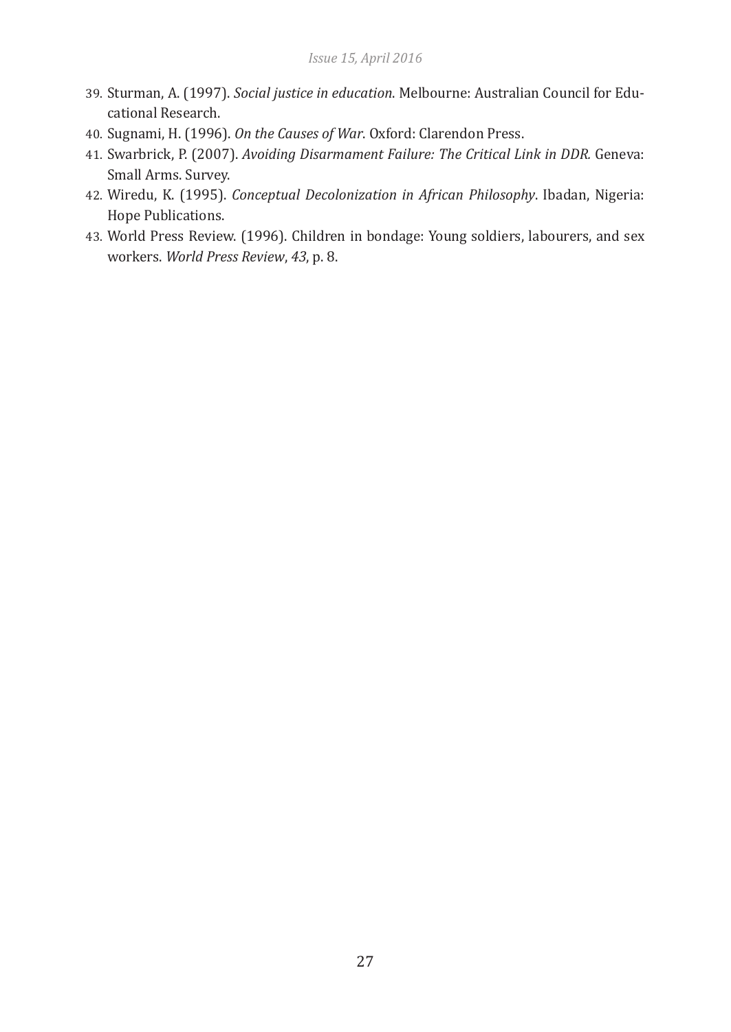39. Sturman, A. (1997). *Social justice in education*. Melbourne: Australian Council for Educational Research.
40. Sugnami, H. (1996). *On the Causes of War*. Oxford: Clarendon Press.
41. Swarbrick, P. (2007). *Avoiding Disarmament Failure: The Critical Link in DDR.* Geneva: Small Arms. Survey.
42. Wiredu, K. (1995). *Conceptual Decolonization in African Philosophy*. Ibadan, Nigeria: Hope Publications.
43. World Press Review. (1996). Children in bondage: Young soldiers, labourers, and sex workers. *World Press Review*, *43*, p. 8.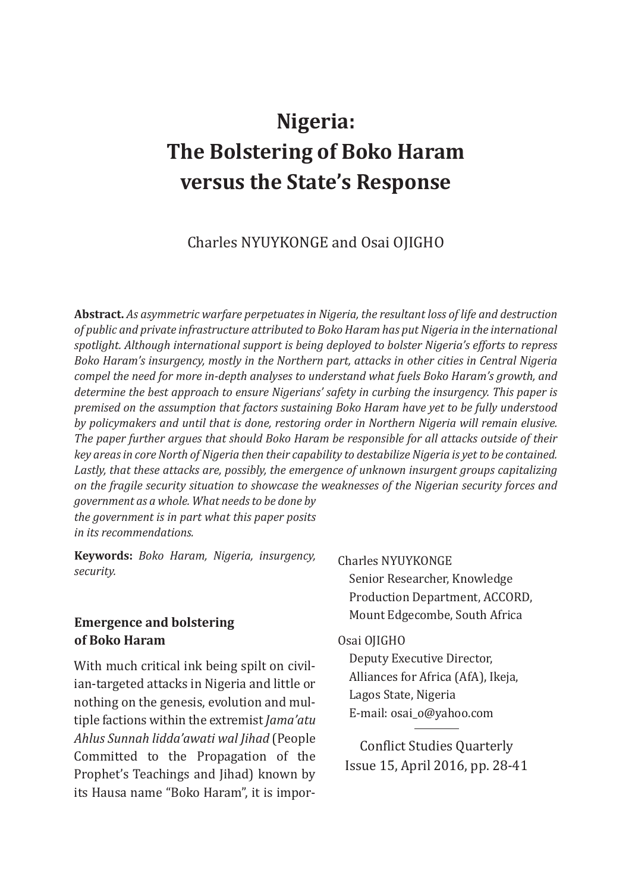# Nigeria: The Bolstering of Boko Haram versus the State's Response

Charles NYUYKONGE and Osai OJIGHO

**Abstract.** *As asymmetric warfare perpetuates in Nigeria, the resultant loss of life and destruction of public and private infrastructure attributed to Boko Haram has put Nigeria in the international spotlight. Although international support is being deployed to bolster Nigeria's efforts to repress Boko Haram's insurgency, mostly in the Northern part, attacks in other cities in Central Nigeria compel the need for more in-depth analyses to understand what fuels Boko Haram's growth, and determine the best approach to ensure Nigerians' safety in curbing the insurgency. This paper is premised on the assumption that factors sustaining Boko Haram have yet to be fully understood by policymakers and until that is done, restoring order in Northern Nigeria will remain elusive. The paper further argues that should Boko Haram be responsible for all attacks outside of their key areas in core North of Nigeria then their capability to destabilize Nigeria is yet to be contained. Lastly, that these attacks are, possibly, the emergence of unknown insurgent groups capitalizing on the fragile security situation to showcase the weaknesses of the Nigerian security forces and government as a whole. What needs to be done by the government is in part what this paper posits in its recommendations.*

**Keywords:** *Boko Haram, Nigeria, insurgency, security.*

Charles NYUYKONGE
Senior Researcher, Knowledge Production Department, ACCORD, Mount Edgecombe, South Africa

Osai OJIGHO
Deputy Executive Director, Alliances for Africa (AfA), Ikeja, Lagos State, Nigeria
E-mail: osai_o@yahoo.com

Conflict Studies Quarterly
Issue 15, April 2016, pp. 28-41

## Emergence and bolstering of Boko Haram

With much critical ink being spilt on civilian-targeted attacks in Nigeria and little or nothing on the genesis, evolution and multiple factions within the extremist *Jama'atu Ahlus Sunnah lidda'awati wal Jihad* (People Committed to the Propagation of the Prophet's Teachings and Jihad) known by its Hausa name "Boko Haram", it is impor-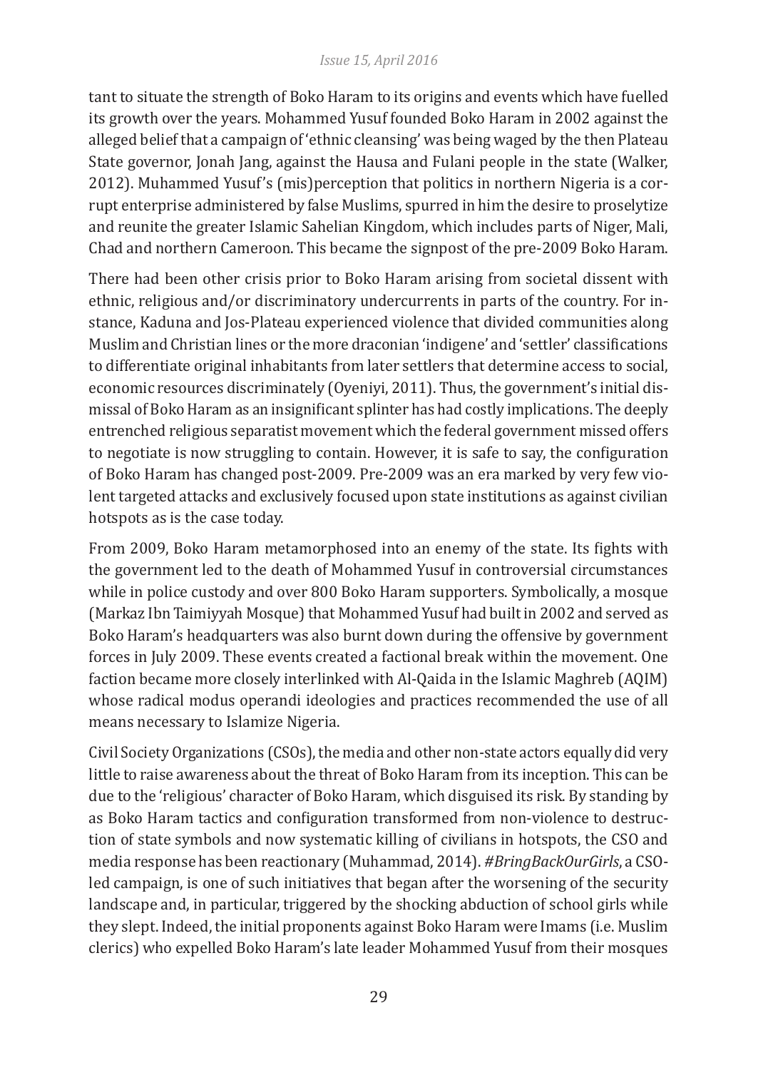tant to situate the strength of Boko Haram to its origins and events which have fuelled its growth over the years. Mohammed Yusuf founded Boko Haram in 2002 against the alleged belief that a campaign of 'ethnic cleansing' was being waged by the then Plateau State governor, Jonah Jang, against the Hausa and Fulani people in the state (Walker, 2012). Muhammed Yusuf's (mis)perception that politics in northern Nigeria is a corrupt enterprise administered by false Muslims, spurred in him the desire to proselytize and reunite the greater Islamic Sahelian Kingdom, which includes parts of Niger, Mali, Chad and northern Cameroon. This became the signpost of the pre-2009 Boko Haram.

There had been other crisis prior to Boko Haram arising from societal dissent with ethnic, religious and/or discriminatory undercurrents in parts of the country. For instance, Kaduna and Jos-Plateau experienced violence that divided communities along Muslim and Christian lines or the more draconian 'indigene' and 'settler' classifications to differentiate original inhabitants from later settlers that determine access to social, economic resources discriminately (Oyeniyi, 2011). Thus, the government's initial dismissal of Boko Haram as an insignificant splinter has had costly implications. The deeply entrenched religious separatist movement which the federal government missed offers to negotiate is now struggling to contain. However, it is safe to say, the configuration of Boko Haram has changed post-2009. Pre-2009 was an era marked by very few violent targeted attacks and exclusively focused upon state institutions as against civilian hotspots as is the case today.

From 2009, Boko Haram metamorphosed into an enemy of the state. Its fights with the government led to the death of Mohammed Yusuf in controversial circumstances while in police custody and over 800 Boko Haram supporters. Symbolically, a mosque (Markaz Ibn Taimiyyah Mosque) that Mohammed Yusuf had built in 2002 and served as Boko Haram's headquarters was also burnt down during the offensive by government forces in July 2009. These events created a factional break within the movement. One faction became more closely interlinked with Al-Qaida in the Islamic Maghreb (AQIM) whose radical modus operandi ideologies and practices recommended the use of all means necessary to Islamize Nigeria.

Civil Society Organizations (CSOs), the media and other non-state actors equally did very little to raise awareness about the threat of Boko Haram from its inception. This can be due to the 'religious' character of Boko Haram, which disguised its risk. By standing by as Boko Haram tactics and configuration transformed from non-violence to destruction of state symbols and now systematic killing of civilians in hotspots, the CSO and media response has been reactionary (Muhammad, 2014). *#BringBackOurGirls*, a CSO-led campaign, is one of such initiatives that began after the worsening of the security landscape and, in particular, triggered by the shocking abduction of school girls while they slept. Indeed, the initial proponents against Boko Haram were Imams (i.e. Muslim clerics) who expelled Boko Haram's late leader Mohammed Yusuf from their mosques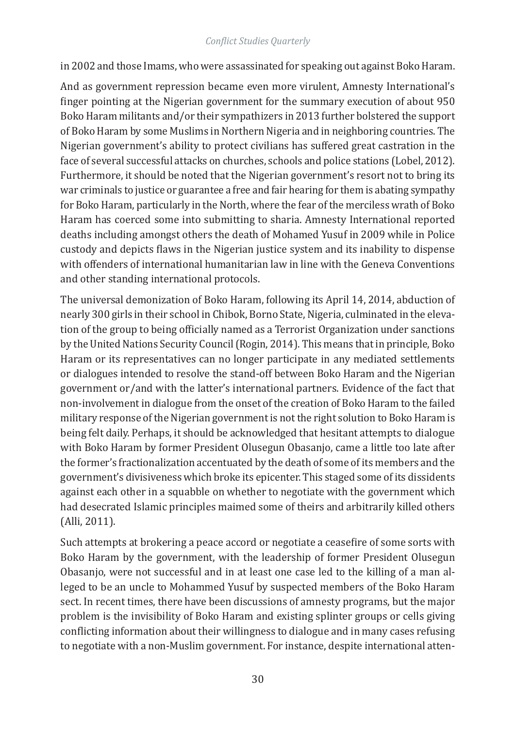in 2002 and those Imams, who were assassinated for speaking out against Boko Haram.

And as government repression became even more virulent, Amnesty International's finger pointing at the Nigerian government for the summary execution of about 950 Boko Haram militants and/or their sympathizers in 2013 further bolstered the support of Boko Haram by some Muslims in Northern Nigeria and in neighboring countries. The Nigerian government's ability to protect civilians has suffered great castration in the face of several successful attacks on churches, schools and police stations (Lobel, 2012). Furthermore, it should be noted that the Nigerian government's resort not to bring its war criminals to justice or guarantee a free and fair hearing for them is abating sympathy for Boko Haram, particularly in the North, where the fear of the merciless wrath of Boko Haram has coerced some into submitting to sharia. Amnesty International reported deaths including amongst others the death of Mohamed Yusuf in 2009 while in Police custody and depicts flaws in the Nigerian justice system and its inability to dispense with offenders of international humanitarian law in line with the Geneva Conventions and other standing international protocols.

The universal demonization of Boko Haram, following its April 14, 2014, abduction of nearly 300 girls in their school in Chibok, Borno State, Nigeria, culminated in the elevation of the group to being officially named as a Terrorist Organization under sanctions by the United Nations Security Council (Rogin, 2014). This means that in principle, Boko Haram or its representatives can no longer participate in any mediated settlements or dialogues intended to resolve the stand-off between Boko Haram and the Nigerian government or/and with the latter's international partners. Evidence of the fact that non-involvement in dialogue from the onset of the creation of Boko Haram to the failed military response of the Nigerian government is not the right solution to Boko Haram is being felt daily. Perhaps, it should be acknowledged that hesitant attempts to dialogue with Boko Haram by former President Olusegun Obasanjo, came a little too late after the former's fractionalization accentuated by the death of some of its members and the government's divisiveness which broke its epicenter. This staged some of its dissidents against each other in a squabble on whether to negotiate with the government which had desecrated Islamic principles maimed some of theirs and arbitrarily killed others (Alli, 2011).

Such attempts at brokering a peace accord or negotiate a ceasefire of some sorts with Boko Haram by the government, with the leadership of former President Olusegun Obasanjo, were not successful and in at least one case led to the killing of a man alleged to be an uncle to Mohammed Yusuf by suspected members of the Boko Haram sect. In recent times, there have been discussions of amnesty programs, but the major problem is the invisibility of Boko Haram and existing splinter groups or cells giving conflicting information about their willingness to dialogue and in many cases refusing to negotiate with a non-Muslim government. For instance, despite international atten-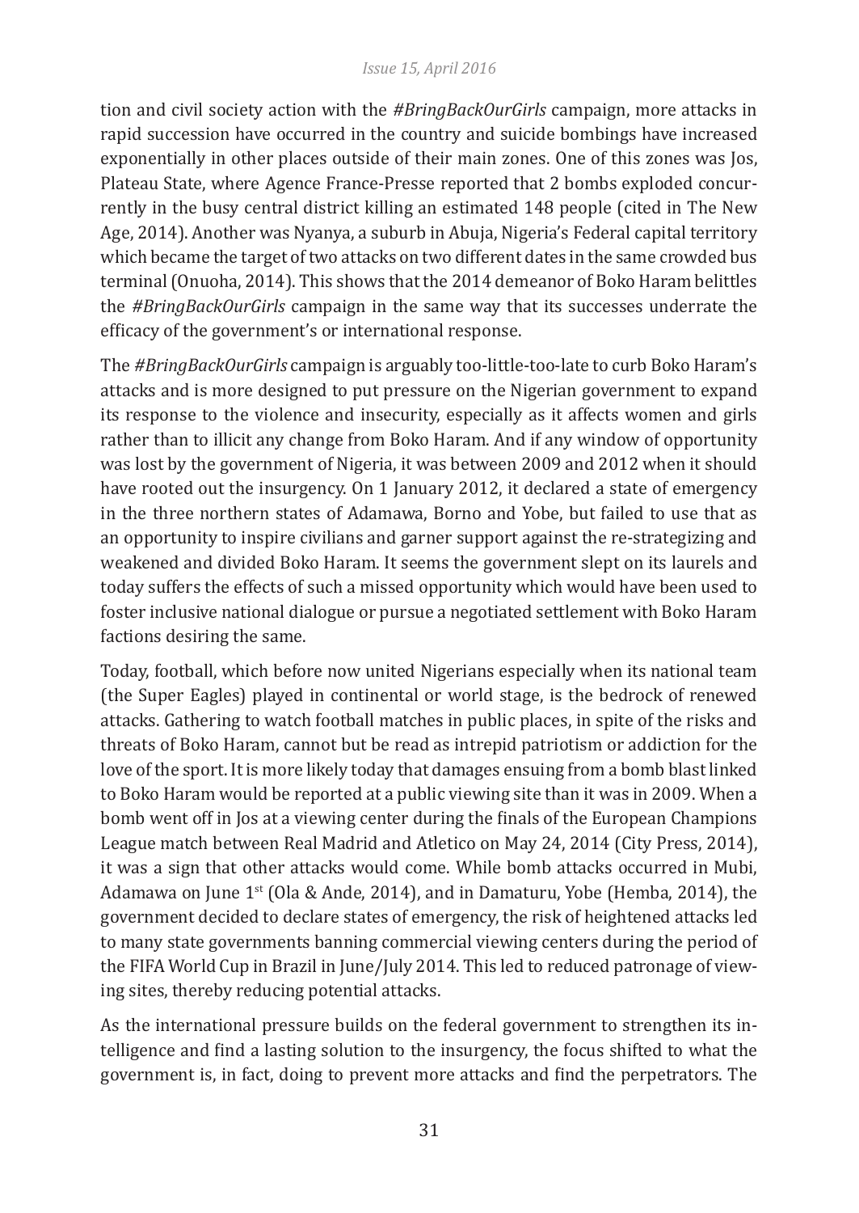tion and civil society action with the *#BringBackOurGirls* campaign, more attacks in rapid succession have occurred in the country and suicide bombings have increased exponentially in other places outside of their main zones. One of this zones was Jos, Plateau State, where Agence France-Presse reported that 2 bombs exploded concurrently in the busy central district killing an estimated 148 people (cited in The New Age, 2014). Another was Nyanya, a suburb in Abuja, Nigeria's Federal capital territory which became the target of two attacks on two different dates in the same crowded bus terminal (Onuoha, 2014). This shows that the 2014 demeanor of Boko Haram belittles the *#BringBackOurGirls* campaign in the same way that its successes underrate the efficacy of the government's or international response.

The *#BringBackOurGirls* campaign is arguably too-little-too-late to curb Boko Haram's attacks and is more designed to put pressure on the Nigerian government to expand its response to the violence and insecurity, especially as it affects women and girls rather than to illicit any change from Boko Haram. And if any window of opportunity was lost by the government of Nigeria, it was between 2009 and 2012 when it should have rooted out the insurgency. On 1 January 2012, it declared a state of emergency in the three northern states of Adamawa, Borno and Yobe, but failed to use that as an opportunity to inspire civilians and garner support against the re-strategizing and weakened and divided Boko Haram. It seems the government slept on its laurels and today suffers the effects of such a missed opportunity which would have been used to foster inclusive national dialogue or pursue a negotiated settlement with Boko Haram factions desiring the same.

Today, football, which before now united Nigerians especially when its national team (the Super Eagles) played in continental or world stage, is the bedrock of renewed attacks. Gathering to watch football matches in public places, in spite of the risks and threats of Boko Haram, cannot but be read as intrepid patriotism or addiction for the love of the sport. It is more likely today that damages ensuing from a bomb blast linked to Boko Haram would be reported at a public viewing site than it was in 2009. When a bomb went off in Jos at a viewing center during the finals of the European Champions League match between Real Madrid and Atletico on May 24, 2014 (City Press, 2014), it was a sign that other attacks would come. While bomb attacks occurred in Mubi, Adamawa on June 1st (Ola & Ande, 2014), and in Damaturu, Yobe (Hemba, 2014), the government decided to declare states of emergency, the risk of heightened attacks led to many state governments banning commercial viewing centers during the period of the FIFA World Cup in Brazil in June/July 2014. This led to reduced patronage of viewing sites, thereby reducing potential attacks.

As the international pressure builds on the federal government to strengthen its intelligence and find a lasting solution to the insurgency, the focus shifted to what the government is, in fact, doing to prevent more attacks and find the perpetrators. The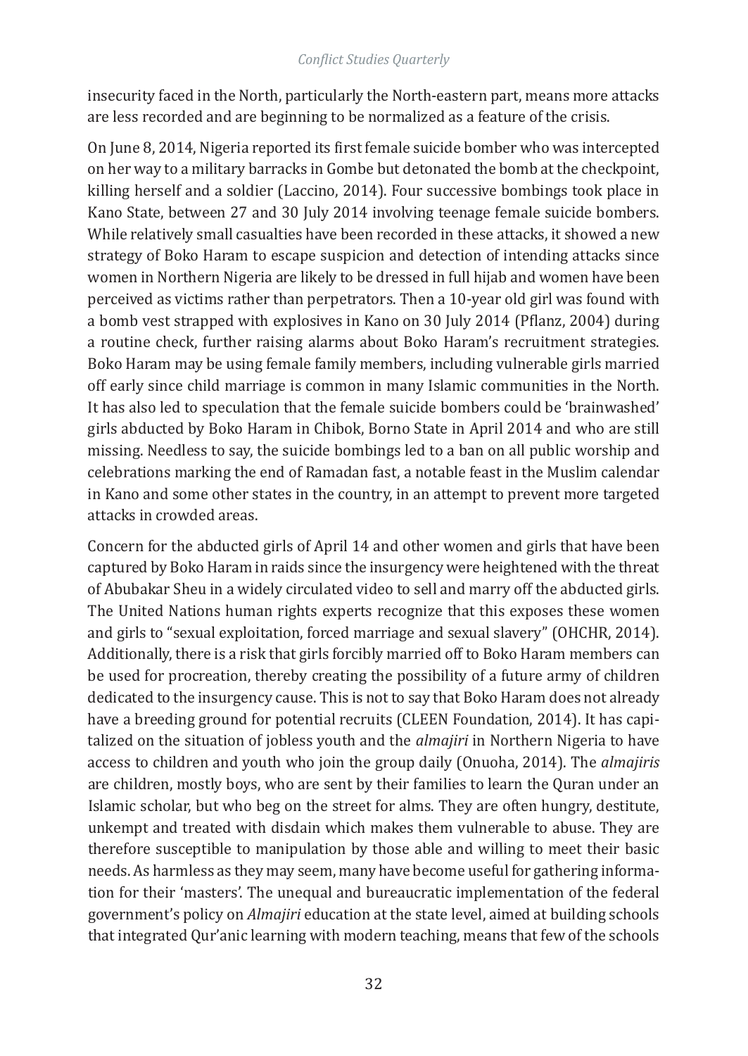insecurity faced in the North, particularly the North-eastern part, means more attacks are less recorded and are beginning to be normalized as a feature of the crisis.

On June 8, 2014, Nigeria reported its first female suicide bomber who was intercepted on her way to a military barracks in Gombe but detonated the bomb at the checkpoint, killing herself and a soldier (Laccino, 2014). Four successive bombings took place in Kano State, between 27 and 30 July 2014 involving teenage female suicide bombers. While relatively small casualties have been recorded in these attacks, it showed a new strategy of Boko Haram to escape suspicion and detection of intending attacks since women in Northern Nigeria are likely to be dressed in full hijab and women have been perceived as victims rather than perpetrators. Then a 10-year old girl was found with a bomb vest strapped with explosives in Kano on 30 July 2014 (Pflanz, 2004) during a routine check, further raising alarms about Boko Haram's recruitment strategies. Boko Haram may be using female family members, including vulnerable girls married off early since child marriage is common in many Islamic communities in the North. It has also led to speculation that the female suicide bombers could be 'brainwashed' girls abducted by Boko Haram in Chibok, Borno State in April 2014 and who are still missing. Needless to say, the suicide bombings led to a ban on all public worship and celebrations marking the end of Ramadan fast, a notable feast in the Muslim calendar in Kano and some other states in the country, in an attempt to prevent more targeted attacks in crowded areas.

Concern for the abducted girls of April 14 and other women and girls that have been captured by Boko Haram in raids since the insurgency were heightened with the threat of Abubakar Sheu in a widely circulated video to sell and marry off the abducted girls. The United Nations human rights experts recognize that this exposes these women and girls to "sexual exploitation, forced marriage and sexual slavery" (OHCHR, 2014). Additionally, there is a risk that girls forcibly married off to Boko Haram members can be used for procreation, thereby creating the possibility of a future army of children dedicated to the insurgency cause. This is not to say that Boko Haram does not already have a breeding ground for potential recruits (CLEEN Foundation, 2014). It has capitalized on the situation of jobless youth and the *almajiri* in Northern Nigeria to have access to children and youth who join the group daily (Onuoha, 2014). The *almajiris* are children, mostly boys, who are sent by their families to learn the Quran under an Islamic scholar, but who beg on the street for alms. They are often hungry, destitute, unkempt and treated with disdain which makes them vulnerable to abuse. They are therefore susceptible to manipulation by those able and willing to meet their basic needs. As harmless as they may seem, many have become useful for gathering information for their 'masters'. The unequal and bureaucratic implementation of the federal government's policy on *Almajiri* education at the state level, aimed at building schools that integrated Qur'anic learning with modern teaching, means that few of the schools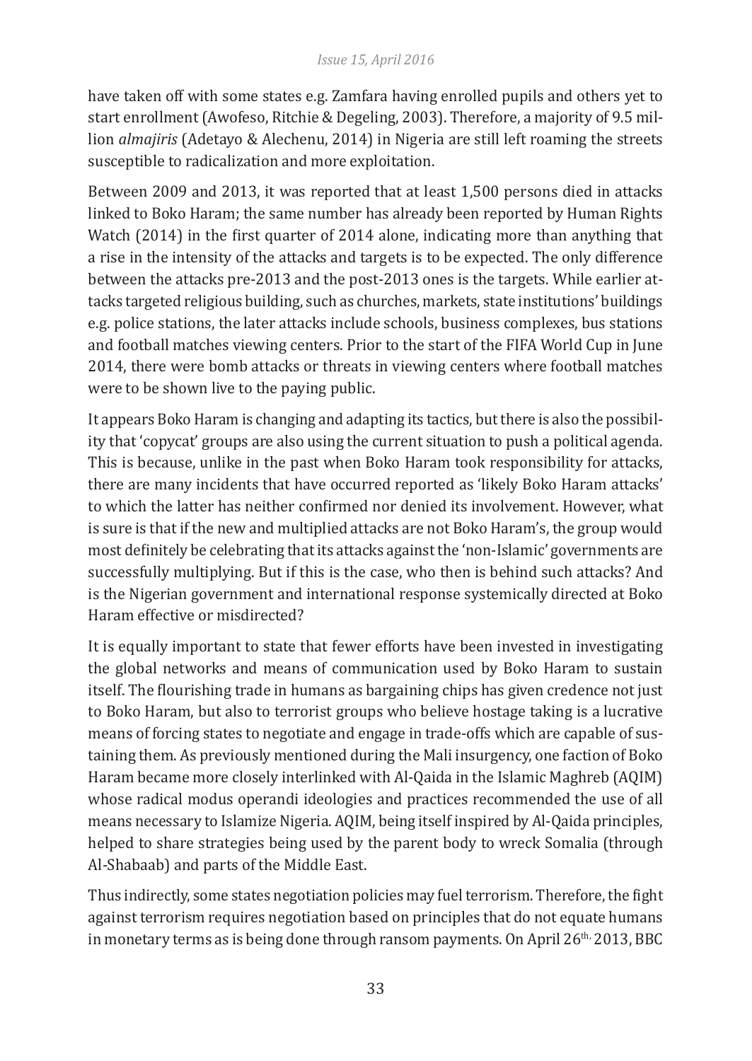have taken off with some states e.g. Zamfara having enrolled pupils and others yet to start enrollment (Awofeso, Ritchie & Degeling, 2003). Therefore, a majority of 9.5 million *almajiris* (Adetayo & Alechenu, 2014) in Nigeria are still left roaming the streets susceptible to radicalization and more exploitation.

Between 2009 and 2013, it was reported that at least 1,500 persons died in attacks linked to Boko Haram; the same number has already been reported by Human Rights Watch (2014) in the first quarter of 2014 alone, indicating more than anything that a rise in the intensity of the attacks and targets is to be expected. The only difference between the attacks pre-2013 and the post-2013 ones is the targets. While earlier attacks targeted religious building, such as churches, markets, state institutions' buildings e.g. police stations, the later attacks include schools, business complexes, bus stations and football matches viewing centers. Prior to the start of the FIFA World Cup in June 2014, there were bomb attacks or threats in viewing centers where football matches were to be shown live to the paying public.

It appears Boko Haram is changing and adapting its tactics, but there is also the possibility that 'copycat' groups are also using the current situation to push a political agenda. This is because, unlike in the past when Boko Haram took responsibility for attacks, there are many incidents that have occurred reported as 'likely Boko Haram attacks' to which the latter has neither confirmed nor denied its involvement. However, what is sure is that if the new and multiplied attacks are not Boko Haram's, the group would most definitely be celebrating that its attacks against the 'non-Islamic' governments are successfully multiplying. But if this is the case, who then is behind such attacks? And is the Nigerian government and international response systemically directed at Boko Haram effective or misdirected?

It is equally important to state that fewer efforts have been invested in investigating the global networks and means of communication used by Boko Haram to sustain itself. The flourishing trade in humans as bargaining chips has given credence not just to Boko Haram, but also to terrorist groups who believe hostage taking is a lucrative means of forcing states to negotiate and engage in trade-offs which are capable of sustaining them. As previously mentioned during the Mali insurgency, one faction of Boko Haram became more closely interlinked with Al-Qaida in the Islamic Maghreb (AQIM) whose radical modus operandi ideologies and practices recommended the use of all means necessary to Islamize Nigeria. AQIM, being itself inspired by Al-Qaida principles, helped to share strategies being used by the parent body to wreck Somalia (through Al-Shabaab) and parts of the Middle East.

Thus indirectly, some states negotiation policies may fuel terrorism. Therefore, the fight against terrorism requires negotiation based on principles that do not equate humans in monetary terms as is being done through ransom payments. On April 26th, 2013, BBC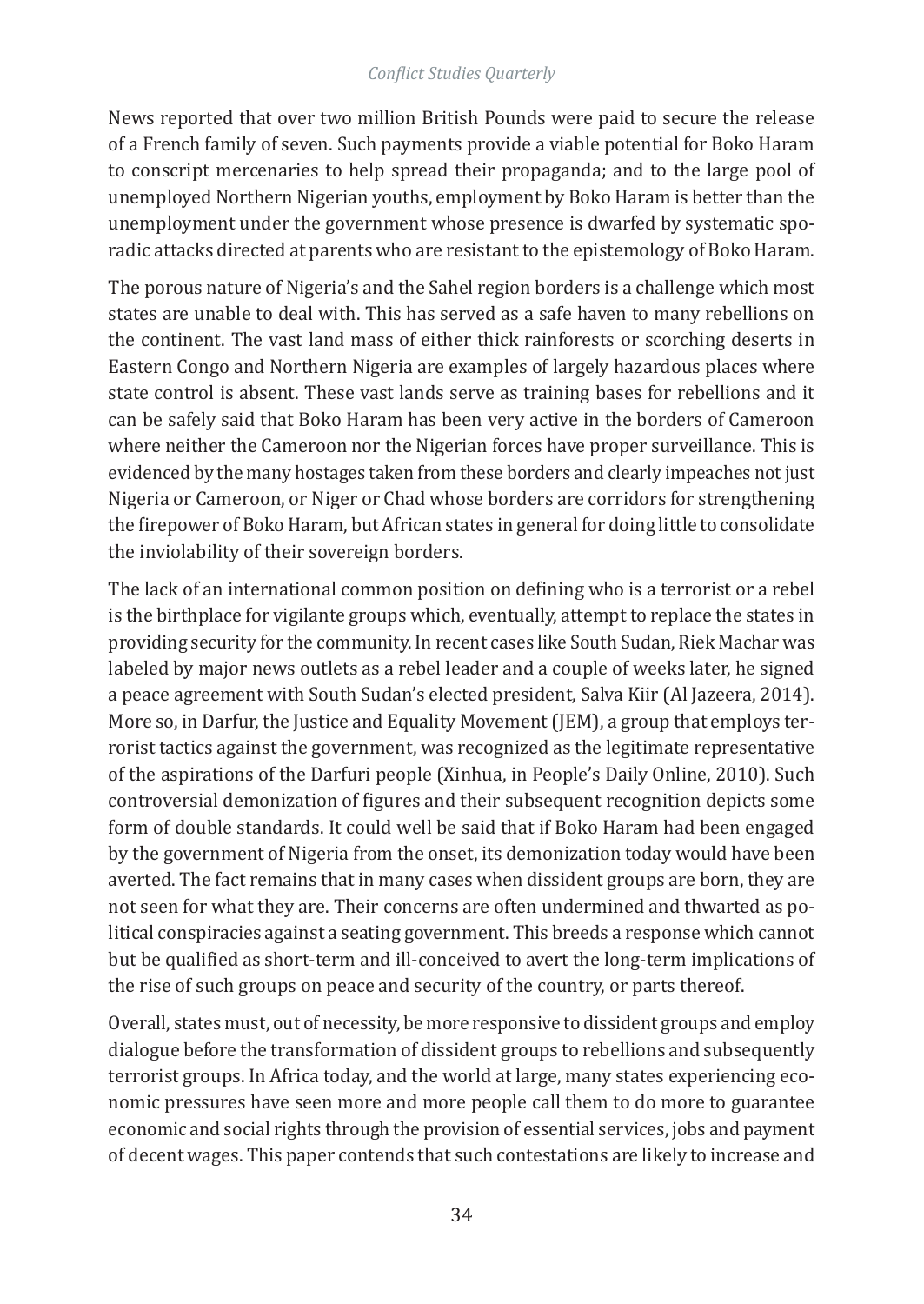News reported that over two million British Pounds were paid to secure the release of a French family of seven. Such payments provide a viable potential for Boko Haram to conscript mercenaries to help spread their propaganda; and to the large pool of unemployed Northern Nigerian youths, employment by Boko Haram is better than the unemployment under the government whose presence is dwarfed by systematic sporadic attacks directed at parents who are resistant to the epistemology of Boko Haram.

The porous nature of Nigeria's and the Sahel region borders is a challenge which most states are unable to deal with. This has served as a safe haven to many rebellions on the continent. The vast land mass of either thick rainforests or scorching deserts in Eastern Congo and Northern Nigeria are examples of largely hazardous places where state control is absent. These vast lands serve as training bases for rebellions and it can be safely said that Boko Haram has been very active in the borders of Cameroon where neither the Cameroon nor the Nigerian forces have proper surveillance. This is evidenced by the many hostages taken from these borders and clearly impeaches not just Nigeria or Cameroon, or Niger or Chad whose borders are corridors for strengthening the firepower of Boko Haram, but African states in general for doing little to consolidate the inviolability of their sovereign borders.

The lack of an international common position on defining who is a terrorist or a rebel is the birthplace for vigilante groups which, eventually, attempt to replace the states in providing security for the community. In recent cases like South Sudan, Riek Machar was labeled by major news outlets as a rebel leader and a couple of weeks later, he signed a peace agreement with South Sudan's elected president, Salva Kiir (Al Jazeera, 2014). More so, in Darfur, the Justice and Equality Movement (JEM), a group that employs terrorist tactics against the government, was recognized as the legitimate representative of the aspirations of the Darfuri people (Xinhua, in People's Daily Online, 2010). Such controversial demonization of figures and their subsequent recognition depicts some form of double standards. It could well be said that if Boko Haram had been engaged by the government of Nigeria from the onset, its demonization today would have been averted. The fact remains that in many cases when dissident groups are born, they are not seen for what they are. Their concerns are often undermined and thwarted as political conspiracies against a seating government. This breeds a response which cannot but be qualified as short-term and ill-conceived to avert the long-term implications of the rise of such groups on peace and security of the country, or parts thereof.

Overall, states must, out of necessity, be more responsive to dissident groups and employ dialogue before the transformation of dissident groups to rebellions and subsequently terrorist groups. In Africa today, and the world at large, many states experiencing economic pressures have seen more and more people call them to do more to guarantee economic and social rights through the provision of essential services, jobs and payment of decent wages. This paper contends that such contestations are likely to increase and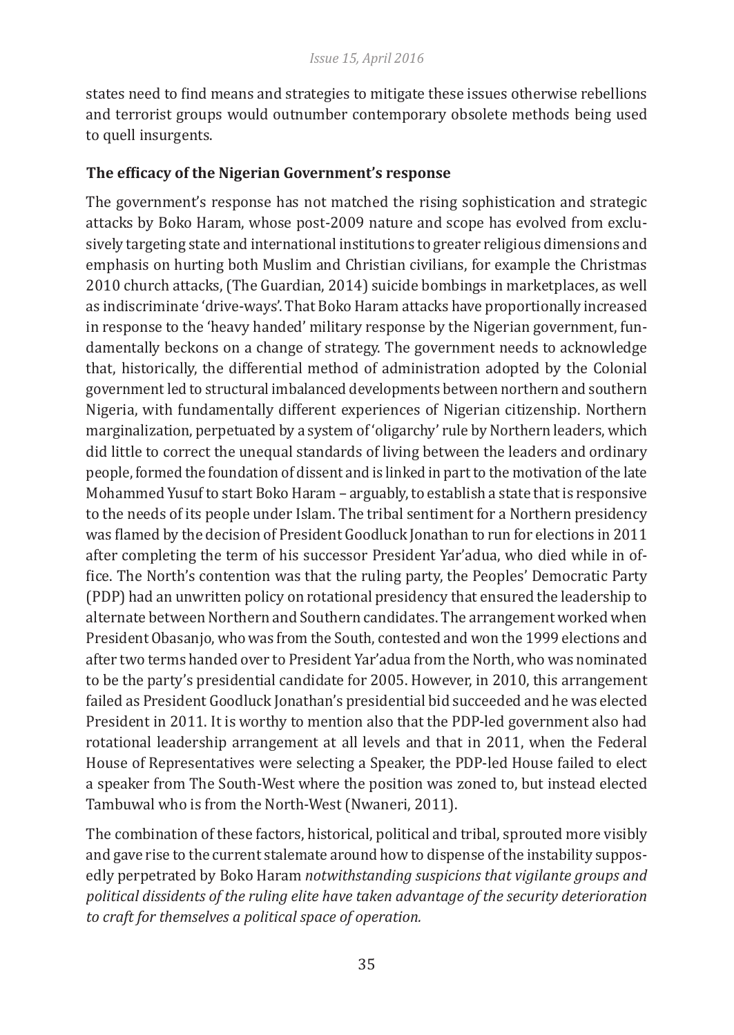states need to find means and strategies to mitigate these issues otherwise rebellions and terrorist groups would outnumber contemporary obsolete methods being used to quell insurgents.

**The efficacy of the Nigerian Government's response**

The government's response has not matched the rising sophistication and strategic attacks by Boko Haram, whose post-2009 nature and scope has evolved from exclusively targeting state and international institutions to greater religious dimensions and emphasis on hurting both Muslim and Christian civilians, for example the Christmas 2010 church attacks, (The Guardian, 2014) suicide bombings in marketplaces, as well as indiscriminate 'drive-ways'. That Boko Haram attacks have proportionally increased in response to the 'heavy handed' military response by the Nigerian government, fundamentally beckons on a change of strategy. The government needs to acknowledge that, historically, the differential method of administration adopted by the Colonial government led to structural imbalanced developments between northern and southern Nigeria, with fundamentally different experiences of Nigerian citizenship. Northern marginalization, perpetuated by a system of 'oligarchy' rule by Northern leaders, which did little to correct the unequal standards of living between the leaders and ordinary people, formed the foundation of dissent and is linked in part to the motivation of the late Mohammed Yusuf to start Boko Haram – arguably, to establish a state that is responsive to the needs of its people under Islam. The tribal sentiment for a Northern presidency was flamed by the decision of President Goodluck Jonathan to run for elections in 2011 after completing the term of his successor President Yar'adua, who died while in office. The North's contention was that the ruling party, the Peoples' Democratic Party (PDP) had an unwritten policy on rotational presidency that ensured the leadership to alternate between Northern and Southern candidates. The arrangement worked when President Obasanjo, who was from the South, contested and won the 1999 elections and after two terms handed over to President Yar'adua from the North, who was nominated to be the party's presidential candidate for 2005. However, in 2010, this arrangement failed as President Goodluck Jonathan's presidential bid succeeded and he was elected President in 2011. It is worthy to mention also that the PDP-led government also had rotational leadership arrangement at all levels and that in 2011, when the Federal House of Representatives were selecting a Speaker, the PDP-led House failed to elect a speaker from The South-West where the position was zoned to, but instead elected Tambuwal who is from the North-West (Nwaneri, 2011).

The combination of these factors, historical, political and tribal, sprouted more visibly and gave rise to the current stalemate around how to dispense of the instability supposedly perpetrated by Boko Haram *notwithstanding suspicions that vigilante groups and political dissidents of the ruling elite have taken advantage of the security deterioration to craft for themselves a political space of operation.*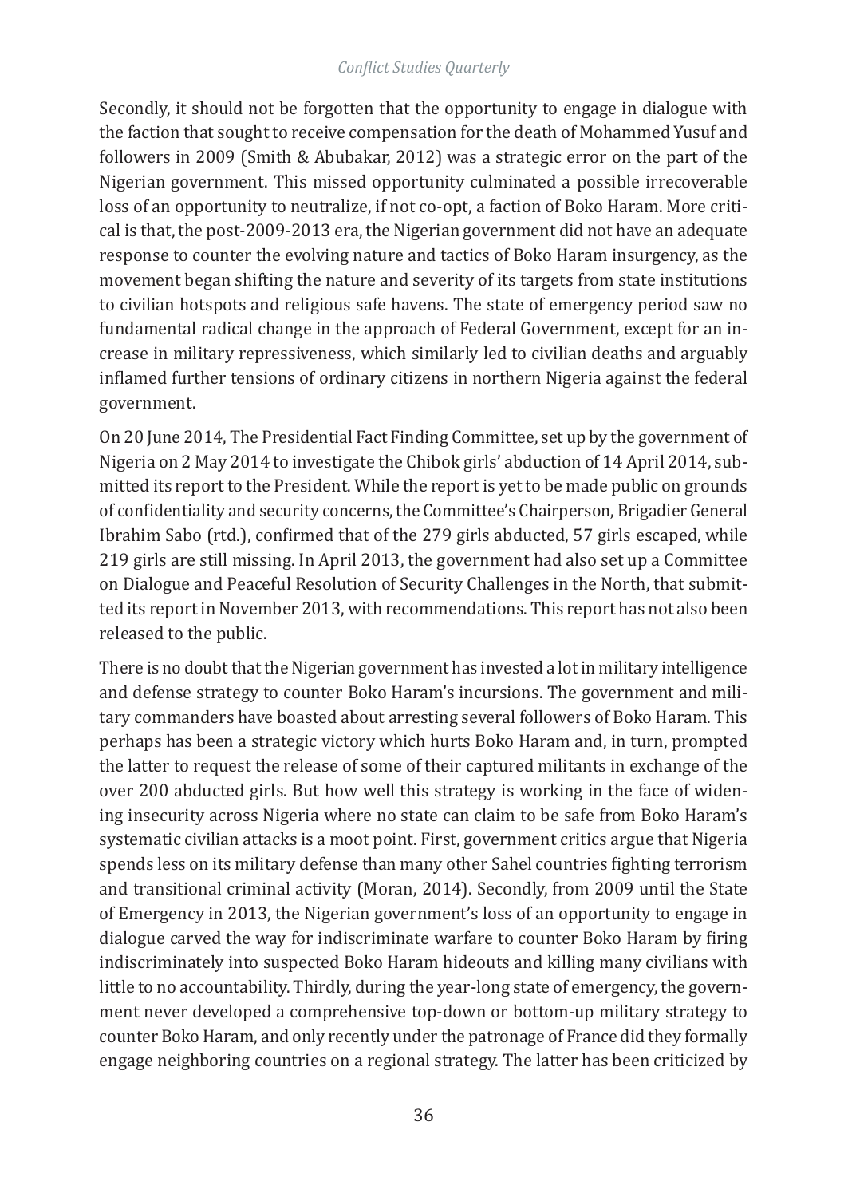Secondly, it should not be forgotten that the opportunity to engage in dialogue with the faction that sought to receive compensation for the death of Mohammed Yusuf and followers in 2009 (Smith & Abubakar, 2012) was a strategic error on the part of the Nigerian government. This missed opportunity culminated a possible irrecoverable loss of an opportunity to neutralize, if not co-opt, a faction of Boko Haram. More critical is that, the post-2009-2013 era, the Nigerian government did not have an adequate response to counter the evolving nature and tactics of Boko Haram insurgency, as the movement began shifting the nature and severity of its targets from state institutions to civilian hotspots and religious safe havens. The state of emergency period saw no fundamental radical change in the approach of Federal Government, except for an increase in military repressiveness, which similarly led to civilian deaths and arguably inflamed further tensions of ordinary citizens in northern Nigeria against the federal government.

On 20 June 2014, The Presidential Fact Finding Committee, set up by the government of Nigeria on 2 May 2014 to investigate the Chibok girls' abduction of 14 April 2014, submitted its report to the President. While the report is yet to be made public on grounds of confidentiality and security concerns, the Committee's Chairperson, Brigadier General Ibrahim Sabo (rtd.), confirmed that of the 279 girls abducted, 57 girls escaped, while 219 girls are still missing. In April 2013, the government had also set up a Committee on Dialogue and Peaceful Resolution of Security Challenges in the North, that submitted its report in November 2013, with recommendations. This report has not also been released to the public.

There is no doubt that the Nigerian government has invested a lot in military intelligence and defense strategy to counter Boko Haram's incursions. The government and military commanders have boasted about arresting several followers of Boko Haram. This perhaps has been a strategic victory which hurts Boko Haram and, in turn, prompted the latter to request the release of some of their captured militants in exchange of the over 200 abducted girls. But how well this strategy is working in the face of widening insecurity across Nigeria where no state can claim to be safe from Boko Haram's systematic civilian attacks is a moot point. First, government critics argue that Nigeria spends less on its military defense than many other Sahel countries fighting terrorism and transitional criminal activity (Moran, 2014). Secondly, from 2009 until the State of Emergency in 2013, the Nigerian government's loss of an opportunity to engage in dialogue carved the way for indiscriminate warfare to counter Boko Haram by firing indiscriminately into suspected Boko Haram hideouts and killing many civilians with little to no accountability. Thirdly, during the year-long state of emergency, the government never developed a comprehensive top-down or bottom-up military strategy to counter Boko Haram, and only recently under the patronage of France did they formally engage neighboring countries on a regional strategy. The latter has been criticized by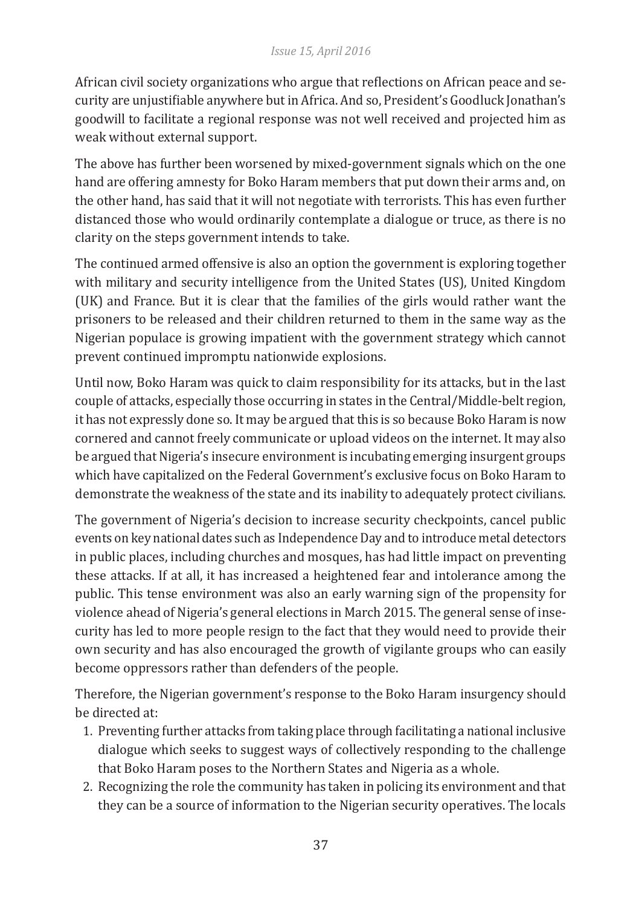African civil society organizations who argue that reflections on African peace and security are unjustifiable anywhere but in Africa. And so, President's Goodluck Jonathan's goodwill to facilitate a regional response was not well received and projected him as weak without external support.

The above has further been worsened by mixed-government signals which on the one hand are offering amnesty for Boko Haram members that put down their arms and, on the other hand, has said that it will not negotiate with terrorists. This has even further distanced those who would ordinarily contemplate a dialogue or truce, as there is no clarity on the steps government intends to take.

The continued armed offensive is also an option the government is exploring together with military and security intelligence from the United States (US), United Kingdom (UK) and France. But it is clear that the families of the girls would rather want the prisoners to be released and their children returned to them in the same way as the Nigerian populace is growing impatient with the government strategy which cannot prevent continued impromptu nationwide explosions.

Until now, Boko Haram was quick to claim responsibility for its attacks, but in the last couple of attacks, especially those occurring in states in the Central/Middle-belt region, it has not expressly done so. It may be argued that this is so because Boko Haram is now cornered and cannot freely communicate or upload videos on the internet. It may also be argued that Nigeria's insecure environment is incubating emerging insurgent groups which have capitalized on the Federal Government's exclusive focus on Boko Haram to demonstrate the weakness of the state and its inability to adequately protect civilians.

The government of Nigeria's decision to increase security checkpoints, cancel public events on key national dates such as Independence Day and to introduce metal detectors in public places, including churches and mosques, has had little impact on preventing these attacks. If at all, it has increased a heightened fear and intolerance among the public. This tense environment was also an early warning sign of the propensity for violence ahead of Nigeria's general elections in March 2015. The general sense of insecurity has led to more people resign to the fact that they would need to provide their own security and has also encouraged the growth of vigilante groups who can easily become oppressors rather than defenders of the people.

Therefore, the Nigerian government's response to the Boko Haram insurgency should be directed at:

1. Preventing further attacks from taking place through facilitating a national inclusive dialogue which seeks to suggest ways of collectively responding to the challenge that Boko Haram poses to the Northern States and Nigeria as a whole.
2. Recognizing the role the community has taken in policing its environment and that they can be a source of information to the Nigerian security operatives. The locals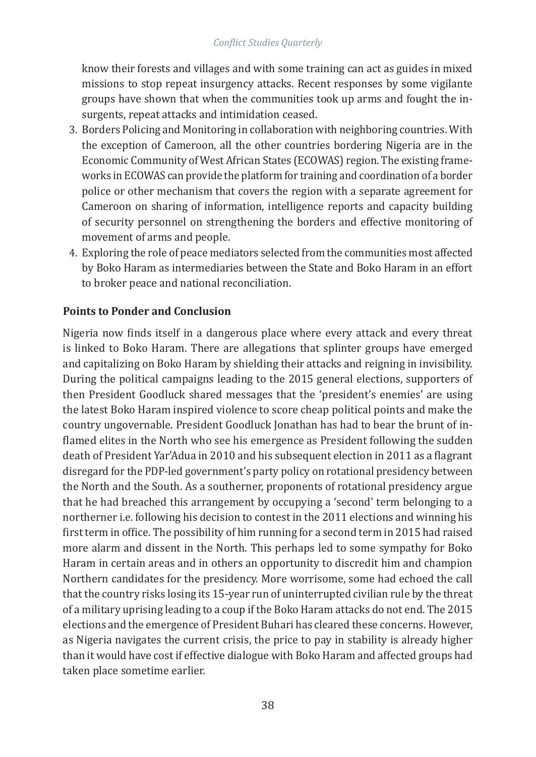know their forests and villages and with some training can act as guides in mixed missions to stop repeat insurgency attacks. Recent responses by some vigilante groups have shown that when the communities took up arms and fought the insurgents, repeat attacks and intimidation ceased.

3. Borders Policing and Monitoring in collaboration with neighboring countries. With the exception of Cameroon, all the other countries bordering Nigeria are in the Economic Community of West African States (ECOWAS) region. The existing frameworks in ECOWAS can provide the platform for training and coordination of a border police or other mechanism that covers the region with a separate agreement for Cameroon on sharing of information, intelligence reports and capacity building of security personnel on strengthening the borders and effective monitoring of movement of arms and people.
4. Exploring the role of peace mediators selected from the communities most affected by Boko Haram as intermediaries between the State and Boko Haram in an effort to broker peace and national reconciliation.

**Points to Ponder and Conclusion**

Nigeria now finds itself in a dangerous place where every attack and every threat is linked to Boko Haram. There are allegations that splinter groups have emerged and capitalizing on Boko Haram by shielding their attacks and reigning in invisibility. During the political campaigns leading to the 2015 general elections, supporters of then President Goodluck shared messages that the 'president's enemies' are using the latest Boko Haram inspired violence to score cheap political points and make the country ungovernable. President Goodluck Jonathan has had to bear the brunt of inflamed elites in the North who see his emergence as President following the sudden death of President Yar'Adua in 2010 and his subsequent election in 2011 as a flagrant disregard for the PDP-led government's party policy on rotational presidency between the North and the South. As a southerner, proponents of rotational presidency argue that he had breached this arrangement by occupying a 'second' term belonging to a northerner i.e. following his decision to contest in the 2011 elections and winning his first term in office. The possibility of him running for a second term in 2015 had raised more alarm and dissent in the North. This perhaps led to some sympathy for Boko Haram in certain areas and in others an opportunity to discredit him and champion Northern candidates for the presidency. More worrisome, some had echoed the call that the country risks losing its 15-year run of uninterrupted civilian rule by the threat of a military uprising leading to a coup if the Boko Haram attacks do not end. The 2015 elections and the emergence of President Buhari has cleared these concerns. However, as Nigeria navigates the current crisis, the price to pay in stability is already higher than it would have cost if effective dialogue with Boko Haram and affected groups had taken place sometime earlier.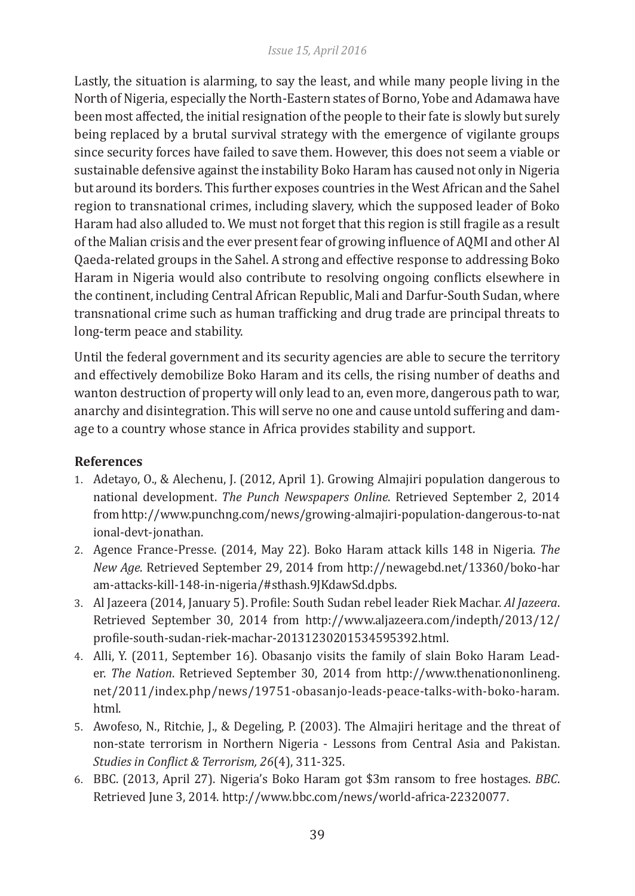Lastly, the situation is alarming, to say the least, and while many people living in the North of Nigeria, especially the North-Eastern states of Borno, Yobe and Adamawa have been most affected, the initial resignation of the people to their fate is slowly but surely being replaced by a brutal survival strategy with the emergence of vigilante groups since security forces have failed to save them. However, this does not seem a viable or sustainable defensive against the instability Boko Haram has caused not only in Nigeria but around its borders. This further exposes countries in the West African and the Sahel region to transnational crimes, including slavery, which the supposed leader of Boko Haram had also alluded to. We must not forget that this region is still fragile as a result of the Malian crisis and the ever present fear of growing influence of AQMI and other Al Qaeda-related groups in the Sahel. A strong and effective response to addressing Boko Haram in Nigeria would also contribute to resolving ongoing conflicts elsewhere in the continent, including Central African Republic, Mali and Darfur-South Sudan, where transnational crime such as human trafficking and drug trade are principal threats to long-term peace and stability.

Until the federal government and its security agencies are able to secure the territory and effectively demobilize Boko Haram and its cells, the rising number of deaths and wanton destruction of property will only lead to an, even more, dangerous path to war, anarchy and disintegration. This will serve no one and cause untold suffering and damage to a country whose stance in Africa provides stability and support.

## References

1. Adetayo, O., & Alechenu, J. (2012, April 1). Growing Almajiri population dangerous to national development. *The Punch Newspapers Online*. Retrieved September 2, 2014 from http://www.punchng.com/news/growing-almajiri-population-dangerous-to-national-devt-jonathan.
2. Agence France-Presse. (2014, May 22). Boko Haram attack kills 148 in Nigeria. *The New Age*. Retrieved September 29, 2014 from http://newagebd.net/13360/boko-haram-attacks-kill-148-in-nigeria/#sthash.9JKdawSd.dpbs.
3. Al Jazeera (2014, January 5). Profile: South Sudan rebel leader Riek Machar. *Al Jazeera*. Retrieved September 30, 2014 from http://www.aljazeera.com/indepth/2013/12/profile-south-sudan-riek-machar-20131230201534595392.html.
4. Alli, Y. (2011, September 16). Obasanjo visits the family of slain Boko Haram Leader. *The Nation*. Retrieved September 30, 2014 from http://www.thenationonlineng.net/2011/index.php/news/19751-obasanjo-leads-peace-talks-with-boko-haram.html.
5. Awofeso, N., Ritchie, J., & Degeling, P. (2003). The Almajiri heritage and the threat of non-state terrorism in Northern Nigeria - Lessons from Central Asia and Pakistan. *Studies in Conflict & Terrorism, 26*(4), 311-325.
6. BBC. (2013, April 27). Nigeria's Boko Haram got $3m ransom to free hostages. *BBC*. Retrieved June 3, 2014. http://www.bbc.com/news/world-africa-22320077.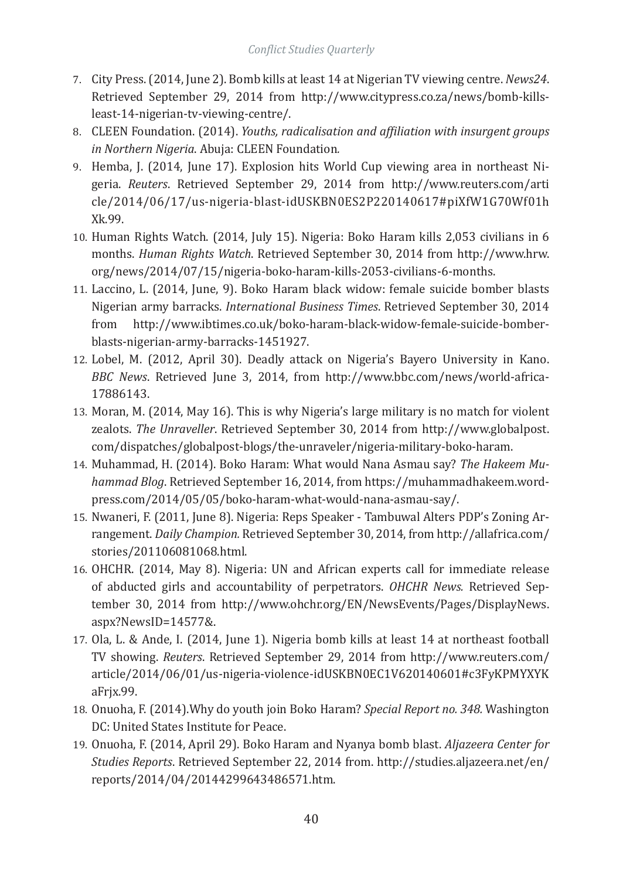7. City Press. (2014, June 2). Bomb kills at least 14 at Nigerian TV viewing centre. *News24*. Retrieved September 29, 2014 from http://www.citypress.co.za/news/bomb-kills-least-14-nigerian-tv-viewing-centre/.
8. CLEEN Foundation. (2014). *Youths, radicalisation and affiliation with insurgent groups in Northern Nigeria*. Abuja: CLEEN Foundation.
9. Hemba, J. (2014, June 17). Explosion hits World Cup viewing area in northeast Nigeria. *Reuters*. Retrieved September 29, 2014 from http://www.reuters.com/article/2014/06/17/us-nigeria-blast-idUSKBN0ES2P220140617#piXfW1G70Wf01hXk.99.
10. Human Rights Watch. (2014, July 15). Nigeria: Boko Haram kills 2,053 civilians in 6 months. *Human Rights Watch*. Retrieved September 30, 2014 from http://www.hrw.org/news/2014/07/15/nigeria-boko-haram-kills-2053-civilians-6-months.
11. Laccino, L. (2014, June, 9). Boko Haram black widow: female suicide bomber blasts Nigerian army barracks. *International Business Times*. Retrieved September 30, 2014 from http://www.ibtimes.co.uk/boko-haram-black-widow-female-suicide-bomber-blasts-nigerian-army-barracks-1451927.
12. Lobel, M. (2012, April 30). Deadly attack on Nigeria's Bayero University in Kano. *BBC News*. Retrieved June 3, 2014, from http://www.bbc.com/news/world-africa-17886143.
13. Moran, M. (2014, May 16). This is why Nigeria's large military is no match for violent zealots. *The Unraveller*. Retrieved September 30, 2014 from http://www.globalpost.com/dispatches/globalpost-blogs/the-unraveler/nigeria-military-boko-haram.
14. Muhammad, H. (2014). Boko Haram: What would Nana Asmau say? *The Hakeem Muhammad Blog*. Retrieved September 16, 2014, from https://muhammadhakeem.wordpress.com/2014/05/05/boko-haram-what-would-nana-asmau-say/.
15. Nwaneri, F. (2011, June 8). Nigeria: Reps Speaker - Tambuwal Alters PDP's Zoning Arrangement. *Daily Champion.* Retrieved September 30, 2014, from http://allafrica.com/stories/201106081068.html.
16. OHCHR. (2014, May 8). Nigeria: UN and African experts call for immediate release of abducted girls and accountability of perpetrators. *OHCHR News.* Retrieved September 30, 2014 from http://www.ohchr.org/EN/NewsEvents/Pages/DisplayNews.aspx?NewsID=14577&.
17. Ola, L. & Ande, I. (2014, June 1). Nigeria bomb kills at least 14 at northeast football TV showing. *Reuters*. Retrieved September 29, 2014 from http://www.reuters.com/article/2014/06/01/us-nigeria-violence-idUSKBN0EC1V620140601#c3FyKPMYXYKaFrjx.99.
18. Onuoha, F. (2014).Why do youth join Boko Haram? *Special Report no. 348.* Washington DC: United States Institute for Peace.
19. Onuoha, F. (2014, April 29). Boko Haram and Nyanya bomb blast. *Aljazeera Center for Studies Reports*. Retrieved September 22, 2014 from. http://studies.aljazeera.net/en/reports/2014/04/20144299643486571.htm.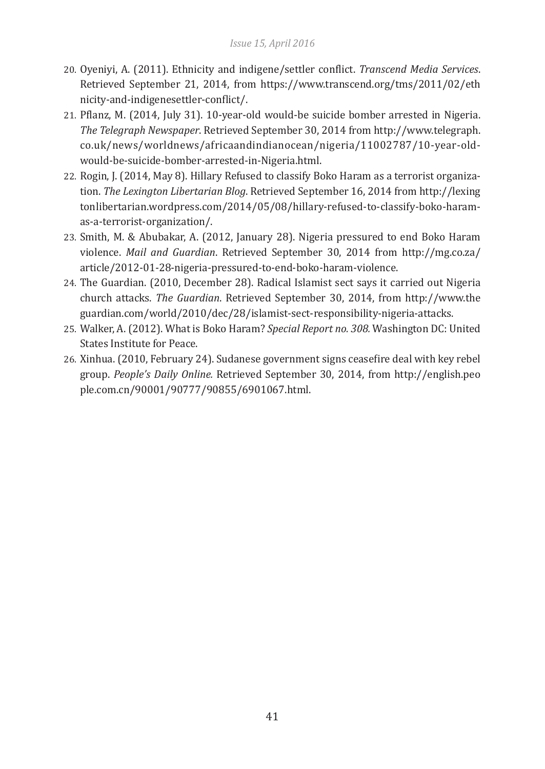20. Oyeniyi, A. (2011). Ethnicity and indigene/settler conflict. *Transcend Media Services*. Retrieved September 21, 2014, from https://www.transcend.org/tms/2011/02/ethnicity-and-indigenesettler-conflict/.
21. Pflanz, M. (2014, July 31). 10-year-old would-be suicide bomber arrested in Nigeria. *The Telegraph Newspaper*. Retrieved September 30, 2014 from http://www.telegraph.co.uk/news/worldnews/africaandindianocean/nigeria/11002787/10-year-old-would-be-suicide-bomber-arrested-in-Nigeria.html.
22. Rogin, J. (2014, May 8). Hillary Refused to classify Boko Haram as a terrorist organization. *The Lexington Libertarian Blog*. Retrieved September 16, 2014 from http://lexingtonlibertarian.wordpress.com/2014/05/08/hillary-refused-to-classify-boko-haram-as-a-terrorist-organization/.
23. Smith, M. & Abubakar, A. (2012, January 28). Nigeria pressured to end Boko Haram violence. *Mail and Guardian*. Retrieved September 30, 2014 from http://mg.co.za/article/2012-01-28-nigeria-pressured-to-end-boko-haram-violence.
24. The Guardian. (2010, December 28). Radical Islamist sect says it carried out Nigeria church attacks. *The Guardian*. Retrieved September 30, 2014, from http://www.theguardian.com/world/2010/dec/28/islamist-sect-responsibility-nigeria-attacks.
25. Walker, A. (2012). What is Boko Haram? *Special Report no. 308.* Washington DC: United States Institute for Peace.
26. Xinhua. (2010, February 24). Sudanese government signs ceasefire deal with key rebel group. *People's Daily Online.* Retrieved September 30, 2014, from http://english.people.com.cn/90001/90777/90855/6901067.html.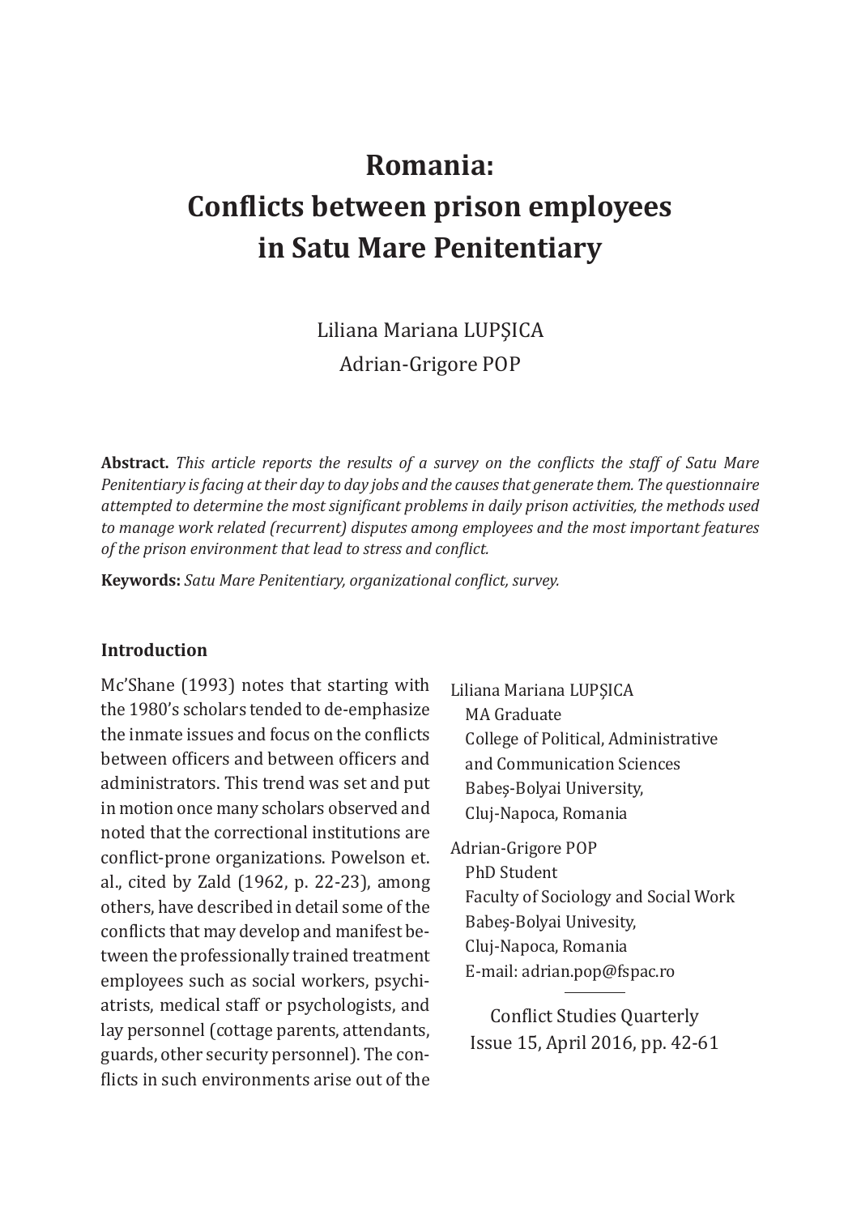# Romania: Conflicts between prison employees in Satu Mare Penitentiary

Liliana Mariana LUPŞICA
Adrian-Grigore POP

**Abstract.** *This article reports the results of a survey on the conflicts the staff of Satu Mare Penitentiary is facing at their day to day jobs and the causes that generate them. The questionnaire attempted to determine the most significant problems in daily prison activities, the methods used to manage work related (recurrent) disputes among employees and the most important features of the prison environment that lead to stress and conflict.*

**Keywords:** *Satu Mare Penitentiary, organizational conflict, survey.*

Liliana Mariana LUPŞICA
MA Graduate
College of Political, Administrative and Communication Sciences
Babeş-Bolyai University,
Cluj-Napoca, Romania

Adrian-Grigore POP
PhD Student
Faculty of Sociology and Social Work
Babeş-Bolyai Univesity,
Cluj-Napoca, Romania
E-mail: adrian.pop@fspac.ro

Conflict Studies Quarterly
Issue 15, April 2016, pp. 42-61

## Introduction

Mc'Shane (1993) notes that starting with the 1980's scholars tended to de-emphasize the inmate issues and focus on the conflicts between officers and between officers and administrators. This trend was set and put in motion once many scholars observed and noted that the correctional institutions are conflict-prone organizations. Powelson et. al., cited by Zald (1962, p. 22-23), among others, have described in detail some of the conflicts that may develop and manifest between the professionally trained treatment employees such as social workers, psychiatrists, medical staff or psychologists, and lay personnel (cottage parents, attendants, guards, other security personnel). The conflicts in such environments arise out of the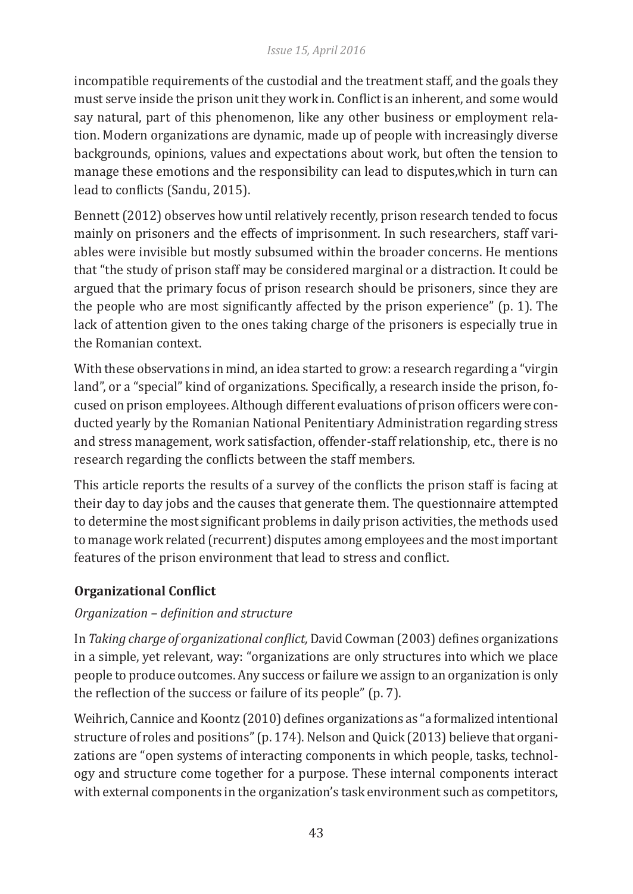incompatible requirements of the custodial and the treatment staff, and the goals they must serve inside the prison unit they work in. Conflict is an inherent, and some would say natural, part of this phenomenon, like any other business or employment relation. Modern organizations are dynamic, made up of people with increasingly diverse backgrounds, opinions, values and expectations about work, but often the tension to manage these emotions and the responsibility can lead to disputes,which in turn can lead to conflicts (Sandu, 2015).

Bennett (2012) observes how until relatively recently, prison research tended to focus mainly on prisoners and the effects of imprisonment. In such researchers, staff variables were invisible but mostly subsumed within the broader concerns. He mentions that "the study of prison staff may be considered marginal or a distraction. It could be argued that the primary focus of prison research should be prisoners, since they are the people who are most significantly affected by the prison experience" (p. 1). The lack of attention given to the ones taking charge of the prisoners is especially true in the Romanian context.

With these observations in mind, an idea started to grow: a research regarding a "virgin land", or a "special" kind of organizations. Specifically, a research inside the prison, focused on prison employees. Although different evaluations of prison officers were conducted yearly by the Romanian National Penitentiary Administration regarding stress and stress management, work satisfaction, offender-staff relationship, etc., there is no research regarding the conflicts between the staff members.

This article reports the results of a survey of the conflicts the prison staff is facing at their day to day jobs and the causes that generate them. The questionnaire attempted to determine the most significant problems in daily prison activities, the methods used to manage work related (recurrent) disputes among employees and the most important features of the prison environment that lead to stress and conflict.

## Organizational Conflict

### *Organization – definition and structure*

In *Taking charge of organizational conflict,* David Cowman (2003) defines organizations in a simple, yet relevant, way: "organizations are only structures into which we place people to produce outcomes. Any success or failure we assign to an organization is only the reflection of the success or failure of its people" (p. 7).

Weihrich, Cannice and Koontz (2010) defines organizations as "a formalized intentional structure of roles and positions" (p. 174). Nelson and Quick (2013) believe that organizations are "open systems of interacting components in which people, tasks, technology and structure come together for a purpose. These internal components interact with external components in the organization's task environment such as competitors,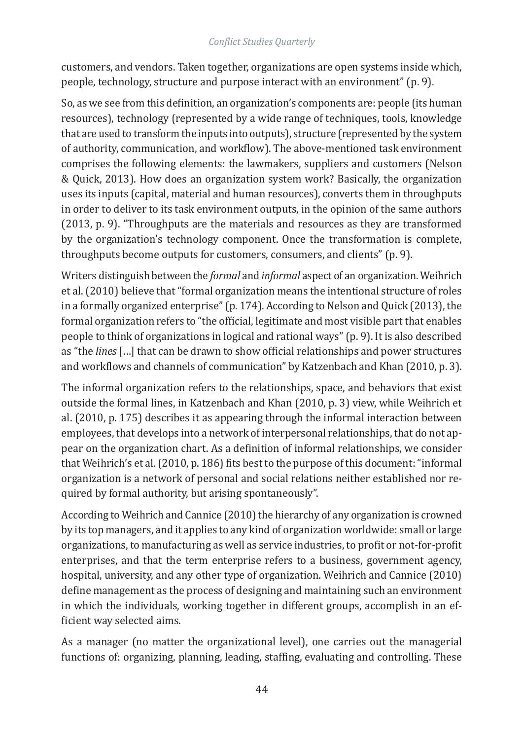customers, and vendors. Taken together, organizations are open systems inside which, people, technology, structure and purpose interact with an environment" (p. 9).

So, as we see from this definition, an organization's components are: people (its human resources), technology (represented by a wide range of techniques, tools, knowledge that are used to transform the inputs into outputs), structure (represented by the system of authority, communication, and workflow). The above-mentioned task environment comprises the following elements: the lawmakers, suppliers and customers (Nelson & Quick, 2013). How does an organization system work? Basically, the organization uses its inputs (capital, material and human resources), converts them in throughputs in order to deliver to its task environment outputs, in the opinion of the same authors (2013, p. 9). "Throughputs are the materials and resources as they are transformed by the organization's technology component. Once the transformation is complete, throughputs become outputs for customers, consumers, and clients" (p. 9).

Writers distinguish between the *formal* and *informal* aspect of an organization. Weihrich et al. (2010) believe that "formal organization means the intentional structure of roles in a formally organized enterprise" (p. 174). According to Nelson and Quick (2013), the formal organization refers to "the official, legitimate and most visible part that enables people to think of organizations in logical and rational ways" (p. 9). It is also described as "the *lines* [...] that can be drawn to show official relationships and power structures and workflows and channels of communication" by Katzenbach and Khan (2010, p. 3).

The informal organization refers to the relationships, space, and behaviors that exist outside the formal lines, in Katzenbach and Khan (2010, p. 3) view, while Weihrich et al. (2010, p. 175) describes it as appearing through the informal interaction between employees, that develops into a network of interpersonal relationships, that do not appear on the organization chart. As a definition of informal relationships, we consider that Weihrich's et al. (2010, p. 186) fits best to the purpose of this document: "informal organization is a network of personal and social relations neither established nor required by formal authority, but arising spontaneously".

According to Weihrich and Cannice (2010) the hierarchy of any organization is crowned by its top managers, and it applies to any kind of organization worldwide: small or large organizations, to manufacturing as well as service industries, to profit or not-for-profit enterprises, and that the term enterprise refers to a business, government agency, hospital, university, and any other type of organization. Weihrich and Cannice (2010) define management as the process of designing and maintaining such an environment in which the individuals, working together in different groups, accomplish in an efficient way selected aims.

As a manager (no matter the organizational level), one carries out the managerial functions of: organizing, planning, leading, staffing, evaluating and controlling. These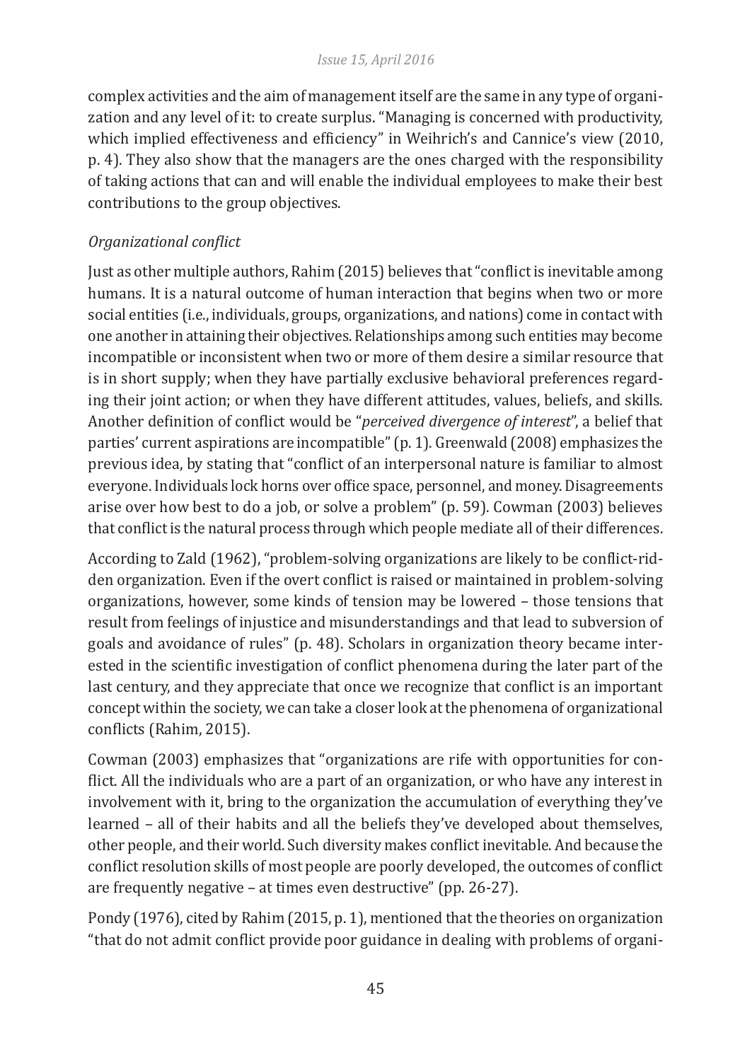complex activities and the aim of management itself are the same in any type of organization and any level of it: to create surplus. "Managing is concerned with productivity, which implied effectiveness and efficiency" in Weihrich's and Cannice's view (2010, p. 4). They also show that the managers are the ones charged with the responsibility of taking actions that can and will enable the individual employees to make their best contributions to the group objectives.

*Organizational conflict*

Just as other multiple authors, Rahim (2015) believes that "conflict is inevitable among humans. It is a natural outcome of human interaction that begins when two or more social entities (i.e., individuals, groups, organizations, and nations) come in contact with one another in attaining their objectives. Relationships among such entities may become incompatible or inconsistent when two or more of them desire a similar resource that is in short supply; when they have partially exclusive behavioral preferences regarding their joint action; or when they have different attitudes, values, beliefs, and skills. Another definition of conflict would be "*perceived divergence of interest*", a belief that parties' current aspirations are incompatible" (p. 1). Greenwald (2008) emphasizes the previous idea, by stating that "conflict of an interpersonal nature is familiar to almost everyone. Individuals lock horns over office space, personnel, and money. Disagreements arise over how best to do a job, or solve a problem" (p. 59). Cowman (2003) believes that conflict is the natural process through which people mediate all of their differences.

According to Zald (1962), "problem-solving organizations are likely to be conflict-ridden organization. Even if the overt conflict is raised or maintained in problem-solving organizations, however, some kinds of tension may be lowered – those tensions that result from feelings of injustice and misunderstandings and that lead to subversion of goals and avoidance of rules" (p. 48). Scholars in organization theory became interested in the scientific investigation of conflict phenomena during the later part of the last century, and they appreciate that once we recognize that conflict is an important concept within the society, we can take a closer look at the phenomena of organizational conflicts (Rahim, 2015).

Cowman (2003) emphasizes that "organizations are rife with opportunities for conflict. All the individuals who are a part of an organization, or who have any interest in involvement with it, bring to the organization the accumulation of everything they've learned – all of their habits and all the beliefs they've developed about themselves, other people, and their world. Such diversity makes conflict inevitable. And because the conflict resolution skills of most people are poorly developed, the outcomes of conflict are frequently negative – at times even destructive" (pp. 26-27).

Pondy (1976), cited by Rahim (2015, p. 1), mentioned that the theories on organization "that do not admit conflict provide poor guidance in dealing with problems of organi-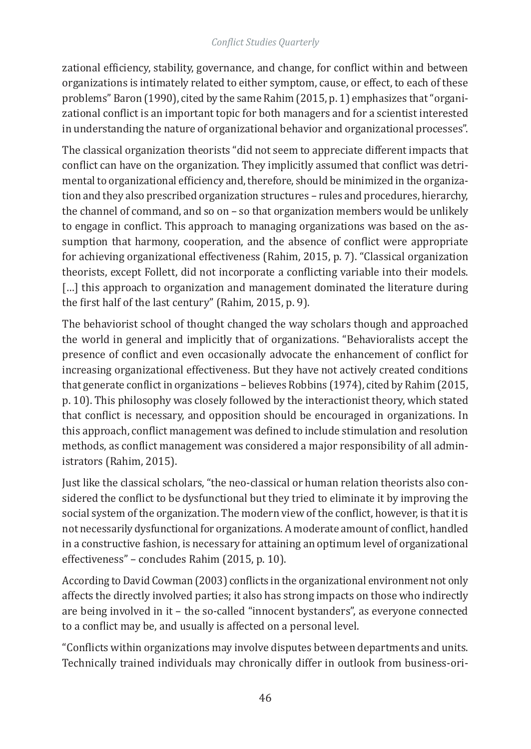zational efficiency, stability, governance, and change, for conflict within and between organizations is intimately related to either symptom, cause, or effect, to each of these problems" Baron (1990), cited by the same Rahim (2015, p. 1) emphasizes that "organizational conflict is an important topic for both managers and for a scientist interested in understanding the nature of organizational behavior and organizational processes".

The classical organization theorists "did not seem to appreciate different impacts that conflict can have on the organization. They implicitly assumed that conflict was detrimental to organizational efficiency and, therefore, should be minimized in the organization and they also prescribed organization structures – rules and procedures, hierarchy, the channel of command, and so on – so that organization members would be unlikely to engage in conflict. This approach to managing organizations was based on the assumption that harmony, cooperation, and the absence of conflict were appropriate for achieving organizational effectiveness (Rahim, 2015, p. 7). "Classical organization theorists, except Follett, did not incorporate a conflicting variable into their models. [...] this approach to organization and management dominated the literature during the first half of the last century" (Rahim, 2015, p. 9).

The behaviorist school of thought changed the way scholars though and approached the world in general and implicitly that of organizations. "Behavioralists accept the presence of conflict and even occasionally advocate the enhancement of conflict for increasing organizational effectiveness. But they have not actively created conditions that generate conflict in organizations – believes Robbins (1974), cited by Rahim (2015, p. 10). This philosophy was closely followed by the interactionist theory, which stated that conflict is necessary, and opposition should be encouraged in organizations. In this approach, conflict management was defined to include stimulation and resolution methods, as conflict management was considered a major responsibility of all administrators (Rahim, 2015).

Just like the classical scholars, "the neo-classical or human relation theorists also considered the conflict to be dysfunctional but they tried to eliminate it by improving the social system of the organization. The modern view of the conflict, however, is that it is not necessarily dysfunctional for organizations. A moderate amount of conflict, handled in a constructive fashion, is necessary for attaining an optimum level of organizational effectiveness" – concludes Rahim (2015, p. 10).

According to David Cowman (2003) conflicts in the organizational environment not only affects the directly involved parties; it also has strong impacts on those who indirectly are being involved in it – the so-called "innocent bystanders", as everyone connected to a conflict may be, and usually is affected on a personal level.

"Conflicts within organizations may involve disputes between departments and units. Technically trained individuals may chronically differ in outlook from business-ori-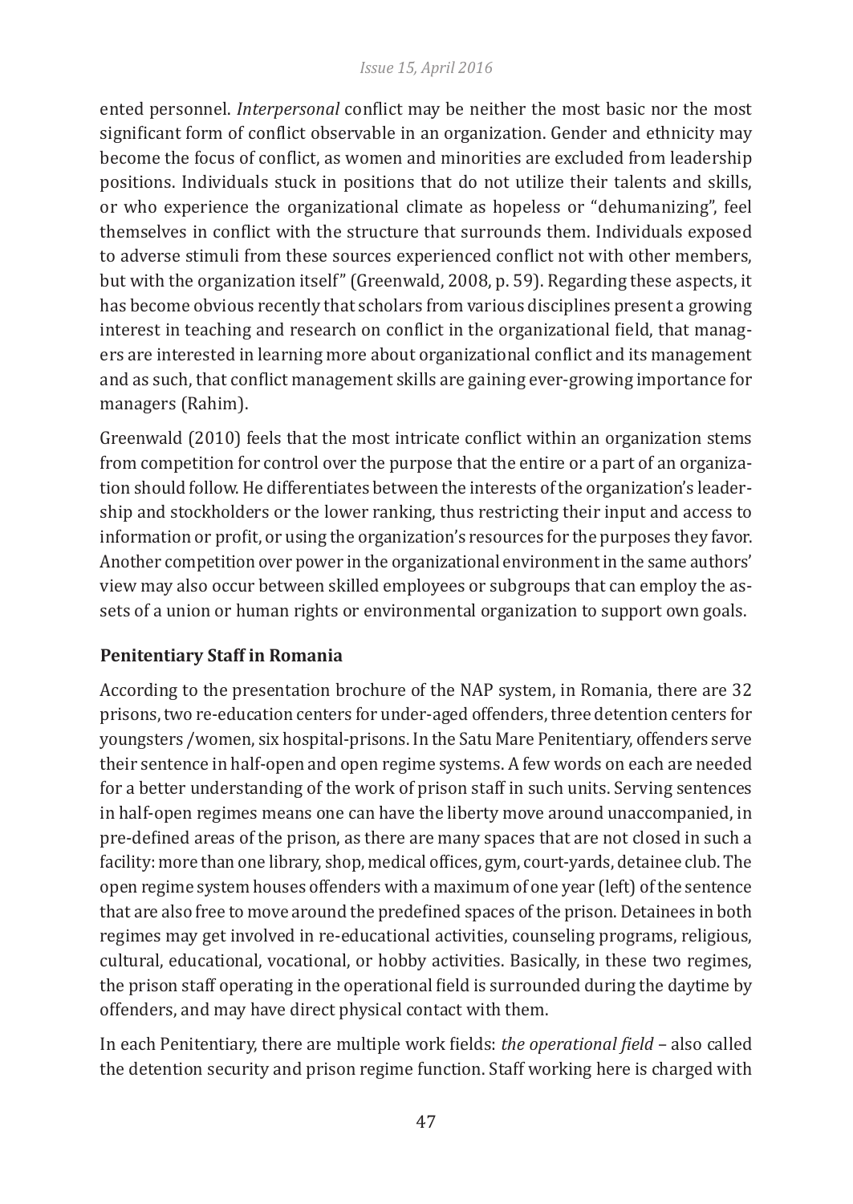ented personnel. *Interpersonal* conflict may be neither the most basic nor the most significant form of conflict observable in an organization. Gender and ethnicity may become the focus of conflict, as women and minorities are excluded from leadership positions. Individuals stuck in positions that do not utilize their talents and skills, or who experience the organizational climate as hopeless or "dehumanizing", feel themselves in conflict with the structure that surrounds them. Individuals exposed to adverse stimuli from these sources experienced conflict not with other members, but with the organization itself" (Greenwald, 2008, p. 59). Regarding these aspects, it has become obvious recently that scholars from various disciplines present a growing interest in teaching and research on conflict in the organizational field, that managers are interested in learning more about organizational conflict and its management and as such, that conflict management skills are gaining ever-growing importance for managers (Rahim).

Greenwald (2010) feels that the most intricate conflict within an organization stems from competition for control over the purpose that the entire or a part of an organization should follow. He differentiates between the interests of the organization's leadership and stockholders or the lower ranking, thus restricting their input and access to information or profit, or using the organization's resources for the purposes they favor. Another competition over power in the organizational environment in the same authors' view may also occur between skilled employees or subgroups that can employ the assets of a union or human rights or environmental organization to support own goals.

**Penitentiary Staff in Romania**

According to the presentation brochure of the NAP system, in Romania, there are 32 prisons, two re-education centers for under-aged offenders, three detention centers for youngsters /women, six hospital-prisons. In the Satu Mare Penitentiary, offenders serve their sentence in half-open and open regime systems. A few words on each are needed for a better understanding of the work of prison staff in such units. Serving sentences in half-open regimes means one can have the liberty move around unaccompanied, in pre-defined areas of the prison, as there are many spaces that are not closed in such a facility: more than one library, shop, medical offices, gym, court-yards, detainee club. The open regime system houses offenders with a maximum of one year (left) of the sentence that are also free to move around the predefined spaces of the prison. Detainees in both regimes may get involved in re-educational activities, counseling programs, religious, cultural, educational, vocational, or hobby activities. Basically, in these two regimes, the prison staff operating in the operational field is surrounded during the daytime by offenders, and may have direct physical contact with them.

In each Penitentiary, there are multiple work fields: *the operational field* – also called the detention security and prison regime function. Staff working here is charged with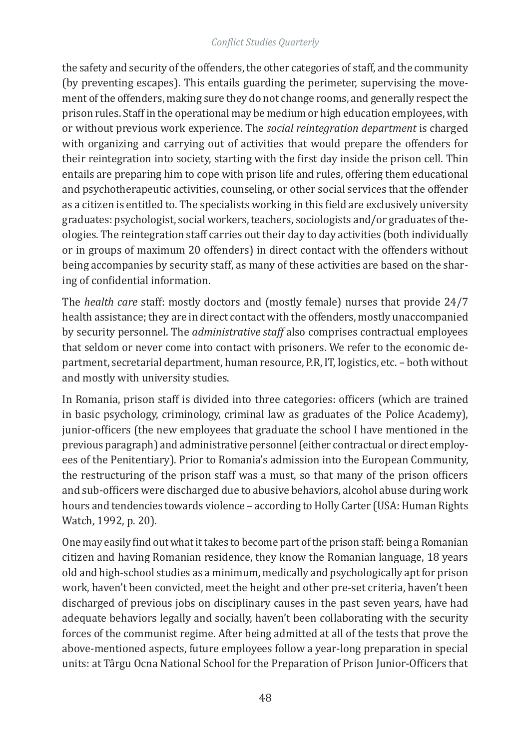the safety and security of the offenders, the other categories of staff, and the community (by preventing escapes). This entails guarding the perimeter, supervising the movement of the offenders, making sure they do not change rooms, and generally respect the prison rules. Staff in the operational may be medium or high education employees, with or without previous work experience. The *social reintegration department* is charged with organizing and carrying out of activities that would prepare the offenders for their reintegration into society, starting with the first day inside the prison cell. Thin entails are preparing him to cope with prison life and rules, offering them educational and psychotherapeutic activities, counseling, or other social services that the offender as a citizen is entitled to. The specialists working in this field are exclusively university graduates: psychologist, social workers, teachers, sociologists and/or graduates of theologies. The reintegration staff carries out their day to day activities (both individually or in groups of maximum 20 offenders) in direct contact with the offenders without being accompanies by security staff, as many of these activities are based on the sharing of confidential information.

The *health care* staff: mostly doctors and (mostly female) nurses that provide 24/7 health assistance; they are in direct contact with the offenders, mostly unaccompanied by security personnel. The *administrative staff* also comprises contractual employees that seldom or never come into contact with prisoners. We refer to the economic department, secretarial department, human resource, P.R, IT, logistics, etc. – both without and mostly with university studies.

In Romania, prison staff is divided into three categories: officers (which are trained in basic psychology, criminology, criminal law as graduates of the Police Academy), junior-officers (the new employees that graduate the school I have mentioned in the previous paragraph) and administrative personnel (either contractual or direct employees of the Penitentiary). Prior to Romania's admission into the European Community, the restructuring of the prison staff was a must, so that many of the prison officers and sub-officers were discharged due to abusive behaviors, alcohol abuse during work hours and tendencies towards violence – according to Holly Carter (USA: Human Rights Watch, 1992, p. 20).

One may easily find out what it takes to become part of the prison staff: being a Romanian citizen and having Romanian residence, they know the Romanian language, 18 years old and high-school studies as a minimum, medically and psychologically apt for prison work, haven't been convicted, meet the height and other pre-set criteria, haven't been discharged of previous jobs on disciplinary causes in the past seven years, have had adequate behaviors legally and socially, haven't been collaborating with the security forces of the communist regime. After being admitted at all of the tests that prove the above-mentioned aspects, future employees follow a year-long preparation in special units: at Târgu Ocna National School for the Preparation of Prison Junior-Officers that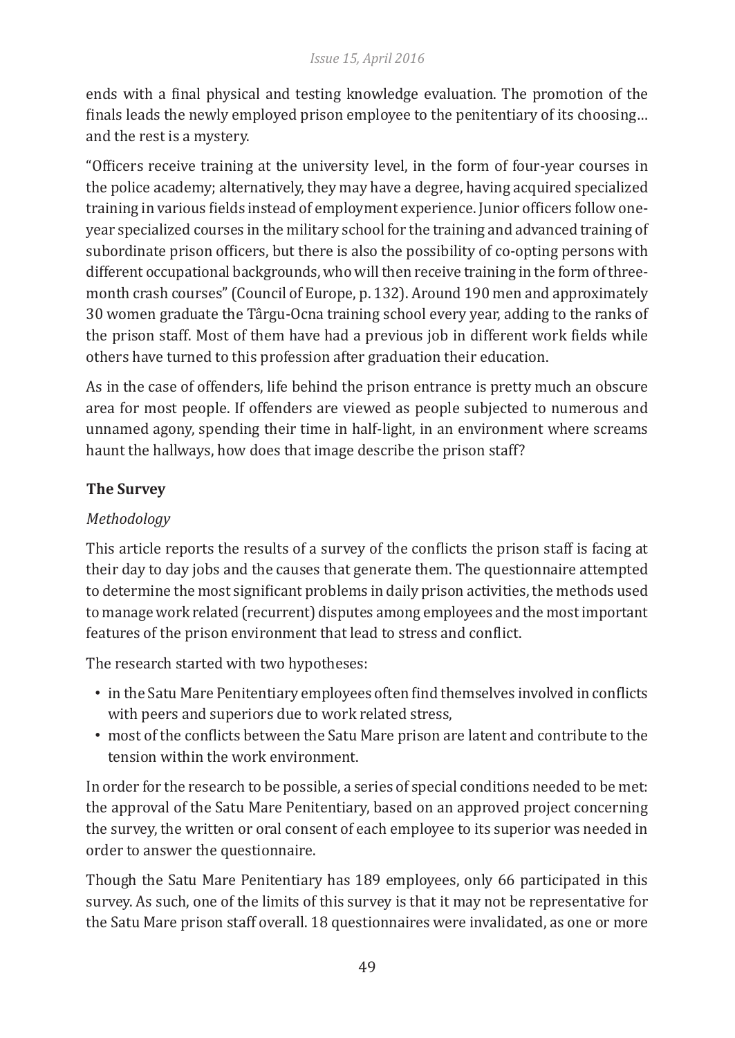ends with a final physical and testing knowledge evaluation. The promotion of the finals leads the newly employed prison employee to the penitentiary of its choosing… and the rest is a mystery.

"Officers receive training at the university level, in the form of four-year courses in the police academy; alternatively, they may have a degree, having acquired specialized training in various fields instead of employment experience. Junior officers follow one-year specialized courses in the military school for the training and advanced training of subordinate prison officers, but there is also the possibility of co-opting persons with different occupational backgrounds, who will then receive training in the form of three-month crash courses" (Council of Europe, p. 132). Around 190 men and approximately 30 women graduate the Târgu-Ocna training school every year, adding to the ranks of the prison staff. Most of them have had a previous job in different work fields while others have turned to this profession after graduation their education.

As in the case of offenders, life behind the prison entrance is pretty much an obscure area for most people. If offenders are viewed as people subjected to numerous and unnamed agony, spending their time in half-light, in an environment where screams haunt the hallways, how does that image describe the prison staff?

## The Survey

### *Methodology*

This article reports the results of a survey of the conflicts the prison staff is facing at their day to day jobs and the causes that generate them. The questionnaire attempted to determine the most significant problems in daily prison activities, the methods used to manage work related (recurrent) disputes among employees and the most important features of the prison environment that lead to stress and conflict.

The research started with two hypotheses:

- in the Satu Mare Penitentiary employees often find themselves involved in conflicts with peers and superiors due to work related stress,
- most of the conflicts between the Satu Mare prison are latent and contribute to the tension within the work environment.

In order for the research to be possible, a series of special conditions needed to be met: the approval of the Satu Mare Penitentiary, based on an approved project concerning the survey, the written or oral consent of each employee to its superior was needed in order to answer the questionnaire.

Though the Satu Mare Penitentiary has 189 employees, only 66 participated in this survey. As such, one of the limits of this survey is that it may not be representative for the Satu Mare prison staff overall. 18 questionnaires were invalidated, as one or more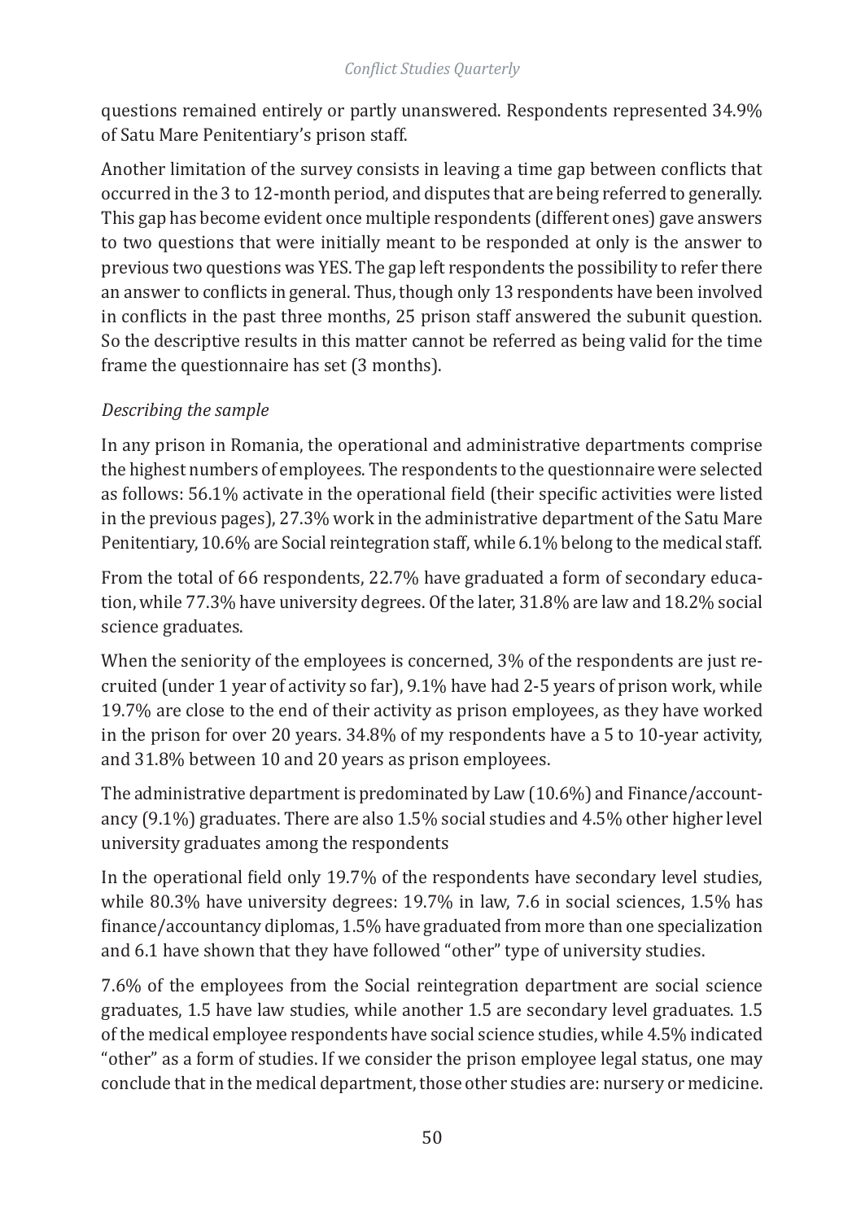questions remained entirely or partly unanswered. Respondents represented 34.9% of Satu Mare Penitentiary's prison staff.

Another limitation of the survey consists in leaving a time gap between conflicts that occurred in the 3 to 12-month period, and disputes that are being referred to generally. This gap has become evident once multiple respondents (different ones) gave answers to two questions that were initially meant to be responded at only is the answer to previous two questions was YES. The gap left respondents the possibility to refer there an answer to conflicts in general. Thus, though only 13 respondents have been involved in conflicts in the past three months, 25 prison staff answered the subunit question. So the descriptive results in this matter cannot be referred as being valid for the time frame the questionnaire has set (3 months).

*Describing the sample*

In any prison in Romania, the operational and administrative departments comprise the highest numbers of employees. The respondents to the questionnaire were selected as follows: 56.1% activate in the operational field (their specific activities were listed in the previous pages), 27.3% work in the administrative department of the Satu Mare Penitentiary, 10.6% are Social reintegration staff, while 6.1% belong to the medical staff.

From the total of 66 respondents, 22.7% have graduated a form of secondary education, while 77.3% have university degrees. Of the later, 31.8% are law and 18.2% social science graduates.

When the seniority of the employees is concerned, 3% of the respondents are just recruited (under 1 year of activity so far), 9.1% have had 2-5 years of prison work, while 19.7% are close to the end of their activity as prison employees, as they have worked in the prison for over 20 years. 34.8% of my respondents have a 5 to 10-year activity, and 31.8% between 10 and 20 years as prison employees.

The administrative department is predominated by Law (10.6%) and Finance/accountancy (9.1%) graduates. There are also 1.5% social studies and 4.5% other higher level university graduates among the respondents

In the operational field only 19.7% of the respondents have secondary level studies, while 80.3% have university degrees: 19.7% in law, 7.6 in social sciences, 1.5% has finance/accountancy diplomas, 1.5% have graduated from more than one specialization and 6.1 have shown that they have followed "other" type of university studies.

7.6% of the employees from the Social reintegration department are social science graduates, 1.5 have law studies, while another 1.5 are secondary level graduates. 1.5 of the medical employee respondents have social science studies, while 4.5% indicated "other" as a form of studies. If we consider the prison employee legal status, one may conclude that in the medical department, those other studies are: nursery or medicine.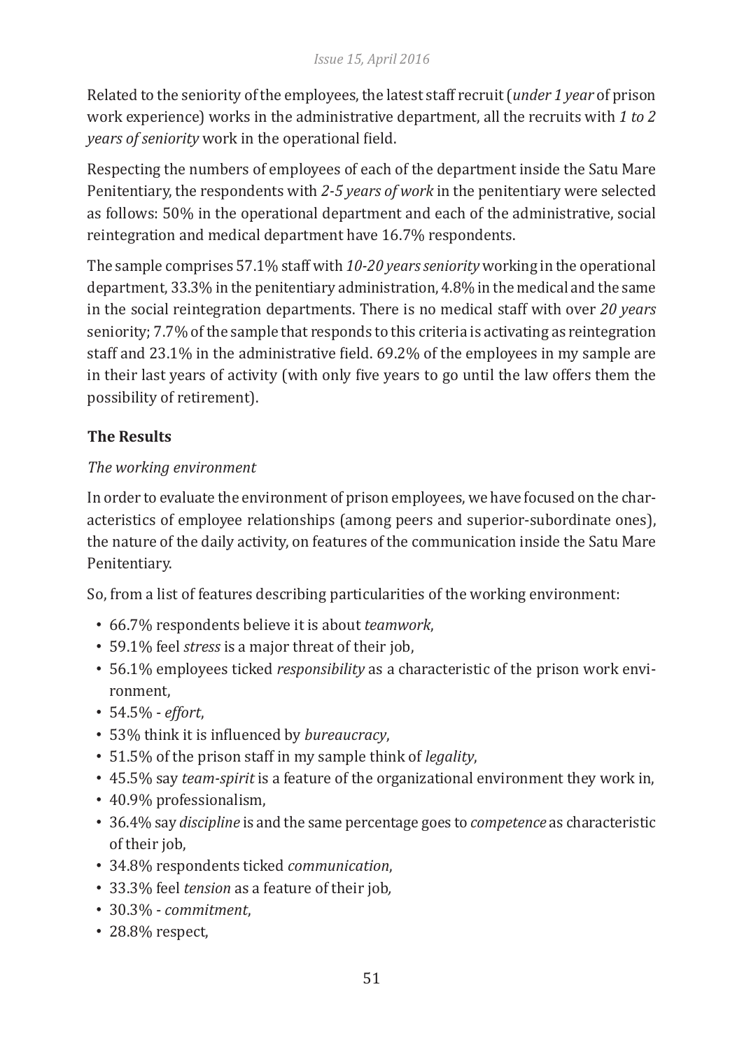Related to the seniority of the employees, the latest staff recruit (*under 1 year* of prison work experience) works in the administrative department, all the recruits with *1 to 2 years of seniority* work in the operational field.

Respecting the numbers of employees of each of the department inside the Satu Mare Penitentiary, the respondents with *2-5 years of work* in the penitentiary were selected as follows: 50% in the operational department and each of the administrative, social reintegration and medical department have 16.7% respondents.

The sample comprises 57.1% staff with *10-20 years seniority* working in the operational department, 33.3% in the penitentiary administration, 4.8% in the medical and the same in the social reintegration departments. There is no medical staff with over *20 years* seniority; 7.7% of the sample that responds to this criteria is activating as reintegration staff and 23.1% in the administrative field. 69.2% of the employees in my sample are in their last years of activity (with only five years to go until the law offers them the possibility of retirement).

**The Results**

*The working environment*

In order to evaluate the environment of prison employees, we have focused on the characteristics of employee relationships (among peers and superior-subordinate ones), the nature of the daily activity, on features of the communication inside the Satu Mare Penitentiary.

So, from a list of features describing particularities of the working environment:

- 66.7% respondents believe it is about *teamwork*,
- 59.1% feel *stress* is a major threat of their job,
- 56.1% employees ticked *responsibility* as a characteristic of the prison work environment,
- 54.5% - *effort*,
- 53% think it is influenced by *bureaucracy*,
- 51.5% of the prison staff in my sample think of *legality*,
- 45.5% say *team-spirit* is a feature of the organizational environment they work in,
- 40.9% professionalism,
- 36.4% say *discipline* is and the same percentage goes to *competence* as characteristic of their job,
- 34.8% respondents ticked *communication*,
- 33.3% feel *tension* as a feature of their job,
- 30.3% - *commitment*,
- 28.8% respect,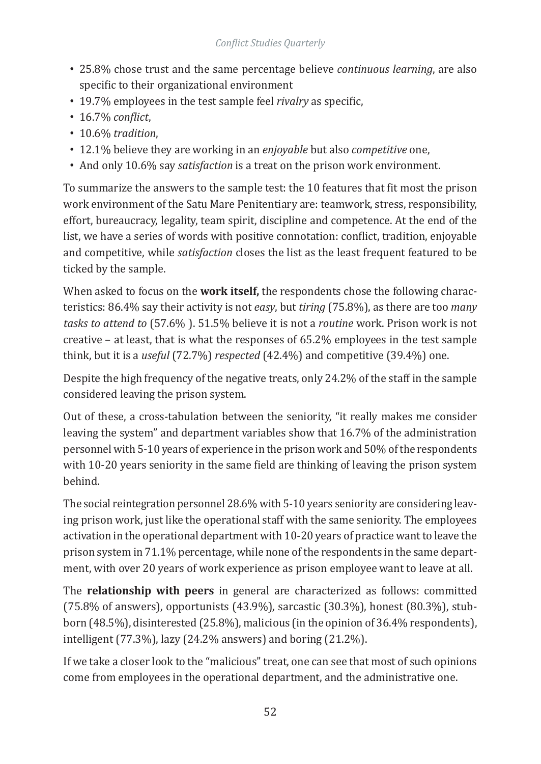- 25.8% chose trust and the same percentage believe *continuous learning*, are also specific to their organizational environment
- 19.7% employees in the test sample feel *rivalry* as specific,
- 16.7% *conflict*,
- 10.6% *tradition*,
- 12.1% believe they are working in an *enjoyable* but also *competitive* one,
- And only 10.6% say *satisfaction* is a treat on the prison work environment.

To summarize the answers to the sample test: the 10 features that fit most the prison work environment of the Satu Mare Penitentiary are: teamwork, stress, responsibility, effort, bureaucracy, legality, team spirit, discipline and competence. At the end of the list, we have a series of words with positive connotation: conflict, tradition, enjoyable and competitive, while *satisfaction* closes the list as the least frequent featured to be ticked by the sample.

When asked to focus on the **work itself,** the respondents chose the following characteristics: 86.4% say their activity is not *easy*, but *tiring* (75.8%), as there are too *many tasks to attend to* (57.6% ). 51.5% believe it is not a *routine* work. Prison work is not creative – at least, that is what the responses of 65.2% employees in the test sample think, but it is a *useful* (72.7%) *respected* (42.4%) and competitive (39.4%) one.

Despite the high frequency of the negative treats, only 24.2% of the staff in the sample considered leaving the prison system.

Out of these, a cross-tabulation between the seniority, "it really makes me consider leaving the system" and department variables show that 16.7% of the administration personnel with 5-10 years of experience in the prison work and 50% of the respondents with 10-20 years seniority in the same field are thinking of leaving the prison system behind.

The social reintegration personnel 28.6% with 5-10 years seniority are considering leaving prison work, just like the operational staff with the same seniority. The employees activation in the operational department with 10-20 years of practice want to leave the prison system in 71.1% percentage, while none of the respondents in the same department, with over 20 years of work experience as prison employee want to leave at all.

The **relationship with peers** in general are characterized as follows: committed (75.8% of answers), opportunists (43.9%), sarcastic (30.3%), honest (80.3%), stubborn (48.5%), disinterested (25.8%), malicious (in the opinion of 36.4% respondents), intelligent (77.3%), lazy (24.2% answers) and boring (21.2%).

If we take a closer look to the "malicious" treat, one can see that most of such opinions come from employees in the operational department, and the administrative one.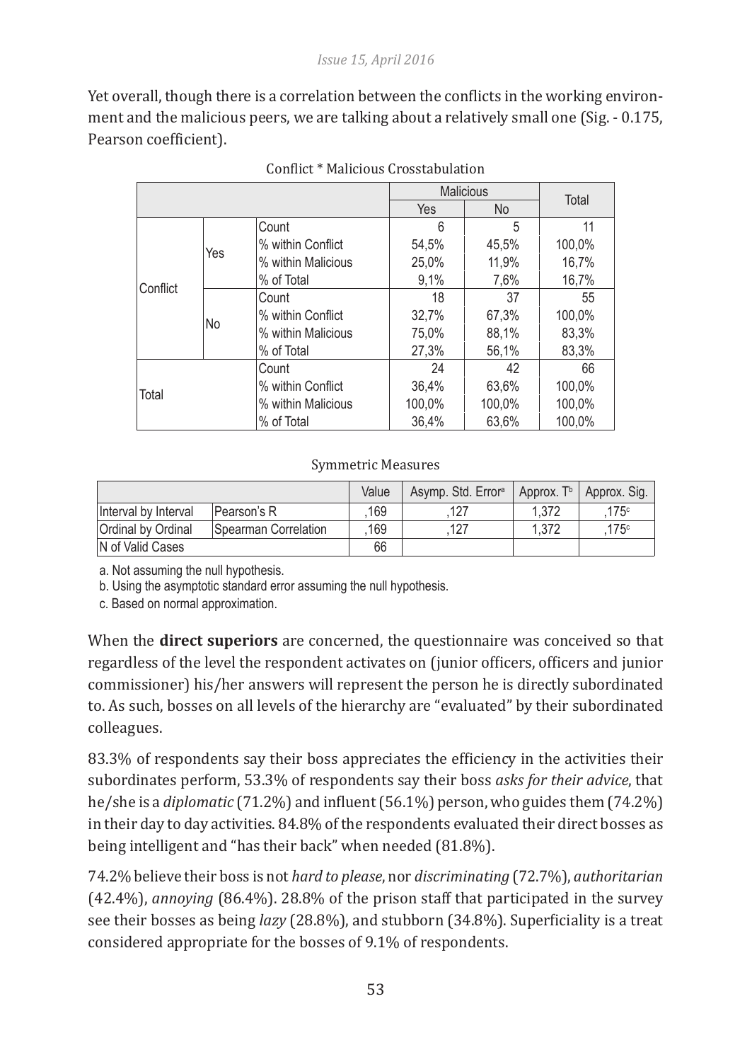Yet overall, though there is a correlation between the conflicts in the working environment and the malicious peers, we are talking about a relatively small one (Sig. - 0.175, Pearson coefficient).

Conflict * Malicious Crosstabulation

| | | | Malicious | | Total |
|---|---|---|---|---|---|
| | | | Yes | No | |
| Conflict | Yes | Count | 6 | 5 | 11 |
| | | % within Conflict | 54,5% | 45,5% | 100,0% |
| | | % within Malicious | 25,0% | 11,9% | 16,7% |
| | | % of Total | 9,1% | 7,6% | 16,7% |
| | No | Count | 18 | 37 | 55 |
| | | % within Conflict | 32,7% | 67,3% | 100,0% |
| | | % within Malicious | 75,0% | 88,1% | 83,3% |
| | | % of Total | 27,3% | 56,1% | 83,3% |
| Total | | Count | 24 | 42 | 66 |
| | | % within Conflict | 36,4% | 63,6% | 100,0% |
| | | % within Malicious | 100,0% | 100,0% | 100,0% |
| | | % of Total | 36,4% | 63,6% | 100,0% |

Symmetric Measures

| | | Value | Asymp. Std. Error[a] | Approx. T[b] | Approx. Sig. |
|---|---|---|---|---|---|
| Interval by Interval | Pearson's R | ,169 | ,127 | 1,372 | ,175[c] |
| Ordinal by Ordinal | Spearman Correlation | ,169 | ,127 | 1,372 | ,175[c] |
| N of Valid Cases | | 66 | | | |

a. Not assuming the null hypothesis.

b. Using the asymptotic standard error assuming the null hypothesis.

c. Based on normal approximation.

When the **direct superiors** are concerned, the questionnaire was conceived so that regardless of the level the respondent activates on (junior officers, officers and junior commissioner) his/her answers will represent the person he is directly subordinated to. As such, bosses on all levels of the hierarchy are "evaluated" by their subordinated colleagues.

83.3% of respondents say their boss appreciates the efficiency in the activities their subordinates perform, 53.3% of respondents say their boss *asks for their advice*, that he/she is a *diplomatic* (71.2%) and influent (56.1%) person, who guides them (74.2%) in their day to day activities. 84.8% of the respondents evaluated their direct bosses as being intelligent and "has their back" when needed (81.8%).

74.2% believe their boss is not *hard to please*, nor *discriminating* (72.7%), *authoritarian* (42.4%), *annoying* (86.4%). 28.8% of the prison staff that participated in the survey see their bosses as being *lazy* (28.8%), and stubborn (34.8%). Superficiality is a treat considered appropriate for the bosses of 9.1% of respondents.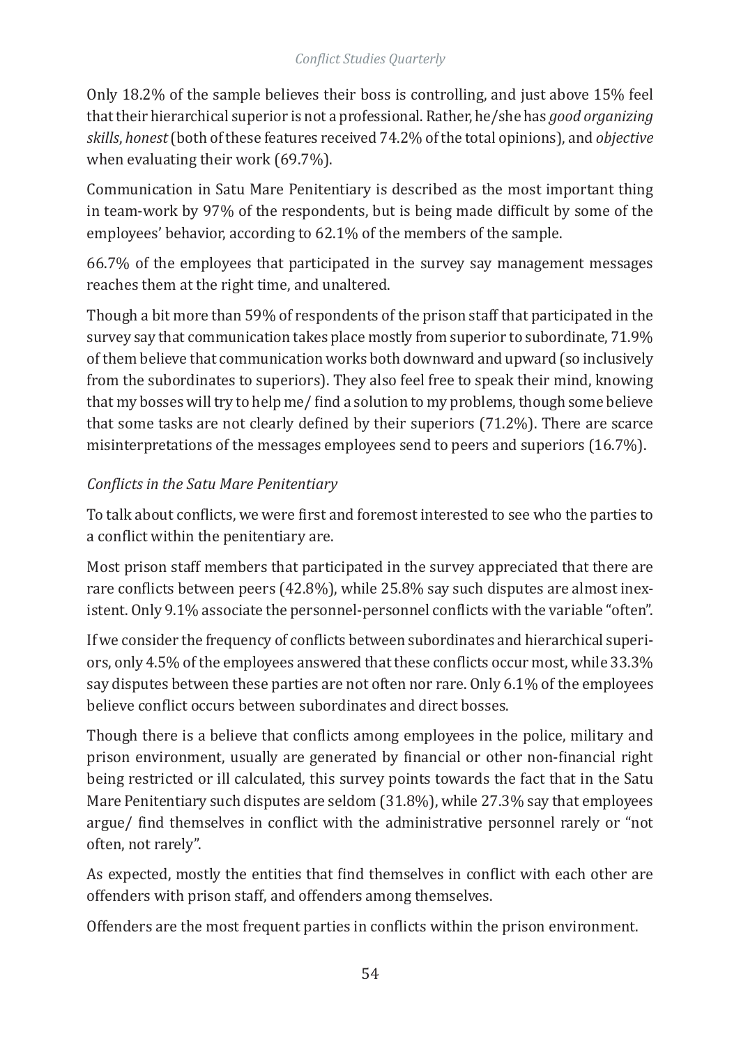Only 18.2% of the sample believes their boss is controlling, and just above 15% feel that their hierarchical superior is not a professional. Rather, he/she has *good organizing skills*, *honest* (both of these features received 74.2% of the total opinions), and *objective* when evaluating their work (69.7%).

Communication in Satu Mare Penitentiary is described as the most important thing in team-work by 97% of the respondents, but is being made difficult by some of the employees' behavior, according to 62.1% of the members of the sample.

66.7% of the employees that participated in the survey say management messages reaches them at the right time, and unaltered.

Though a bit more than 59% of respondents of the prison staff that participated in the survey say that communication takes place mostly from superior to subordinate, 71.9% of them believe that communication works both downward and upward (so inclusively from the subordinates to superiors). They also feel free to speak their mind, knowing that my bosses will try to help me/ find a solution to my problems, though some believe that some tasks are not clearly defined by their superiors (71.2%). There are scarce misinterpretations of the messages employees send to peers and superiors (16.7%).

*Conflicts in the Satu Mare Penitentiary*

To talk about conflicts, we were first and foremost interested to see who the parties to a conflict within the penitentiary are.

Most prison staff members that participated in the survey appreciated that there are rare conflicts between peers (42.8%), while 25.8% say such disputes are almost inexistent. Only 9.1% associate the personnel-personnel conflicts with the variable "often".

If we consider the frequency of conflicts between subordinates and hierarchical superiors, only 4.5% of the employees answered that these conflicts occur most, while 33.3% say disputes between these parties are not often nor rare. Only 6.1% of the employees believe conflict occurs between subordinates and direct bosses.

Though there is a believe that conflicts among employees in the police, military and prison environment, usually are generated by financial or other non-financial right being restricted or ill calculated, this survey points towards the fact that in the Satu Mare Penitentiary such disputes are seldom (31.8%), while 27.3% say that employees argue/ find themselves in conflict with the administrative personnel rarely or "not often, not rarely".

As expected, mostly the entities that find themselves in conflict with each other are offenders with prison staff, and offenders among themselves.

Offenders are the most frequent parties in conflicts within the prison environment.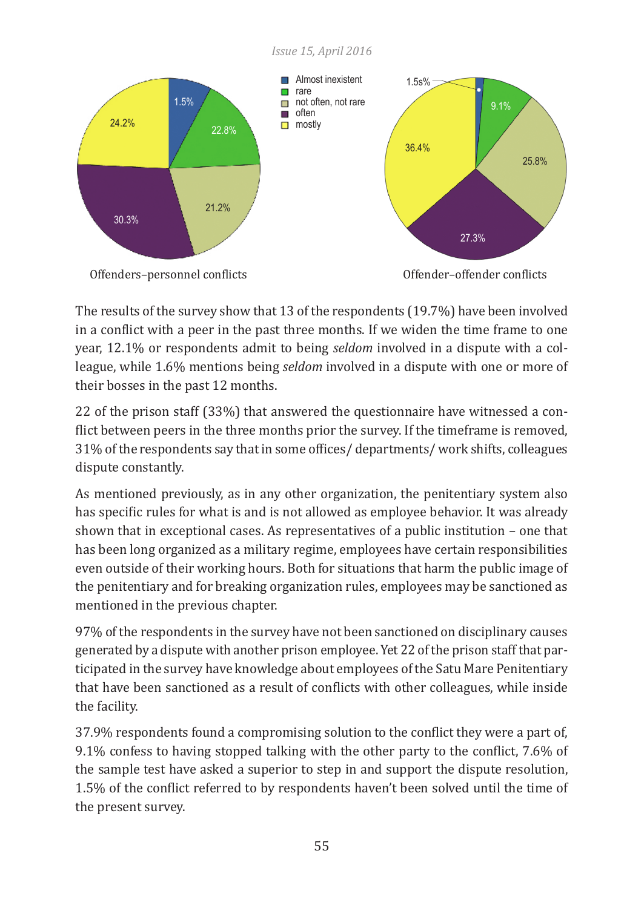Offenders–personnel conflicts

Offender–offender conflicts

The results of the survey show that 13 of the respondents (19.7%) have been involved in a conflict with a peer in the past three months. If we widen the time frame to one year, 12.1% or respondents admit to being *seldom* involved in a dispute with a colleague, while 1.6% mentions being *seldom* involved in a dispute with one or more of their bosses in the past 12 months.

22 of the prison staff (33%) that answered the questionnaire have witnessed a conflict between peers in the three months prior the survey. If the timeframe is removed, 31% of the respondents say that in some offices/ departments/ work shifts, colleagues dispute constantly.

As mentioned previously, as in any other organization, the penitentiary system also has specific rules for what is and is not allowed as employee behavior. It was already shown that in exceptional cases. As representatives of a public institution – one that has been long organized as a military regime, employees have certain responsibilities even outside of their working hours. Both for situations that harm the public image of the penitentiary and for breaking organization rules, employees may be sanctioned as mentioned in the previous chapter.

97% of the respondents in the survey have not been sanctioned on disciplinary causes generated by a dispute with another prison employee. Yet 22 of the prison staff that participated in the survey have knowledge about employees of the Satu Mare Penitentiary that have been sanctioned as a result of conflicts with other colleagues, while inside the facility.

37.9% respondents found a compromising solution to the conflict they were a part of, 9.1% confess to having stopped talking with the other party to the conflict, 7.6% of the sample test have asked a superior to step in and support the dispute resolution, 1.5% of the conflict referred to by respondents haven't been solved until the time of the present survey.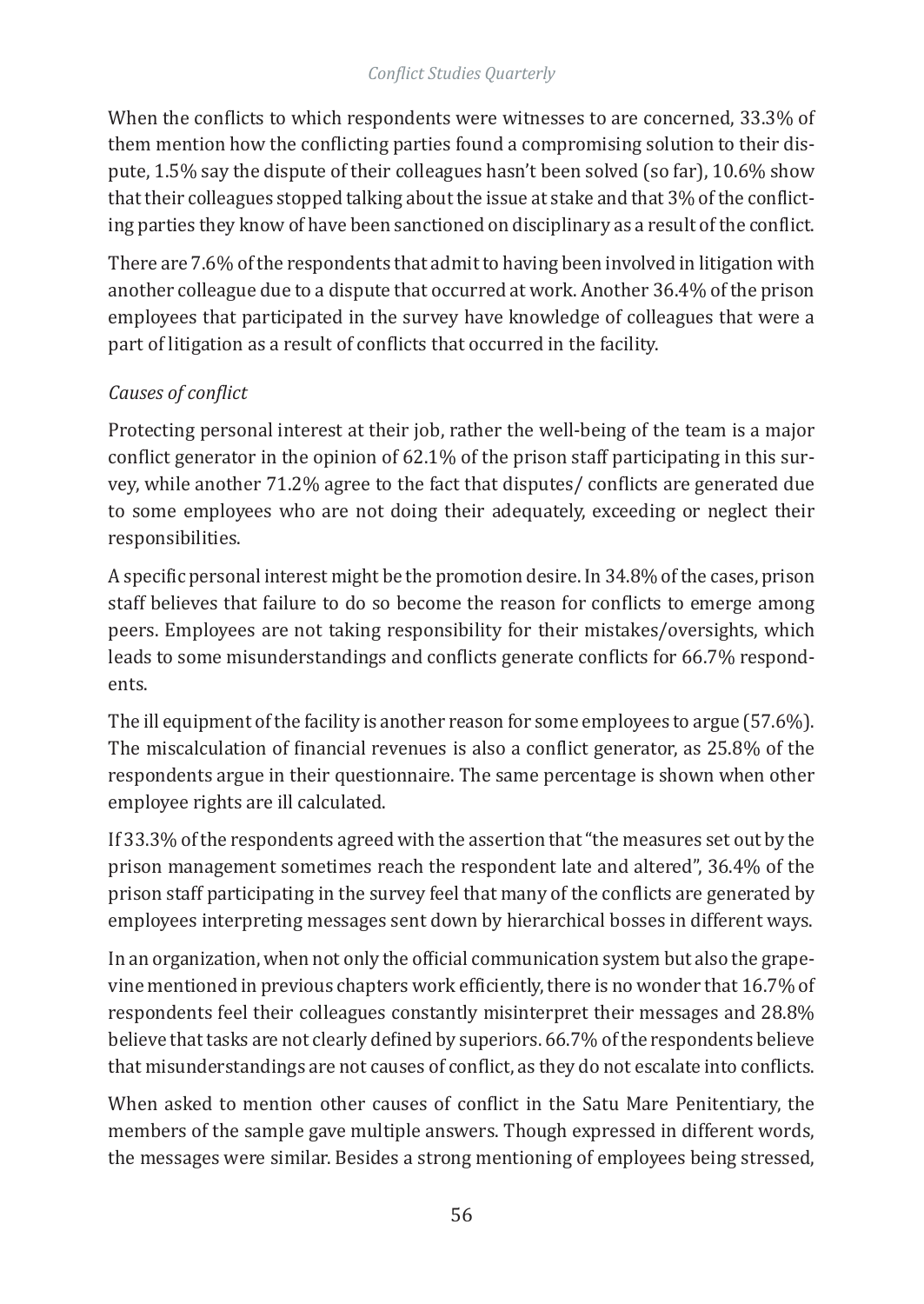When the conflicts to which respondents were witnesses to are concerned, 33.3% of them mention how the conflicting parties found a compromising solution to their dispute, 1.5% say the dispute of their colleagues hasn't been solved (so far), 10.6% show that their colleagues stopped talking about the issue at stake and that 3% of the conflicting parties they know of have been sanctioned on disciplinary as a result of the conflict.

There are 7.6% of the respondents that admit to having been involved in litigation with another colleague due to a dispute that occurred at work. Another 36.4% of the prison employees that participated in the survey have knowledge of colleagues that were a part of litigation as a result of conflicts that occurred in the facility.

*Causes of conflict*

Protecting personal interest at their job, rather the well-being of the team is a major conflict generator in the opinion of 62.1% of the prison staff participating in this survey, while another 71.2% agree to the fact that disputes/ conflicts are generated due to some employees who are not doing their adequately, exceeding or neglect their responsibilities.

A specific personal interest might be the promotion desire. In 34.8% of the cases, prison staff believes that failure to do so become the reason for conflicts to emerge among peers. Employees are not taking responsibility for their mistakes/oversights, which leads to some misunderstandings and conflicts generate conflicts for 66.7% respondents.

The ill equipment of the facility is another reason for some employees to argue (57.6%). The miscalculation of financial revenues is also a conflict generator, as 25.8% of the respondents argue in their questionnaire. The same percentage is shown when other employee rights are ill calculated.

If 33.3% of the respondents agreed with the assertion that "the measures set out by the prison management sometimes reach the respondent late and altered", 36.4% of the prison staff participating in the survey feel that many of the conflicts are generated by employees interpreting messages sent down by hierarchical bosses in different ways.

In an organization, when not only the official communication system but also the grapevine mentioned in previous chapters work efficiently, there is no wonder that 16.7% of respondents feel their colleagues constantly misinterpret their messages and 28.8% believe that tasks are not clearly defined by superiors. 66.7% of the respondents believe that misunderstandings are not causes of conflict, as they do not escalate into conflicts.

When asked to mention other causes of conflict in the Satu Mare Penitentiary, the members of the sample gave multiple answers. Though expressed in different words, the messages were similar. Besides a strong mentioning of employees being stressed,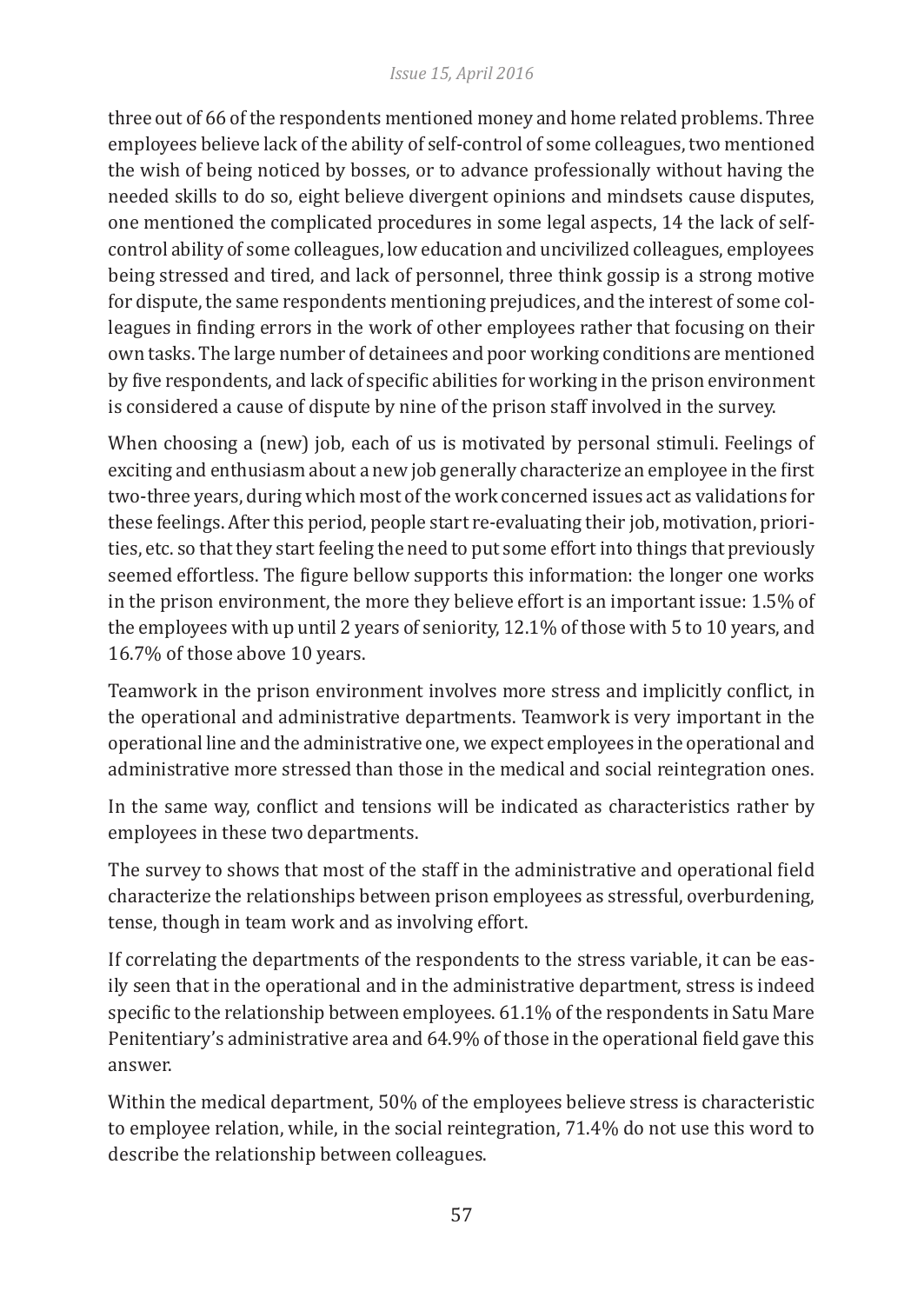three out of 66 of the respondents mentioned money and home related problems. Three employees believe lack of the ability of self-control of some colleagues, two mentioned the wish of being noticed by bosses, or to advance professionally without having the needed skills to do so, eight believe divergent opinions and mindsets cause disputes, one mentioned the complicated procedures in some legal aspects, 14 the lack of self-control ability of some colleagues, low education and uncivilized colleagues, employees being stressed and tired, and lack of personnel, three think gossip is a strong motive for dispute, the same respondents mentioning prejudices, and the interest of some colleagues in finding errors in the work of other employees rather that focusing on their own tasks. The large number of detainees and poor working conditions are mentioned by five respondents, and lack of specific abilities for working in the prison environment is considered a cause of dispute by nine of the prison staff involved in the survey.

When choosing a (new) job, each of us is motivated by personal stimuli. Feelings of exciting and enthusiasm about a new job generally characterize an employee in the first two-three years, during which most of the work concerned issues act as validations for these feelings. After this period, people start re-evaluating their job, motivation, priorities, etc. so that they start feeling the need to put some effort into things that previously seemed effortless. The figure bellow supports this information: the longer one works in the prison environment, the more they believe effort is an important issue: 1.5% of the employees with up until 2 years of seniority, 12.1% of those with 5 to 10 years, and 16.7% of those above 10 years.

Teamwork in the prison environment involves more stress and implicitly conflict, in the operational and administrative departments. Teamwork is very important in the operational line and the administrative one, we expect employees in the operational and administrative more stressed than those in the medical and social reintegration ones.

In the same way, conflict and tensions will be indicated as characteristics rather by employees in these two departments.

The survey to shows that most of the staff in the administrative and operational field characterize the relationships between prison employees as stressful, overburdening, tense, though in team work and as involving effort.

If correlating the departments of the respondents to the stress variable, it can be easily seen that in the operational and in the administrative department, stress is indeed specific to the relationship between employees. 61.1% of the respondents in Satu Mare Penitentiary's administrative area and 64.9% of those in the operational field gave this answer.

Within the medical department, 50% of the employees believe stress is characteristic to employee relation, while, in the social reintegration, 71.4% do not use this word to describe the relationship between colleagues.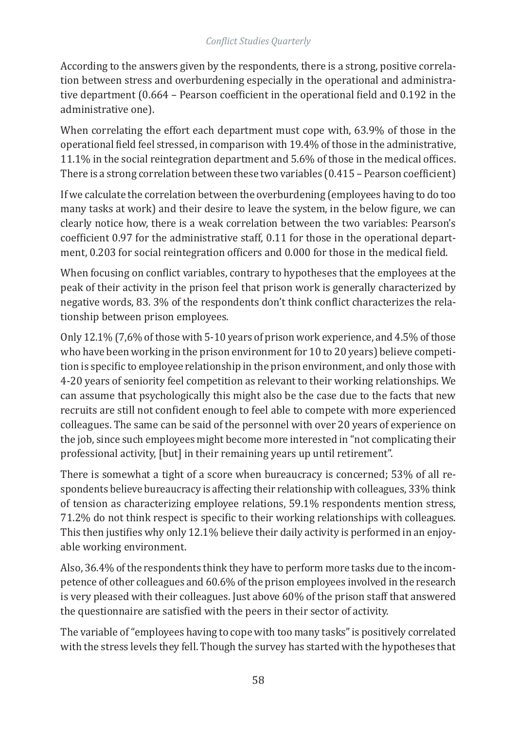According to the answers given by the respondents, there is a strong, positive correlation between stress and overburdening especially in the operational and administrative department (0.664 – Pearson coefficient in the operational field and 0.192 in the administrative one).

When correlating the effort each department must cope with, 63.9% of those in the operational field feel stressed, in comparison with 19.4% of those in the administrative, 11.1% in the social reintegration department and 5.6% of those in the medical offices. There is a strong correlation between these two variables (0.415 – Pearson coefficient)

If we calculate the correlation between the overburdening (employees having to do too many tasks at work) and their desire to leave the system, in the below figure, we can clearly notice how, there is a weak correlation between the two variables: Pearson's coefficient 0.97 for the administrative staff, 0.11 for those in the operational department, 0.203 for social reintegration officers and 0.000 for those in the medical field.

When focusing on conflict variables, contrary to hypotheses that the employees at the peak of their activity in the prison feel that prison work is generally characterized by negative words, 83. 3% of the respondents don't think conflict characterizes the relationship between prison employees.

Only 12.1% (7,6% of those with 5-10 years of prison work experience, and 4.5% of those who have been working in the prison environment for 10 to 20 years) believe competition is specific to employee relationship in the prison environment, and only those with 4-20 years of seniority feel competition as relevant to their working relationships. We can assume that psychologically this might also be the case due to the facts that new recruits are still not confident enough to feel able to compete with more experienced colleagues. The same can be said of the personnel with over 20 years of experience on the job, since such employees might become more interested in "not complicating their professional activity, [but] in their remaining years up until retirement".

There is somewhat a tight of a score when bureaucracy is concerned; 53% of all respondents believe bureaucracy is affecting their relationship with colleagues, 33% think of tension as characterizing employee relations, 59.1% respondents mention stress, 71.2% do not think respect is specific to their working relationships with colleagues. This then justifies why only 12.1% believe their daily activity is performed in an enjoyable working environment.

Also, 36.4% of the respondents think they have to perform more tasks due to the incompetence of other colleagues and 60.6% of the prison employees involved in the research is very pleased with their colleagues. Just above 60% of the prison staff that answered the questionnaire are satisfied with the peers in their sector of activity.

The variable of "employees having to cope with too many tasks" is positively correlated with the stress levels they fell. Though the survey has started with the hypotheses that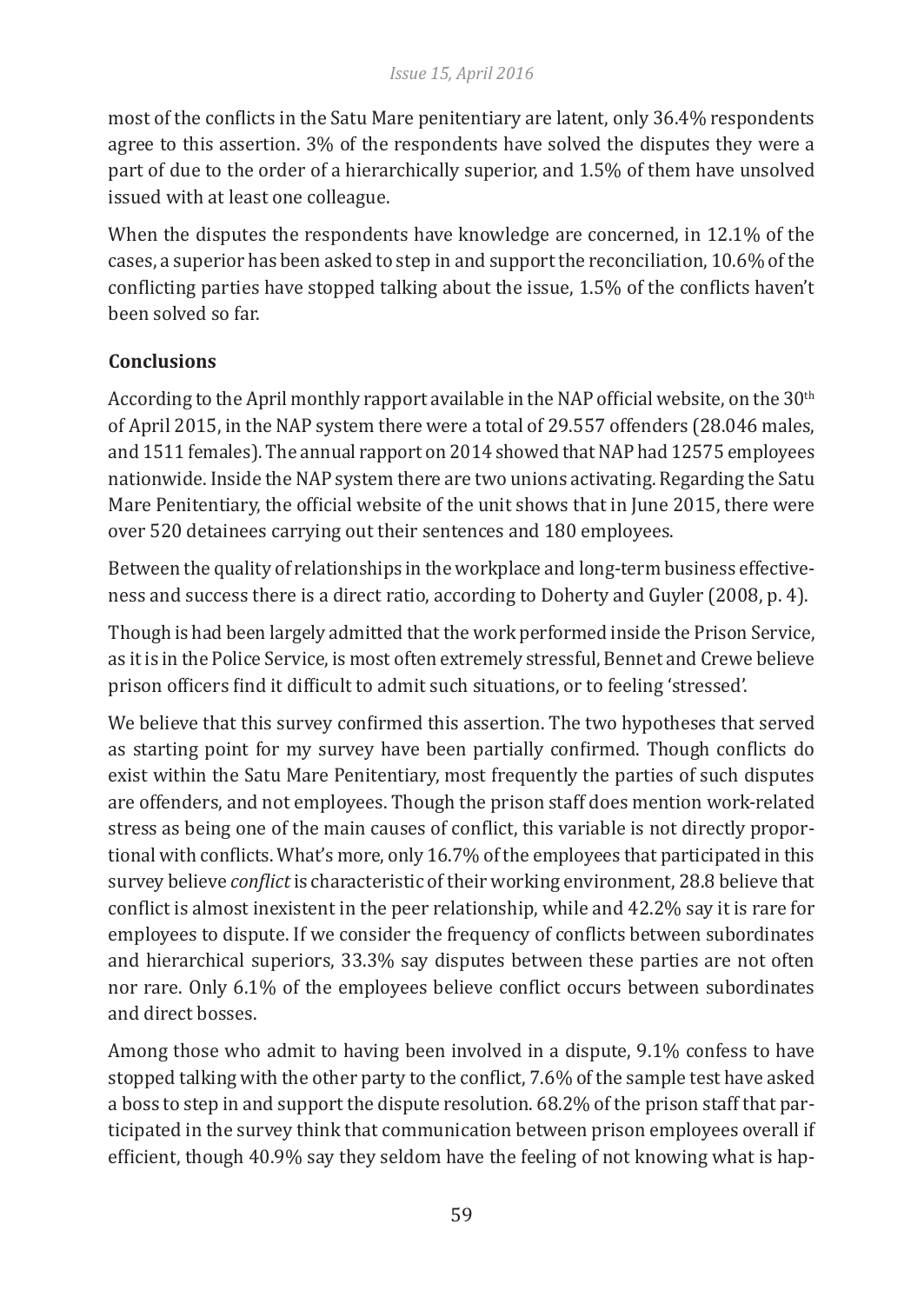most of the conflicts in the Satu Mare penitentiary are latent, only 36.4% respondents agree to this assertion. 3% of the respondents have solved the disputes they were a part of due to the order of a hierarchically superior, and 1.5% of them have unsolved issued with at least one colleague.

When the disputes the respondents have knowledge are concerned, in 12.1% of the cases, a superior has been asked to step in and support the reconciliation, 10.6% of the conflicting parties have stopped talking about the issue, 1.5% of the conflicts haven't been solved so far.

**Conclusions**

According to the April monthly rapport available in the NAP official website, on the 30th of April 2015, in the NAP system there were a total of 29.557 offenders (28.046 males, and 1511 females). The annual rapport on 2014 showed that NAP had 12575 employees nationwide. Inside the NAP system there are two unions activating. Regarding the Satu Mare Penitentiary, the official website of the unit shows that in June 2015, there were over 520 detainees carrying out their sentences and 180 employees.

Between the quality of relationships in the workplace and long-term business effectiveness and success there is a direct ratio, according to Doherty and Guyler (2008, p. 4).

Though is had been largely admitted that the work performed inside the Prison Service, as it is in the Police Service, is most often extremely stressful, Bennet and Crewe believe prison officers find it difficult to admit such situations, or to feeling 'stressed'.

We believe that this survey confirmed this assertion. The two hypotheses that served as starting point for my survey have been partially confirmed. Though conflicts do exist within the Satu Mare Penitentiary, most frequently the parties of such disputes are offenders, and not employees. Though the prison staff does mention work-related stress as being one of the main causes of conflict, this variable is not directly proportional with conflicts. What's more, only 16.7% of the employees that participated in this survey believe *conflict* is characteristic of their working environment, 28.8 believe that conflict is almost inexistent in the peer relationship, while and 42.2% say it is rare for employees to dispute. If we consider the frequency of conflicts between subordinates and hierarchical superiors, 33.3% say disputes between these parties are not often nor rare. Only 6.1% of the employees believe conflict occurs between subordinates and direct bosses.

Among those who admit to having been involved in a dispute, 9.1% confess to have stopped talking with the other party to the conflict, 7.6% of the sample test have asked a boss to step in and support the dispute resolution. 68.2% of the prison staff that participated in the survey think that communication between prison employees overall if efficient, though 40.9% say they seldom have the feeling of not knowing what is hap-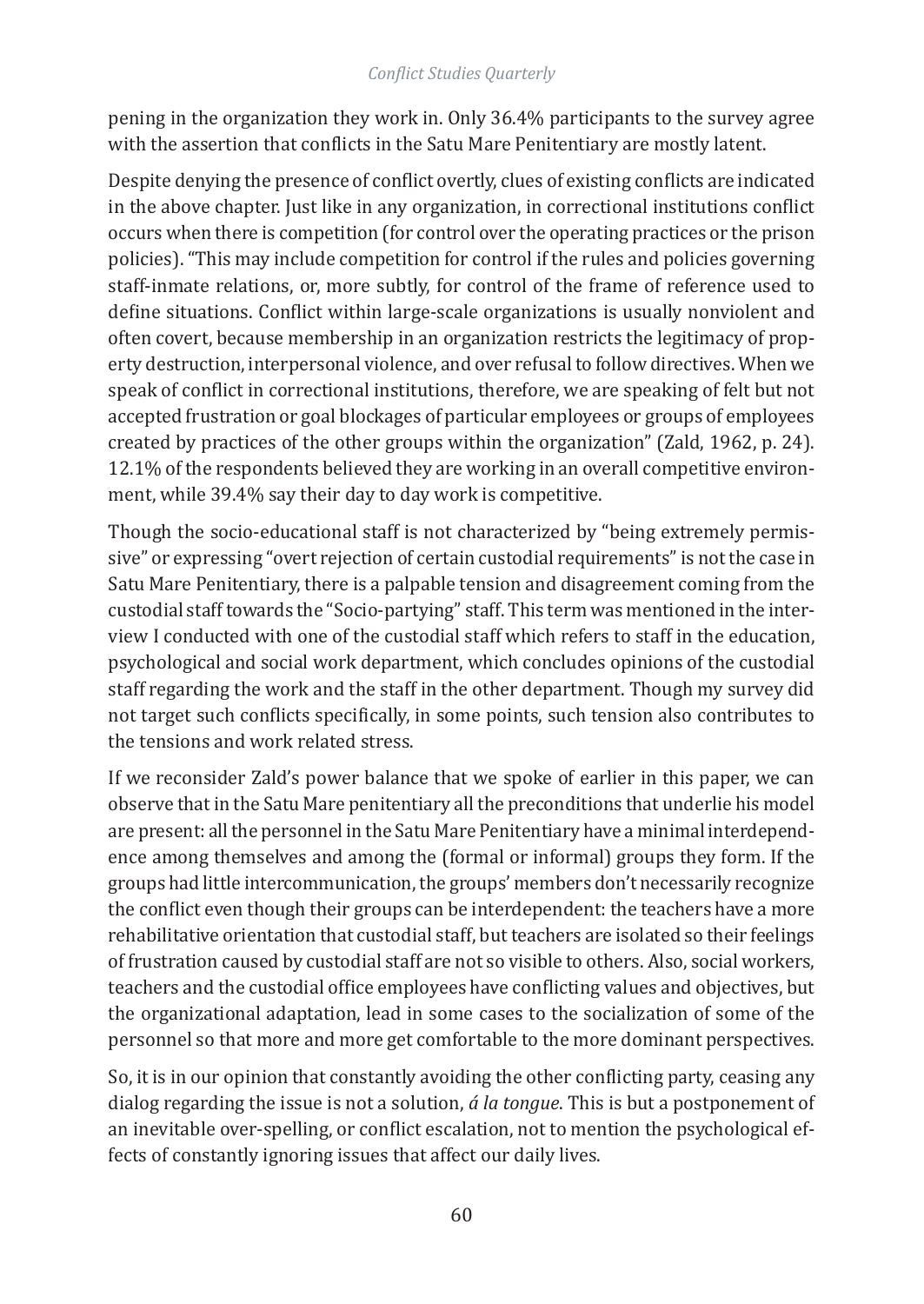pening in the organization they work in. Only 36.4% participants to the survey agree with the assertion that conflicts in the Satu Mare Penitentiary are mostly latent.

Despite denying the presence of conflict overtly, clues of existing conflicts are indicated in the above chapter. Just like in any organization, in correctional institutions conflict occurs when there is competition (for control over the operating practices or the prison policies). "This may include competition for control if the rules and policies governing staff-inmate relations, or, more subtly, for control of the frame of reference used to define situations. Conflict within large-scale organizations is usually nonviolent and often covert, because membership in an organization restricts the legitimacy of property destruction, interpersonal violence, and over refusal to follow directives. When we speak of conflict in correctional institutions, therefore, we are speaking of felt but not accepted frustration or goal blockages of particular employees or groups of employees created by practices of the other groups within the organization" (Zald, 1962, p. 24). 12.1% of the respondents believed they are working in an overall competitive environment, while 39.4% say their day to day work is competitive.

Though the socio-educational staff is not characterized by "being extremely permissive" or expressing "overt rejection of certain custodial requirements" is not the case in Satu Mare Penitentiary, there is a palpable tension and disagreement coming from the custodial staff towards the "Socio-partying" staff. This term was mentioned in the interview I conducted with one of the custodial staff which refers to staff in the education, psychological and social work department, which concludes opinions of the custodial staff regarding the work and the staff in the other department. Though my survey did not target such conflicts specifically, in some points, such tension also contributes to the tensions and work related stress.

If we reconsider Zald's power balance that we spoke of earlier in this paper, we can observe that in the Satu Mare penitentiary all the preconditions that underlie his model are present: all the personnel in the Satu Mare Penitentiary have a minimal interdependence among themselves and among the (formal or informal) groups they form. If the groups had little intercommunication, the groups' members don't necessarily recognize the conflict even though their groups can be interdependent: the teachers have a more rehabilitative orientation that custodial staff, but teachers are isolated so their feelings of frustration caused by custodial staff are not so visible to others. Also, social workers, teachers and the custodial office employees have conflicting values and objectives, but the organizational adaptation, lead in some cases to the socialization of some of the personnel so that more and more get comfortable to the more dominant perspectives.

So, it is in our opinion that constantly avoiding the other conflicting party, ceasing any dialog regarding the issue is not a solution, *á la tongue*. This is but a postponement of an inevitable over-spelling, or conflict escalation, not to mention the psychological effects of constantly ignoring issues that affect our daily lives.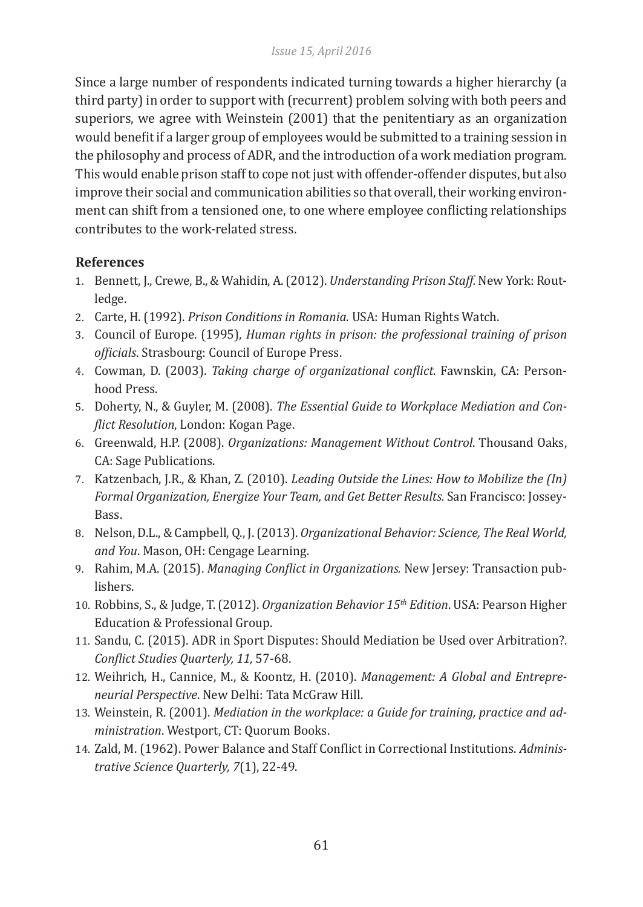Since a large number of respondents indicated turning towards a higher hierarchy (a third party) in order to support with (recurrent) problem solving with both peers and superiors, we agree with Weinstein (2001) that the penitentiary as an organization would benefit if a larger group of employees would be submitted to a training session in the philosophy and process of ADR, and the introduction of a work mediation program. This would enable prison staff to cope not just with offender-offender disputes, but also improve their social and communication abilities so that overall, their working environment can shift from a tensioned one, to one where employee conflicting relationships contributes to the work-related stress.

**References**

1. Bennett, J., Crewe, B., & Wahidin, A. (2012). *Understanding Prison Staff.* New York: Routledge.
2. Carte, H. (1992). *Prison Conditions in Romania*. USA: Human Rights Watch.
3. Council of Europe. (1995), *Human rights in prison: the professional training of prison officials*. Strasbourg: Council of Europe Press.
4. Cowman, D. (2003). *Taking charge of organizational conflict*. Fawnskin, CA: Personhood Press.
5. Doherty, N., & Guyler, M. (2008). *The Essential Guide to Workplace Mediation and Conflict Resolution*, London: Kogan Page.
6. Greenwald, H.P. (2008). *Organizations: Management Without Control*. Thousand Oaks, CA: Sage Publications.
7. Katzenbach, J.R., & Khan, Z. (2010). *Leading Outside the Lines: How to Mobilize the (In) Formal Organization, Energize Your Team, and Get Better Results.* San Francisco: Jossey-Bass.
8. Nelson, D.L., & Campbell, Q., J. (2013). *Organizational Behavior: Science, The Real World, and You*. Mason, OH: Cengage Learning.
9. Rahim, M.A. (2015). *Managing Conflict in Organizations.* New Jersey: Transaction publishers.
10. Robbins, S., & Judge, T. (2012). *Organization Behavior 15th Edition*. USA: Pearson Higher Education & Professional Group.
11. Sandu, C. (2015). ADR in Sport Disputes: Should Mediation be Used over Arbitration?. *Conflict Studies Quarterly, 11,* 57-68.
12. Weihrich, H., Cannice, M., & Koontz, H. (2010). *Management: A Global and Entrepreneurial Perspective*. New Delhi: Tata McGraw Hill.
13. Weinstein, R. (2001). *Mediation in the workplace: a Guide for training, practice and administration*. Westport, CT: Quorum Books.
14. Zald, M. (1962). Power Balance and Staff Conflict in Correctional Institutions. *Administrative Science Quarterly, 7*(1), 22-49.